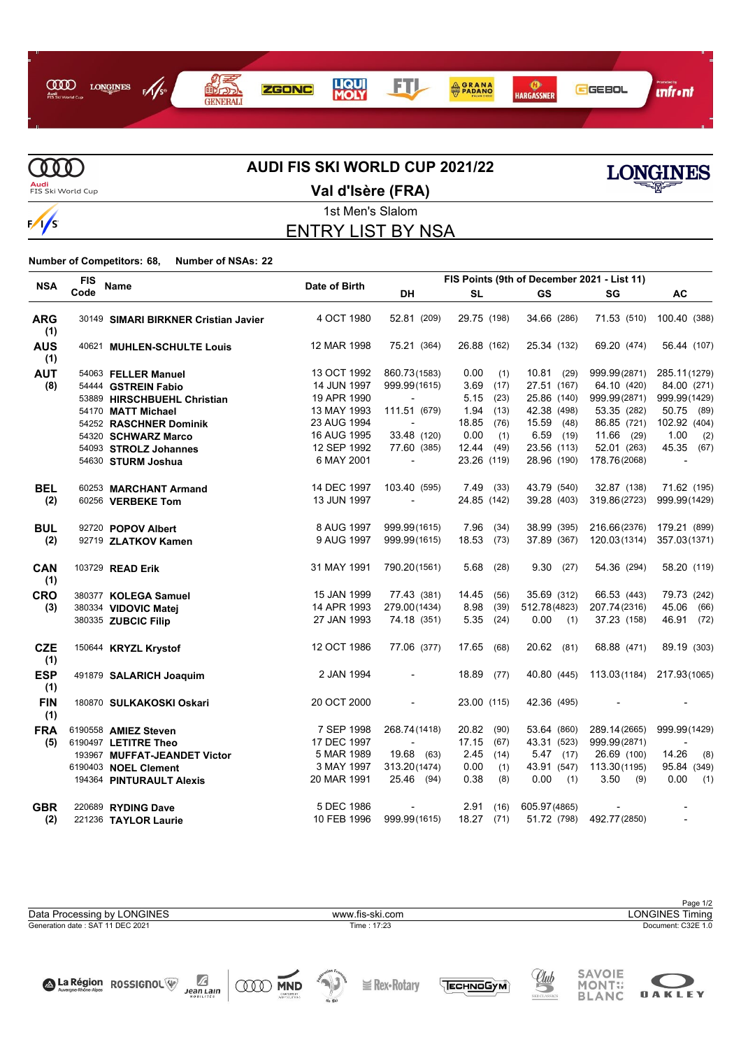# AUDI FIS SKI WORLD CUP 2021/22

## Val d'Isère (FRA)

1st Men's Slalom

## ENTRY LIST BY NSA

**Number of Competitors: 68, Number of NSAs: 22**

| NSA | FIS Code | Name | Date of Birth | FIS Points (9th of December 2021 - List 11) | | | | |
|---|---|---|---|---|---|---|---|---|
| | | | | DH | SL | GS | SG | AC |
| **ARG (1)** | 30149 | **SIMARI BIRKNER Cristian Javier** | 4 OCT 1980 | 52.81 (209) | 29.75 (198) | 34.66 (286) | 71.53 (510) | 100.40 (388) |
| **AUS (1)** | 40621 | **MUHLEN-SCHULTE Louis** | 12 MAR 1998 | 75.21 (364) | 26.88 (162) | 25.34 (132) | 69.20 (474) | 56.44 (107) |
| **AUT (8)** | 54063 | **FELLER Manuel** | 13 OCT 1992 | 860.73 (1583) | 0.00 (1) | 10.81 (29) | 999.99 (2871) | 285.11 (1279) |
| | 54444 | **GSTREIN Fabio** | 14 JUN 1997 | 999.99 (1615) | 3.69 (17) | 27.51 (167) | 64.10 (420) | 84.00 (271) |
| | 53889 | **HIRSCHBUEHL Christian** | 19 APR 1990 | - | 5.15 (23) | 25.86 (140) | 999.99 (2871) | 999.99 (1429) |
| | 54170 | **MATT Michael** | 13 MAY 1993 | 111.51 (679) | 1.94 (13) | 42.38 (498) | 53.35 (282) | 50.75 (89) |
| | 54252 | **RASCHNER Dominik** | 23 AUG 1994 | - | 18.85 (76) | 15.59 (48) | 86.85 (721) | 102.92 (404) |
| | 54320 | **SCHWARZ Marco** | 16 AUG 1995 | 33.48 (120) | 0.00 (1) | 6.59 (19) | 11.66 (29) | 1.00 (2) |
| | 54093 | **STROLZ Johannes** | 12 SEP 1992 | 77.60 (385) | 12.44 (49) | 23.56 (113) | 52.01 (263) | 45.35 (67) |
| | 54630 | **STURM Joshua** | 6 MAY 2001 | - | 23.26 (119) | 28.96 (190) | 178.76 (2068) | - |
| **BEL (2)** | 60253 | **MARCHANT Armand** | 14 DEC 1997 | 103.40 (595) | 7.49 (33) | 43.79 (540) | 32.87 (138) | 71.62 (195) |
| | 60256 | **VERBEKE Tom** | 13 JUN 1997 | - | 24.85 (142) | 39.28 (403) | 319.86 (2723) | 999.99 (1429) |
| **BUL (2)** | 92720 | **POPOV Albert** | 8 AUG 1997 | 999.99 (1615) | 7.96 (34) | 38.99 (395) | 216.66 (2376) | 179.21 (899) |
| | 92719 | **ZLATKOV Kamen** | 9 AUG 1997 | 999.99 (1615) | 18.53 (73) | 37.89 (367) | 120.03 (1314) | 357.03 (1371) |
| **CAN (1)** | 103729 | **READ Erik** | 31 MAY 1991 | 790.20 (1561) | 5.68 (28) | 9.30 (27) | 54.36 (294) | 58.20 (119) |
| **CRO (3)** | 380377 | **KOLEGA Samuel** | 15 JAN 1999 | 77.43 (381) | 14.45 (56) | 35.69 (312) | 66.53 (443) | 79.73 (242) |
| | 380334 | **VIDOVIC Matej** | 14 APR 1993 | 279.00 (1434) | 8.98 (39) | 512.78 (4823) | 207.74 (2316) | 45.06 (66) |
| | 380335 | **ZUBCIC Filip** | 27 JAN 1993 | 74.18 (351) | 5.35 (24) | 0.00 (1) | 37.23 (158) | 46.91 (72) |
| **CZE (1)** | 150644 | **KRYZL Krystof** | 12 OCT 1986 | 77.06 (377) | 17.65 (68) | 20.62 (81) | 68.88 (471) | 89.19 (303) |
| **ESP (1)** | 491879 | **SALARICH Joaquim** | 2 JAN 1994 | - | 18.89 (77) | 40.80 (445) | 113.03 (1184) | 217.93 (1065) |
| **FIN (1)** | 180870 | **SULKAKOSKI Oskari** | 20 OCT 2000 | - | 23.00 (115) | 42.36 (495) | - | - |
| **FRA (5)** | 6190558 | **AMIEZ Steven** | 7 SEP 1998 | 268.74 (1418) | 20.82 (90) | 53.64 (860) | 289.14 (2665) | 999.99 (1429) |
| | 6190497 | **LETITRE Theo** | 17 DEC 1997 | - | 17.15 (67) | 43.31 (523) | 999.99 (2871) | - |
| | 193967 | **MUFFAT-JEANDET Victor** | 5 MAR 1989 | 19.68 (63) | 2.45 (14) | 5.47 (17) | 26.69 (100) | 14.26 (8) |
| | 6190403 | **NOEL Clement** | 3 MAY 1997 | 313.20 (1474) | 0.00 (1) | 43.91 (547) | 113.30 (1195) | 95.84 (349) |
| | 194364 | **PINTURAULT Alexis** | 20 MAR 1991 | 25.46 (94) | 0.38 (8) | 0.00 (1) | 3.50 (9) | 0.00 (1) |
| **GBR (2)** | 220689 | **RYDING Dave** | 5 DEC 1986 | - | 2.91 (16) | 605.97 (4865) | - | - |
| | 221236 | **TAYLOR Laurie** | 10 FEB 1996 | 999.99 (1615) | 18.27 (71) | 51.72 (798) | 492.77 (2850) | - |

Data Processing by LONGINES | www.fis-ski.com | LONGINES Timing

Generation date : SAT 11 DEC 2021 | Time : 17:23 | Document: C32E 1.0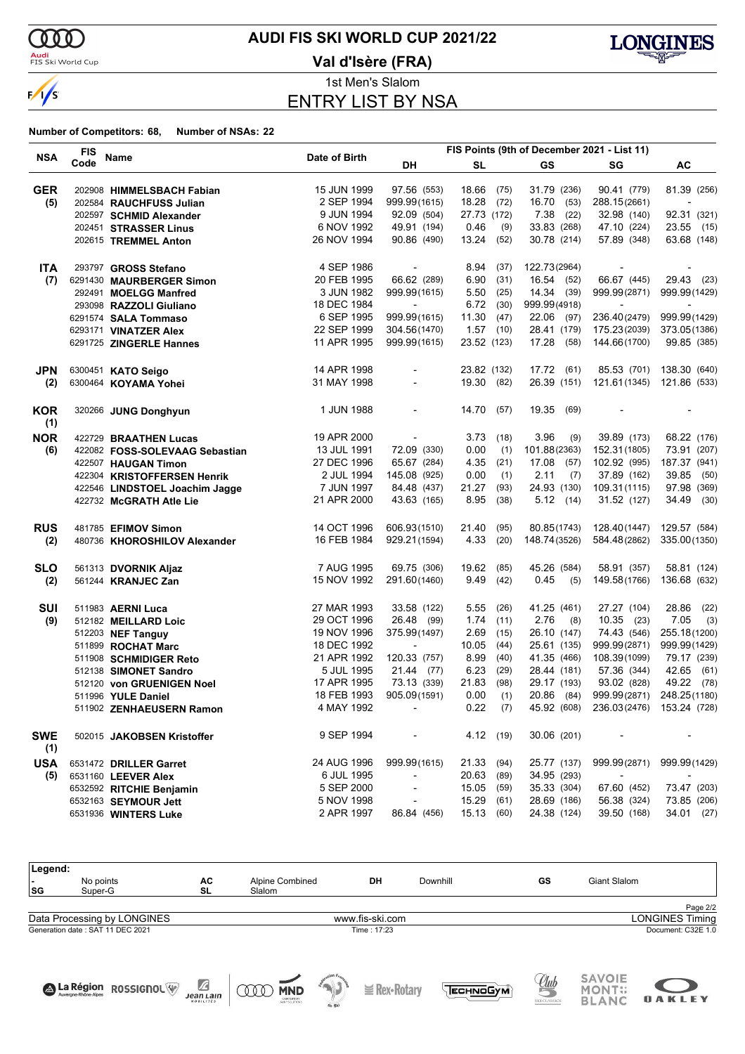# AUDI FIS SKI WORLD CUP 2021/22

## Val d'Isère (FRA)

### 1st Men's Slalom

### ENTRY LIST BY NSA

**Number of Competitors: 68, Number of NSAs: 22**

| NSA | FIS Code | Name | Date of Birth | DH | SL | GS | SG | AC |
|---|---|---|---|---|---|---|---|---|
| | | | | FIS Points (9th of December 2021 - List 11) | | | | |
| **GER** | 202908 | **HIMMELSBACH Fabian** | 15 JUN 1999 | 97.56 (553) | 18.66 (75) | 31.79 (236) | 90.41 (779) | 81.39 (256) |
| **(5)** | 202584 | **RAUCHFUSS Julian** | 2 SEP 1994 | 999.99 (1615) | 18.28 (72) | 16.70 (53) | 288.15 (2661) | - |
| | 202597 | **SCHMID Alexander** | 9 JUN 1994 | 92.09 (504) | 27.73 (172) | 7.38 (22) | 32.98 (140) | 92.31 (321) |
| | 202451 | **STRASSER Linus** | 6 NOV 1992 | 49.91 (194) | 0.46 (9) | 33.83 (268) | 47.10 (224) | 23.55 (15) |
| | 202615 | **TREMMEL Anton** | 26 NOV 1994 | 90.86 (490) | 13.24 (52) | 30.78 (214) | 57.89 (348) | 63.68 (148) |
| **ITA** | 293797 | **GROSS Stefano** | 4 SEP 1986 | - | 8.94 (37) | 122.73 (2964) | - | - |
| **(7)** | 6291430 | **MAURBERGER Simon** | 20 FEB 1995 | 66.62 (289) | 6.90 (31) | 16.54 (52) | 66.67 (445) | 29.43 (23) |
| | 292491 | **MOELGG Manfred** | 3 JUN 1982 | 999.99 (1615) | 5.50 (25) | 14.34 (39) | 999.99 (2871) | 999.99 (1429) |
| | 293098 | **RAZZOLI Giuliano** | 18 DEC 1984 | - | 6.72 (30) | 999.99 (4918) | - | - |
| | 6291574 | **SALA Tommaso** | 6 SEP 1995 | 999.99 (1615) | 11.30 (47) | 22.06 (97) | 236.40 (2479) | 999.99 (1429) |
| | 6293171 | **VINATZER Alex** | 22 SEP 1999 | 304.56 (1470) | 1.57 (10) | 28.41 (179) | 175.23 (2039) | 373.05 (1386) |
| | 6291725 | **ZINGERLE Hannes** | 11 APR 1995 | 999.99 (1615) | 23.52 (123) | 17.28 (58) | 144.66 (1700) | 99.85 (385) |
| **JPN** | 6300451 | **KATO Seigo** | 14 APR 1998 | - | 23.82 (132) | 17.72 (61) | 85.53 (701) | 138.30 (640) |
| **(2)** | 6300464 | **KOYAMA Yohei** | 31 MAY 1998 | - | 19.30 (82) | 26.39 (151) | 121.61 (1345) | 121.86 (533) |
| **KOR (1)** | 320266 | **JUNG Donghyun** | 1 JUN 1988 | - | 14.70 (57) | 19.35 (69) | - | - |
| **NOR** | 422729 | **BRAATHEN Lucas** | 19 APR 2000 | - | 3.73 (18) | 3.96 (9) | 39.89 (173) | 68.22 (176) |
| **(6)** | 422082 | **FOSS-SOLEVAAG Sebastian** | 13 JUL 1991 | 72.09 (330) | 0.00 (1) | 101.88 (2363) | 152.31 (1805) | 73.91 (207) |
| | 422507 | **HAUGAN Timon** | 27 DEC 1996 | 65.67 (284) | 4.35 (21) | 17.08 (57) | 102.92 (995) | 187.37 (941) |
| | 422304 | **KRISTOFFERSEN Henrik** | 2 JUL 1994 | 145.08 (925) | 0.00 (1) | 2.11 (7) | 37.89 (162) | 39.85 (50) |
| | 422546 | **LINDSTOEL Joachim Jagge** | 7 JUN 1997 | 84.48 (437) | 21.27 (93) | 24.93 (130) | 109.31 (1115) | 97.98 (369) |
| | 422732 | **McGRATH Atle Lie** | 21 APR 2000 | 43.63 (165) | 8.95 (38) | 5.12 (14) | 31.52 (127) | 34.49 (30) |
| **RUS** | 481785 | **EFIMOV Simon** | 14 OCT 1996 | 606.93 (1510) | 21.40 (95) | 80.85 (1743) | 128.40 (1447) | 129.57 (584) |
| **(2)** | 480736 | **KHOROSHILOV Alexander** | 16 FEB 1984 | 929.21 (1594) | 4.33 (20) | 148.74 (3526) | 584.48 (2862) | 335.00 (1350) |
| **SLO** | 561313 | **DVORNIK Aljaz** | 7 AUG 1995 | 69.75 (306) | 19.62 (85) | 45.26 (584) | 58.91 (357) | 58.81 (124) |
| **(2)** | 561244 | **KRANJEC Zan** | 15 NOV 1992 | 291.60 (1460) | 9.49 (42) | 0.45 (5) | 149.58 (1766) | 136.68 (632) |
| **SUI** | 511983 | **AERNI Luca** | 27 MAR 1993 | 33.58 (122) | 5.55 (26) | 41.25 (461) | 27.27 (104) | 28.86 (22) |
| **(9)** | 512182 | **MEILLARD Loic** | 29 OCT 1996 | 26.48 (99) | 1.74 (11) | 2.76 (8) | 10.35 (23) | 7.05 (3) |
| | 512203 | **NEF Tanguy** | 19 NOV 1996 | 375.99 (1497) | 2.69 (15) | 26.10 (147) | 74.43 (546) | 255.18 (1200) |
| | 511899 | **ROCHAT Marc** | 18 DEC 1992 | - | 10.05 (44) | 25.61 (135) | 999.99 (2871) | 999.99 (1429) |
| | 511908 | **SCHMIDIGER Reto** | 21 APR 1992 | 120.33 (757) | 8.99 (40) | 41.35 (466) | 108.39 (1099) | 79.17 (239) |
| | 512138 | **SIMONET Sandro** | 5 JUL 1995 | 21.44 (77) | 6.23 (29) | 28.44 (181) | 57.36 (344) | 42.65 (61) |
| | 512120 | **von GRUENIGEN Noel** | 17 APR 1995 | 73.13 (339) | 21.83 (98) | 29.17 (193) | 93.02 (828) | 49.22 (78) |
| | 511996 | **YULE Daniel** | 18 FEB 1993 | 905.09 (1591) | 0.00 (1) | 20.86 (84) | 999.99 (2871) | 248.25 (1180) |
| | 511902 | **ZENHAEUSERN Ramon** | 4 MAY 1992 | - | 0.22 (7) | 45.92 (608) | 236.03 (2476) | 153.24 (728) |
| **SWE (1)** | 502015 | **JAKOBSEN Kristoffer** | 9 SEP 1994 | - | 4.12 (19) | 30.06 (201) | - | - |
| **USA** | 6531472 | **DRILLER Garret** | 24 AUG 1996 | 999.99 (1615) | 21.33 (94) | 25.77 (137) | 999.99 (2871) | 999.99 (1429) |
| **(5)** | 6531160 | **LEEVER Alex** | 6 JUL 1995 | - | 20.63 (89) | 34.95 (293) | - | - |
| | 6532592 | **RITCHIE Benjamin** | 5 SEP 2000 | - | 15.05 (59) | 35.33 (304) | 67.60 (452) | 73.47 (203) |
| | 6532163 | **SEYMOUR Jett** | 5 NOV 1998 | - | 15.29 (61) | 28.69 (186) | 56.38 (324) | 73.85 (206) |
| | 6531936 | **WINTERS Luke** | 2 APR 1997 | 86.84 (456) | 15.13 (60) | 24.38 (124) | 39.50 (168) | 34.01 (27) |

**Legend:**

| | | | | | | | |
|---|---|---|---|---|---|---|---|
| - | No points | AC | Alpine Combined | DH | Downhill | GS | Giant Slalom |
| SG | Super-G | SL | Slalom | | | | |

Data Processing by LONGINES — www.fis-ski.com — LONGINES Timing

Generation date : SAT 11 DEC 2021 — Time : 17:23 — Document: C32E 1.0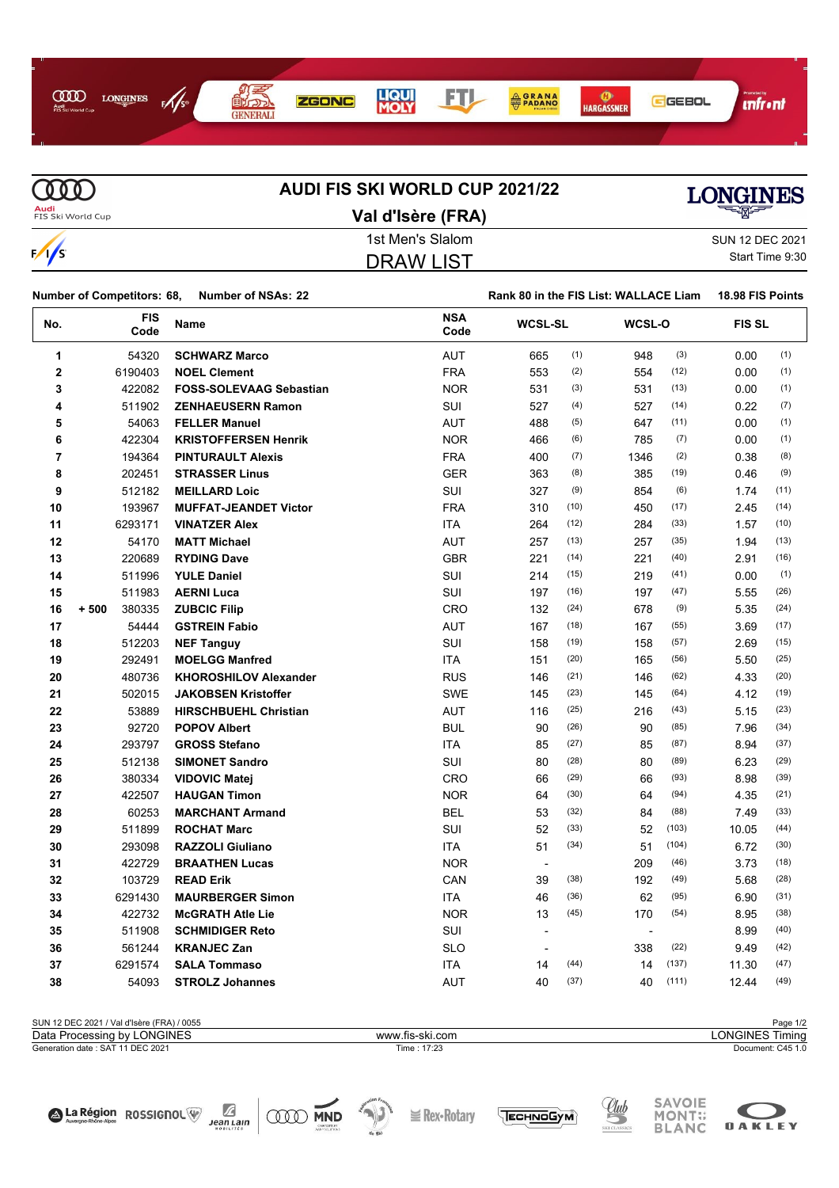# AUDI FIS SKI WORLD CUP 2021/22

## Val d'Isère (FRA)

1st Men's Slalom

DRAW LIST

SUN 12 DEC 2021

Start Time 9:30

**Number of Competitors: 68, Number of NSAs: 22**

**Rank 80 in the FIS List: WALLACE Liam 18.98 FIS Points**

| No. | | FIS Code | Name | NSA Code | WCSL-SL | | WCSL-O | | FIS SL | |
|---|---|---|---|---|---|---|---|---|---|---|
| 1 | | 54320 | **SCHWARZ Marco** | AUT | 665 | (1) | 948 | (3) | 0.00 | (1) |
| 2 | | 6190403 | **NOEL Clement** | FRA | 553 | (2) | 554 | (12) | 0.00 | (1) |
| 3 | | 422082 | **FOSS-SOLEVAAG Sebastian** | NOR | 531 | (3) | 531 | (13) | 0.00 | (1) |
| 4 | | 511902 | **ZENHAEUSERN Ramon** | SUI | 527 | (4) | 527 | (14) | 0.22 | (7) |
| 5 | | 54063 | **FELLER Manuel** | AUT | 488 | (5) | 647 | (11) | 0.00 | (1) |
| 6 | | 422304 | **KRISTOFFERSEN Henrik** | NOR | 466 | (6) | 785 | (7) | 0.00 | (1) |
| 7 | | 194364 | **PINTURAULT Alexis** | FRA | 400 | (7) | 1346 | (2) | 0.38 | (8) |
| 8 | | 202451 | **STRASSER Linus** | GER | 363 | (8) | 385 | (19) | 0.46 | (9) |
| 9 | | 512182 | **MEILLARD Loic** | SUI | 327 | (9) | 854 | (6) | 1.74 | (11) |
| 10 | | 193967 | **MUFFAT-JEANDET Victor** | FRA | 310 | (10) | 450 | (17) | 2.45 | (14) |
| 11 | | 6293171 | **VINATZER Alex** | ITA | 264 | (12) | 284 | (33) | 1.57 | (10) |
| 12 | | 54170 | **MATT Michael** | AUT | 257 | (13) | 257 | (35) | 1.94 | (13) |
| 13 | | 220689 | **RYDING Dave** | GBR | 221 | (14) | 221 | (40) | 2.91 | (16) |
| 14 | | 511996 | **YULE Daniel** | SUI | 214 | (15) | 219 | (41) | 0.00 | (1) |
| 15 | | 511983 | **AERNI Luca** | SUI | 197 | (16) | 197 | (47) | 5.55 | (26) |
| 16 | + 500 | 380335 | **ZUBCIC Filip** | CRO | 132 | (24) | 678 | (9) | 5.35 | (24) |
| 17 | | 54444 | **GSTREIN Fabio** | AUT | 167 | (18) | 167 | (55) | 3.69 | (17) |
| 18 | | 512203 | **NEF Tanguy** | SUI | 158 | (19) | 158 | (57) | 2.69 | (15) |
| 19 | | 292491 | **MOELGG Manfred** | ITA | 151 | (20) | 165 | (56) | 5.50 | (25) |
| 20 | | 480736 | **KHOROSHILOV Alexander** | RUS | 146 | (21) | 146 | (62) | 4.33 | (20) |
| 21 | | 502015 | **JAKOBSEN Kristoffer** | SWE | 145 | (23) | 145 | (64) | 4.12 | (19) |
| 22 | | 53889 | **HIRSCHBUEHL Christian** | AUT | 116 | (25) | 216 | (43) | 5.15 | (23) |
| 23 | | 92720 | **POPOV Albert** | BUL | 90 | (26) | 90 | (85) | 7.96 | (34) |
| 24 | | 293797 | **GROSS Stefano** | ITA | 85 | (27) | 85 | (87) | 8.94 | (37) |
| 25 | | 512138 | **SIMONET Sandro** | SUI | 80 | (28) | 80 | (89) | 6.23 | (29) |
| 26 | | 380334 | **VIDOVIC Matej** | CRO | 66 | (29) | 66 | (93) | 8.98 | (39) |
| 27 | | 422507 | **HAUGAN Timon** | NOR | 64 | (30) | 64 | (94) | 4.35 | (21) |
| 28 | | 60253 | **MARCHANT Armand** | BEL | 53 | (32) | 84 | (88) | 7.49 | (33) |
| 29 | | 511899 | **ROCHAT Marc** | SUI | 52 | (33) | 52 | (103) | 10.05 | (44) |
| 30 | | 293098 | **RAZZOLI Giuliano** | ITA | 51 | (34) | 51 | (104) | 6.72 | (30) |
| 31 | | 422729 | **BRAATHEN Lucas** | NOR | - | | 209 | (46) | 3.73 | (18) |
| 32 | | 103729 | **READ Erik** | CAN | 39 | (38) | 192 | (49) | 5.68 | (28) |
| 33 | | 6291430 | **MAURBERGER Simon** | ITA | 46 | (36) | 62 | (95) | 6.90 | (31) |
| 34 | | 422732 | **McGRATH Atle Lie** | NOR | 13 | (45) | 170 | (54) | 8.95 | (38) |
| 35 | | 511908 | **SCHMIDIGER Reto** | SUI | - | | - | | 8.99 | (40) |
| 36 | | 561244 | **KRANJEC Zan** | SLO | - | | 338 | (22) | 9.49 | (42) |
| 37 | | 6291574 | **SALA Tommaso** | ITA | 14 | (44) | 14 | (137) | 11.30 | (47) |
| 38 | | 54093 | **STROLZ Johannes** | AUT | 40 | (37) | 40 | (111) | 12.44 | (49) |

SUN 12 DEC 2021 / Val d'Isère (FRA) / 0055

Data Processing by LONGINES | www.fis-ski.com | LONGINES Timing

Generation date : SAT 11 DEC 2021 | Time : 17:23 | Document: C45 1.0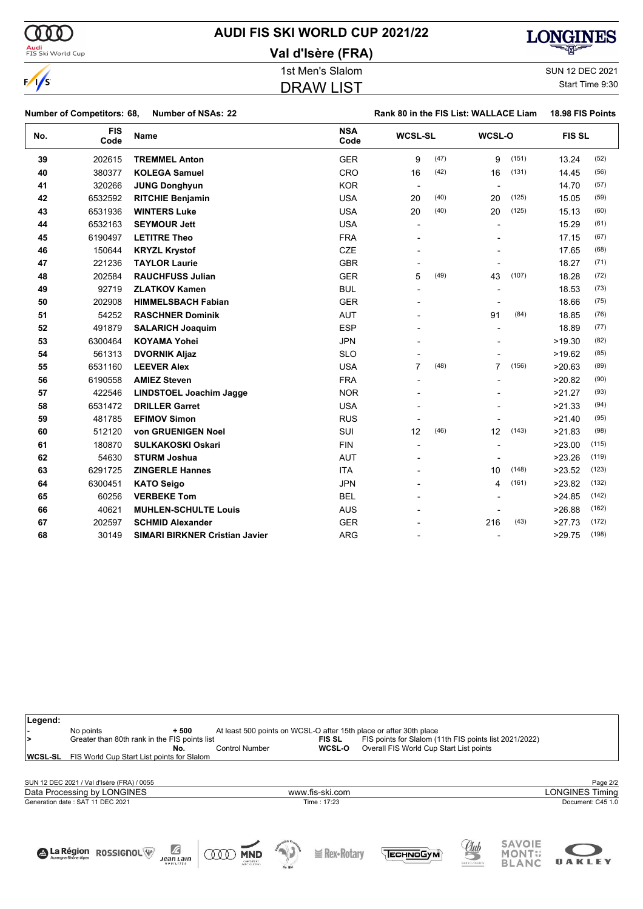# AUDI FIS SKI WORLD CUP 2021/22

## Val d'Isère (FRA)

1st Men's Slalom

SUN 12 DEC 2021

## DRAW LIST

Start Time 9:30

**Number of Competitors: 68, Number of NSAs: 22** **Rank 80 in the FIS List: WALLACE Liam 18.98 FIS Points**

| No. | FIS Code | Name | NSA Code | WCSL-SL | | WCSL-O | | FIS SL | |
|---|---|---|---|---|---|---|---|---|---|
| 39 | 202615 | **TREMMEL Anton** | GER | 9 | (47) | 9 | (151) | 13.24 | (52) |
| 40 | 380377 | **KOLEGA Samuel** | CRO | 16 | (42) | 16 | (131) | 14.45 | (56) |
| 41 | 320266 | **JUNG Donghyun** | KOR | - | | - | | 14.70 | (57) |
| 42 | 6532592 | **RITCHIE Benjamin** | USA | 20 | (40) | 20 | (125) | 15.05 | (59) |
| 43 | 6531936 | **WINTERS Luke** | USA | 20 | (40) | 20 | (125) | 15.13 | (60) |
| 44 | 6532163 | **SEYMOUR Jett** | USA | - | | - | | 15.29 | (61) |
| 45 | 6190497 | **LETITRE Theo** | FRA | - | | - | | 17.15 | (67) |
| 46 | 150644 | **KRYZL Krystof** | CZE | - | | - | | 17.65 | (68) |
| 47 | 221236 | **TAYLOR Laurie** | GBR | - | | - | | 18.27 | (71) |
| 48 | 202584 | **RAUCHFUSS Julian** | GER | 5 | (49) | 43 | (107) | 18.28 | (72) |
| 49 | 92719 | **ZLATKOV Kamen** | BUL | - | | - | | 18.53 | (73) |
| 50 | 202908 | **HIMMELSBACH Fabian** | GER | - | | - | | 18.66 | (75) |
| 51 | 54252 | **RASCHNER Dominik** | AUT | - | | 91 | (84) | 18.85 | (76) |
| 52 | 491879 | **SALARICH Joaquim** | ESP | - | | - | | 18.89 | (77) |
| 53 | 6300464 | **KOYAMA Yohei** | JPN | - | | - | | >19.30 | (82) |
| 54 | 561313 | **DVORNIK Aljaz** | SLO | - | | - | | >19.62 | (85) |
| 55 | 6531160 | **LEEVER Alex** | USA | 7 | (48) | 7 | (156) | >20.63 | (89) |
| 56 | 6190558 | **AMIEZ Steven** | FRA | - | | - | | >20.82 | (90) |
| 57 | 422546 | **LINDSTOEL Joachim Jagge** | NOR | - | | - | | >21.27 | (93) |
| 58 | 6531472 | **DRILLER Garret** | USA | - | | - | | >21.33 | (94) |
| 59 | 481785 | **EFIMOV Simon** | RUS | - | | - | | >21.40 | (95) |
| 60 | 512120 | **von GRUENIGEN Noel** | SUI | 12 | (46) | 12 | (143) | >21.83 | (98) |
| 61 | 180870 | **SULKAKOSKI Oskari** | FIN | - | | - | | >23.00 | (115) |
| 62 | 54630 | **STURM Joshua** | AUT | - | | - | | >23.26 | (119) |
| 63 | 6291725 | **ZINGERLE Hannes** | ITA | - | | 10 | (148) | >23.52 | (123) |
| 64 | 6300451 | **KATO Seigo** | JPN | - | | 4 | (161) | >23.82 | (132) |
| 65 | 60256 | **VERBEKE Tom** | BEL | - | | - | | >24.85 | (142) |
| 66 | 40621 | **MUHLEN-SCHULTE Louis** | AUS | - | | - | | >26.88 | (162) |
| 67 | 202597 | **SCHMID Alexander** | GER | - | | 216 | (43) | >27.73 | (172) |
| 68 | 30149 | **SIMARI BIRKNER Cristian Javier** | ARG | - | | - | | >29.75 | (198) |

**Legend:**

| | | | | | |
|---|---|---|---|---|---|
| **-** | No points | **+ 500** | At least 500 points on WCSL-O after 15th place or after 30th place | | |
| **>** | Greater than 80th rank in the FIS points list | | | **FIS SL** | FIS points for Slalom (11th FIS points list 2021/2022) |
| | | **No.** | Control Number | **WCSL-O** | Overall FIS World Cup Start List points |
| **WCSL-SL** | FIS World Cup Start List points for Slalom | | | | |

SUN 12 DEC 2021 / Val d'Isère (FRA) / 0055

Data Processing by LONGINES — www.fis-ski.com — LONGINES Timing

Generation date : SAT 11 DEC 2021 — Time : 17:23 — Document: C45 1.0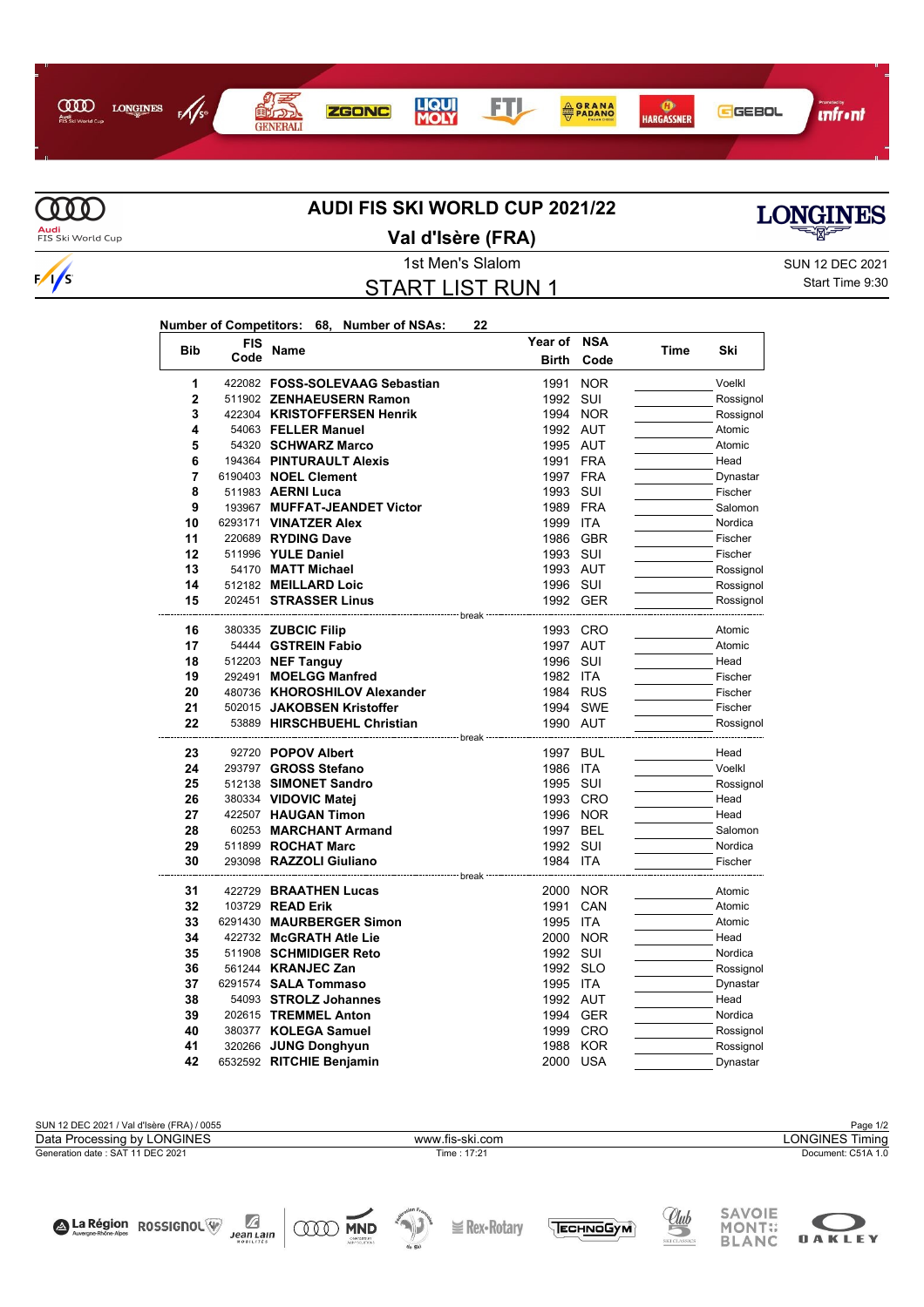# AUDI FIS SKI WORLD CUP 2021/22

## Val d'Isère (FRA)

1st Men's Slalom

SUN 12 DEC 2021

## START LIST RUN 1

Start Time 9:30

**Number of Competitors: 68, Number of NSAs: 22**

| Bib | FIS Code | Name | Year of Birth | NSA Code | Time | Ski |
|---|---|---|---|---|---|---|
| 1 | 422082 | **FOSS-SOLEVAAG Sebastian** | 1991 | NOR | | Voelkl |
| 2 | 511902 | **ZENHAEUSERN Ramon** | 1992 | SUI | | Rossignol |
| 3 | 422304 | **KRISTOFFERSEN Henrik** | 1994 | NOR | | Rossignol |
| 4 | 54063 | **FELLER Manuel** | 1992 | AUT | | Atomic |
| 5 | 54320 | **SCHWARZ Marco** | 1995 | AUT | | Atomic |
| 6 | 194364 | **PINTURAULT Alexis** | 1991 | FRA | | Head |
| 7 | 6190403 | **NOEL Clement** | 1997 | FRA | | Dynastar |
| 8 | 511983 | **AERNI Luca** | 1993 | SUI | | Fischer |
| 9 | 193967 | **MUFFAT-JEANDET Victor** | 1989 | FRA | | Salomon |
| 10 | 6293171 | **VINATZER Alex** | 1999 | ITA | | Nordica |
| 11 | 220689 | **RYDING Dave** | 1986 | GBR | | Fischer |
| 12 | 511996 | **YULE Daniel** | 1993 | SUI | | Fischer |
| 13 | 54170 | **MATT Michael** | 1993 | AUT | | Rossignol |
| 14 | 512182 | **MEILLARD Loic** | 1996 | SUI | | Rossignol |
| 15 | 202451 | **STRASSER Linus** | 1992 | GER | | Rossignol |
| | | break | | | | |
| 16 | 380335 | **ZUBCIC Filip** | 1993 | CRO | | Atomic |
| 17 | 54444 | **GSTREIN Fabio** | 1997 | AUT | | Atomic |
| 18 | 512203 | **NEF Tanguy** | 1996 | SUI | | Head |
| 19 | 292491 | **MOELGG Manfred** | 1982 | ITA | | Fischer |
| 20 | 480736 | **KHOROSHILOV Alexander** | 1984 | RUS | | Fischer |
| 21 | 502015 | **JAKOBSEN Kristoffer** | 1994 | SWE | | Fischer |
| 22 | 53889 | **HIRSCHBUEHL Christian** | 1990 | AUT | | Rossignol |
| | | break | | | | |
| 23 | 92720 | **POPOV Albert** | 1997 | BUL | | Head |
| 24 | 293797 | **GROSS Stefano** | 1986 | ITA | | Voelkl |
| 25 | 512138 | **SIMONET Sandro** | 1995 | SUI | | Rossignol |
| 26 | 380334 | **VIDOVIC Matej** | 1993 | CRO | | Head |
| 27 | 422507 | **HAUGAN Timon** | 1996 | NOR | | Head |
| 28 | 60253 | **MARCHANT Armand** | 1997 | BEL | | Salomon |
| 29 | 511899 | **ROCHAT Marc** | 1992 | SUI | | Nordica |
| 30 | 293098 | **RAZZOLI Giuliano** | 1984 | ITA | | Fischer |
| | | break | | | | |
| 31 | 422729 | **BRAATHEN Lucas** | 2000 | NOR | | Atomic |
| 32 | 103729 | **READ Erik** | 1991 | CAN | | Atomic |
| 33 | 6291430 | **MAURBERGER Simon** | 1995 | ITA | | Atomic |
| 34 | 422732 | **McGRATH Atle Lie** | 2000 | NOR | | Head |
| 35 | 511908 | **SCHMIDIGER Reto** | 1992 | SUI | | Nordica |
| 36 | 561244 | **KRANJEC Zan** | 1992 | SLO | | Rossignol |
| 37 | 6291574 | **SALA Tommaso** | 1995 | ITA | | Dynastar |
| 38 | 54093 | **STROLZ Johannes** | 1992 | AUT | | Head |
| 39 | 202615 | **TREMMEL Anton** | 1994 | GER | | Nordica |
| 40 | 380377 | **KOLEGA Samuel** | 1999 | CRO | | Rossignol |
| 41 | 320266 | **JUNG Donghyun** | 1988 | KOR | | Rossignol |
| 42 | 6532592 | **RITCHIE Benjamin** | 2000 | USA | | Dynastar |

SUN 12 DEC 2021 / Val d'Isère (FRA) / 0055

Data Processing by LONGINES | www.fis-ski.com | LONGINES Timing

Generation date : SAT 11 DEC 2021 | Time : 17:21 | Document: C51A 1.0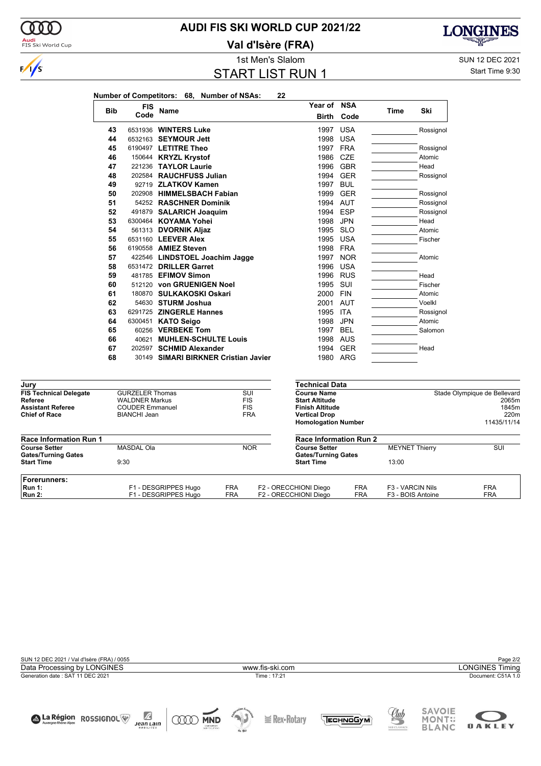# AUDI FIS SKI WORLD CUP 2021/22

## Val d'Isère (FRA)

1st Men's Slalom

## START LIST RUN 1

SUN 12 DEC 2021

Start Time 9:30

**Number of Competitors: 68, Number of NSAs: 22**

| Bib | FIS Code | Name | Year of Birth | NSA Code | Time | Ski |
|---|---|---|---|---|---|---|
| 43 | 6531936 | **WINTERS Luke** | 1997 | USA | | Rossignol |
| 44 | 6532163 | **SEYMOUR Jett** | 1998 | USA | | |
| 45 | 6190497 | **LETITRE Theo** | 1997 | FRA | | Rossignol |
| 46 | 150644 | **KRYZL Krystof** | 1986 | CZE | | Atomic |
| 47 | 221236 | **TAYLOR Laurie** | 1996 | GBR | | Head |
| 48 | 202584 | **RAUCHFUSS Julian** | 1994 | GER | | Rossignol |
| 49 | 92719 | **ZLATKOV Kamen** | 1997 | BUL | | |
| 50 | 202908 | **HIMMELSBACH Fabian** | 1999 | GER | | Rossignol |
| 51 | 54252 | **RASCHNER Dominik** | 1994 | AUT | | Rossignol |
| 52 | 491879 | **SALARICH Joaquim** | 1994 | ESP | | Rossignol |
| 53 | 6300464 | **KOYAMA Yohei** | 1998 | JPN | | Head |
| 54 | 561313 | **DVORNIK Aljaz** | 1995 | SLO | | Atomic |
| 55 | 6531160 | **LEEVER Alex** | 1995 | USA | | Fischer |
| 56 | 6190558 | **AMIEZ Steven** | 1998 | FRA | | |
| 57 | 422546 | **LINDSTOEL Joachim Jagge** | 1997 | NOR | | Atomic |
| 58 | 6531472 | **DRILLER Garret** | 1996 | USA | | |
| 59 | 481785 | **EFIMOV Simon** | 1996 | RUS | | Head |
| 60 | 512120 | **von GRUENIGEN Noel** | 1995 | SUI | | Fischer |
| 61 | 180870 | **SULKAKOSKI Oskari** | 2000 | FIN | | Atomic |
| 62 | 54630 | **STURM Joshua** | 2001 | AUT | | Voelkl |
| 63 | 6291725 | **ZINGERLE Hannes** | 1995 | ITA | | Rossignol |
| 64 | 6300451 | **KATO Seigo** | 1998 | JPN | | Atomic |
| 65 | 60256 | **VERBEKE Tom** | 1997 | BEL | | Salomon |
| 66 | 40621 | **MUHLEN-SCHULTE Louis** | 1998 | AUS | | |
| 67 | 202597 | **SCHMID Alexander** | 1994 | GER | | Head |
| 68 | 30149 | **SIMARI BIRKNER Cristian Javier** | 1980 | ARG | | |

| Jury | | |
|---|---|---|
| **FIS Technical Delegate** | GURZELER Thomas | SUI |
| **Referee** | WALDNER Markus | FIS |
| **Assistant Referee** | COUDER Emmanuel | FIS |
| **Chief of Race** | BIANCHI Jean | FRA |

| Technical Data | |
|---|---|
| **Course Name** | Stade Olympique de Bellevard |
| **Start Altitude** | 2065m |
| **Finish Altitude** | 1845m |
| **Vertical Drop** | 220m |
| **Homologation Number** | 11435/11/14 |

| Race Information Run 1 | | |
|---|---|---|
| **Course Setter** | MASDAL Ola | NOR |
| **Gates/Turning Gates** | | |
| **Start Time** | 9:30 | |

| Race Information Run 2 | | |
|---|---|---|
| **Course Setter** | MEYNET Thierry | SUI |
| **Gates/Turning Gates** | | |
| **Start Time** | 13:00 | |

| Forerunners: | | | | | | |
|---|---|---|---|---|---|---|
| **Run 1:** | F1 - DESGRIPPES Hugo | FRA | F2 - ORECCHIONI Diego | FRA | F3 - VARCIN Nils | FRA |
| **Run 2:** | F1 - DESGRIPPES Hugo | FRA | F2 - ORECCHIONI Diego | FRA | F3 - BOIS Antoine | FRA |

SUN 12 DEC 2021 / Val d'Isère (FRA) / 0055

Data Processing by LONGINES — www.fis-ski.com — LONGINES Timing

Generation date : SAT 11 DEC 2021 — Time : 17:21 — Document: C51A 1.0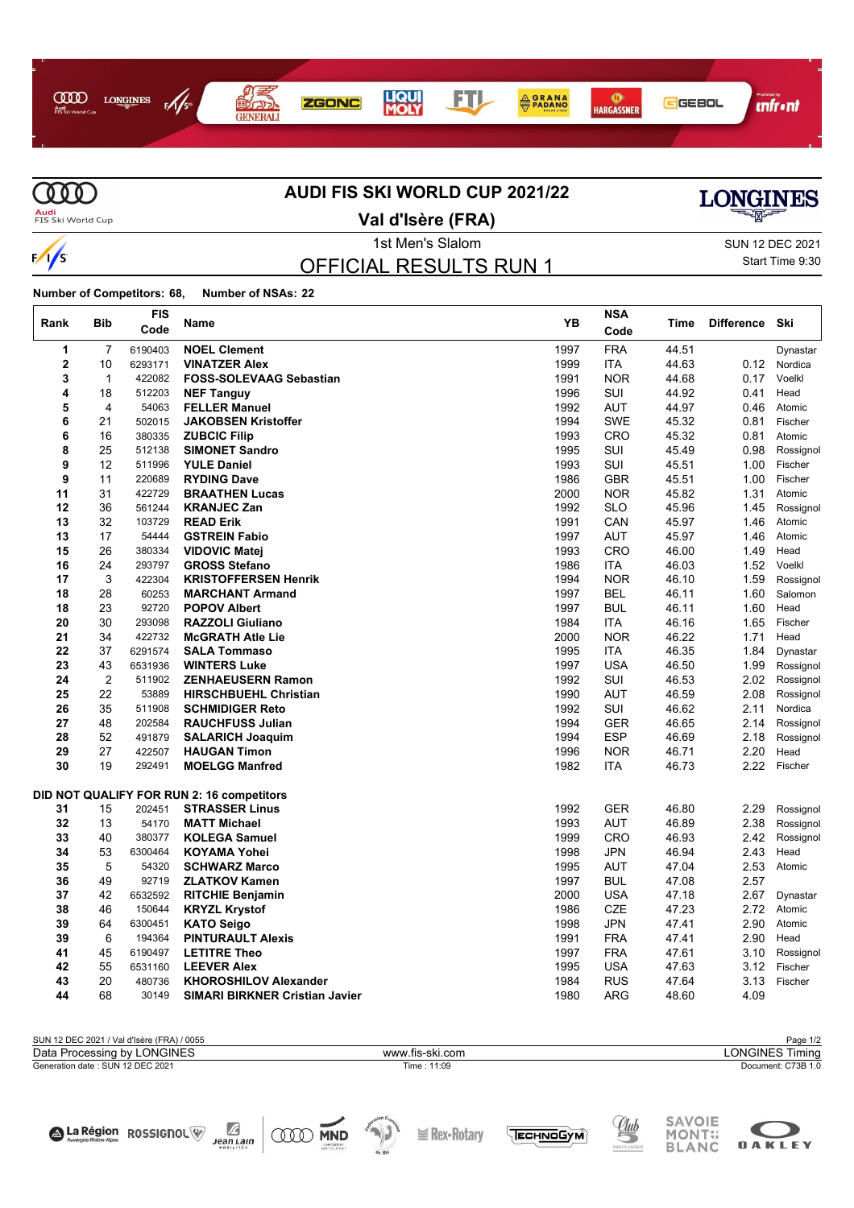# AUDI FIS SKI WORLD CUP 2021/22

## Val d'Isère (FRA)

1st Men's Slalom

SUN 12 DEC 2021

Start Time 9:30

## OFFICIAL RESULTS RUN 1

**Number of Competitors: 68, Number of NSAs: 22**

| Rank | Bib | FIS Code | Name | YB | NSA Code | Time | Difference | Ski |
|---|---|---|---|---|---|---|---|---|
| 1 | 7 | 6190403 | **NOEL Clement** | 1997 | FRA | 44.51 | | Dynastar |
| 2 | 10 | 6293171 | **VINATZER Alex** | 1999 | ITA | 44.63 | 0.12 | Nordica |
| 3 | 1 | 422082 | **FOSS-SOLEVAAG Sebastian** | 1991 | NOR | 44.68 | 0.17 | Voelkl |
| 4 | 18 | 512203 | **NEF Tanguy** | 1996 | SUI | 44.92 | 0.41 | Head |
| 5 | 4 | 54063 | **FELLER Manuel** | 1992 | AUT | 44.97 | 0.46 | Atomic |
| 6 | 21 | 502015 | **JAKOBSEN Kristoffer** | 1994 | SWE | 45.32 | 0.81 | Fischer |
| 6 | 16 | 380335 | **ZUBCIC Filip** | 1993 | CRO | 45.32 | 0.81 | Atomic |
| 8 | 25 | 512138 | **SIMONET Sandro** | 1995 | SUI | 45.49 | 0.98 | Rossignol |
| 9 | 12 | 511996 | **YULE Daniel** | 1993 | SUI | 45.51 | 1.00 | Fischer |
| 9 | 11 | 220689 | **RYDING Dave** | 1986 | GBR | 45.51 | 1.00 | Fischer |
| 11 | 31 | 422729 | **BRAATHEN Lucas** | 2000 | NOR | 45.82 | 1.31 | Atomic |
| 12 | 36 | 561244 | **KRANJEC Zan** | 1992 | SLO | 45.96 | 1.45 | Rossignol |
| 13 | 32 | 103729 | **READ Erik** | 1991 | CAN | 45.97 | 1.46 | Atomic |
| 13 | 17 | 54444 | **GSTREIN Fabio** | 1997 | AUT | 45.97 | 1.46 | Atomic |
| 15 | 26 | 380334 | **VIDOVIC Matej** | 1993 | CRO | 46.00 | 1.49 | Head |
| 16 | 24 | 293797 | **GROSS Stefano** | 1986 | ITA | 46.03 | 1.52 | Voelkl |
| 17 | 3 | 422304 | **KRISTOFFERSEN Henrik** | 1994 | NOR | 46.10 | 1.59 | Rossignol |
| 18 | 28 | 60253 | **MARCHANT Armand** | 1997 | BEL | 46.11 | 1.60 | Salomon |
| 18 | 23 | 92720 | **POPOV Albert** | 1997 | BUL | 46.11 | 1.60 | Head |
| 20 | 30 | 293098 | **RAZZOLI Giuliano** | 1984 | ITA | 46.16 | 1.65 | Fischer |
| 21 | 34 | 422732 | **McGRATH Atle Lie** | 2000 | NOR | 46.22 | 1.71 | Head |
| 22 | 37 | 6291574 | **SALA Tommaso** | 1995 | ITA | 46.35 | 1.84 | Dynastar |
| 23 | 43 | 6531936 | **WINTERS Luke** | 1997 | USA | 46.50 | 1.99 | Rossignol |
| 24 | 2 | 511902 | **ZENHAEUSERN Ramon** | 1992 | SUI | 46.53 | 2.02 | Rossignol |
| 25 | 22 | 53889 | **HIRSCHBUEHL Christian** | 1990 | AUT | 46.59 | 2.08 | Rossignol |
| 26 | 35 | 511908 | **SCHMIDIGER Reto** | 1992 | SUI | 46.62 | 2.11 | Nordica |
| 27 | 48 | 202584 | **RAUCHFUSS Julian** | 1994 | GER | 46.65 | 2.14 | Rossignol |
| 28 | 52 | 491879 | **SALARICH Joaquim** | 1994 | ESP | 46.69 | 2.18 | Rossignol |
| 29 | 27 | 422507 | **HAUGAN Timon** | 1996 | NOR | 46.71 | 2.20 | Head |
| 30 | 19 | 292491 | **MOELGG Manfred** | 1982 | ITA | 46.73 | 2.22 | Fischer |
| **DID NOT QUALIFY FOR RUN 2: 16 competitors** | | | | | | | | |
| 31 | 15 | 202451 | **STRASSER Linus** | 1992 | GER | 46.80 | 2.29 | Rossignol |
| 32 | 13 | 54170 | **MATT Michael** | 1993 | AUT | 46.89 | 2.38 | Rossignol |
| 33 | 40 | 380377 | **KOLEGA Samuel** | 1999 | CRO | 46.93 | 2.42 | Rossignol |
| 34 | 53 | 6300464 | **KOYAMA Yohei** | 1998 | JPN | 46.94 | 2.43 | Head |
| 35 | 5 | 54320 | **SCHWARZ Marco** | 1995 | AUT | 47.04 | 2.53 | Atomic |
| 36 | 49 | 92719 | **ZLATKOV Kamen** | 1997 | BUL | 47.08 | 2.57 | |
| 37 | 42 | 6532592 | **RITCHIE Benjamin** | 2000 | USA | 47.18 | 2.67 | Dynastar |
| 38 | 46 | 150644 | **KRYZL Krystof** | 1986 | CZE | 47.23 | 2.72 | Atomic |
| 39 | 64 | 6300451 | **KATO Seigo** | 1998 | JPN | 47.41 | 2.90 | Atomic |
| 39 | 6 | 194364 | **PINTURAULT Alexis** | 1991 | FRA | 47.41 | 2.90 | Head |
| 41 | 45 | 6190497 | **LETITRE Theo** | 1997 | FRA | 47.61 | 3.10 | Rossignol |
| 42 | 55 | 6531160 | **LEEVER Alex** | 1995 | USA | 47.63 | 3.12 | Fischer |
| 43 | 20 | 480736 | **KHOROSHILOV Alexander** | 1984 | RUS | 47.64 | 3.13 | Fischer |
| 44 | 68 | 30149 | **SIMARI BIRKNER Cristian Javier** | 1980 | ARG | 48.60 | 4.09 | |

SUN 12 DEC 2021 / Val d'Isère (FRA) / 0055

Data Processing by LONGINES — www.fis-ski.com — LONGINES Timing

Generation date : SUN 12 DEC 2021 — Time : 11:09 — Document: C73B 1.0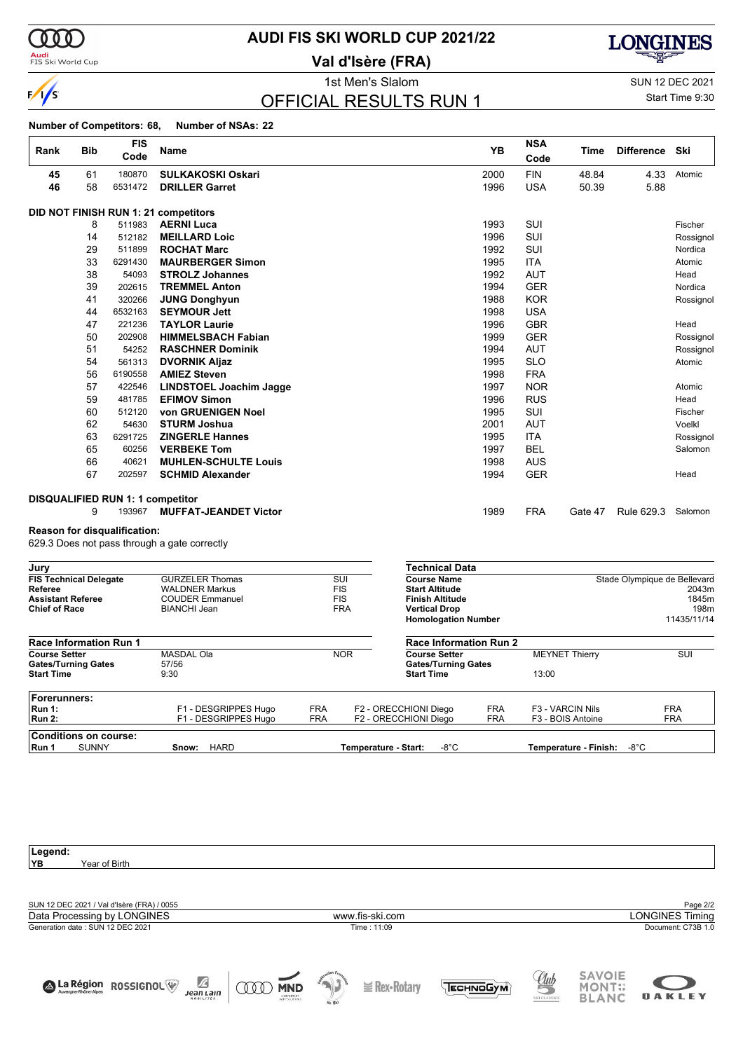# AUDI FIS SKI WORLD CUP 2021/22

## Val d'Isère (FRA)

1st Men's Slalom

SUN 12 DEC 2021

Start Time 9:30

## OFFICIAL RESULTS RUN 1

**Number of Competitors: 68, Number of NSAs: 22**

| Rank | Bib | FIS Code | Name | YB | NSA Code | Time | Difference | Ski |
|---|---|---|---|---|---|---|---|---|
| **45** | 61 | 180870 | **SULKAKOSKI Oskari** | 2000 | FIN | 48.84 | 4.33 | Atomic |
| **46** | 58 | 6531472 | **DRILLER Garret** | 1996 | USA | 50.39 | 5.88 | |
| **DID NOT FINISH RUN 1: 21 competitors** | | | | | | | | |
| | 8 | 511983 | **AERNI Luca** | 1993 | SUI | | | Fischer |
| | 14 | 512182 | **MEILLARD Loic** | 1996 | SUI | | | Rossignol |
| | 29 | 511899 | **ROCHAT Marc** | 1992 | SUI | | | Nordica |
| | 33 | 6291430 | **MAURBERGER Simon** | 1995 | ITA | | | Atomic |
| | 38 | 54093 | **STROLZ Johannes** | 1992 | AUT | | | Head |
| | 39 | 202615 | **TREMMEL Anton** | 1994 | GER | | | Nordica |
| | 41 | 320266 | **JUNG Donghyun** | 1988 | KOR | | | Rossignol |
| | 44 | 6532163 | **SEYMOUR Jett** | 1998 | USA | | | |
| | 47 | 221236 | **TAYLOR Laurie** | 1996 | GBR | | | Head |
| | 50 | 202908 | **HIMMELSBACH Fabian** | 1999 | GER | | | Rossignol |
| | 51 | 54252 | **RASCHNER Dominik** | 1994 | AUT | | | Rossignol |
| | 54 | 561313 | **DVORNIK Aljaz** | 1995 | SLO | | | Atomic |
| | 56 | 6190558 | **AMIEZ Steven** | 1998 | FRA | | | |
| | 57 | 422546 | **LINDSTOEL Joachim Jagge** | 1997 | NOR | | | Atomic |
| | 59 | 481785 | **EFIMOV Simon** | 1996 | RUS | | | Head |
| | 60 | 512120 | **von GRUENIGEN Noel** | 1995 | SUI | | | Fischer |
| | 62 | 54630 | **STURM Joshua** | 2001 | AUT | | | Voelkl |
| | 63 | 6291725 | **ZINGERLE Hannes** | 1995 | ITA | | | Rossignol |
| | 65 | 60256 | **VERBEKE Tom** | 1997 | BEL | | | Salomon |
| | 66 | 40621 | **MUHLEN-SCHULTE Louis** | 1998 | AUS | | | |
| | 67 | 202597 | **SCHMID Alexander** | 1994 | GER | | | Head |
| **DISQUALIFIED RUN 1: 1 competitor** | | | | | | | | |
| | 9 | 193967 | **MUFFAT-JEANDET Victor** | 1989 | FRA | Gate 47 | Rule 629.3 | Salomon |

**Reason for disqualification:**
629.3 Does not pass through a gate correctly

| Jury | | |
|---|---|---|
| **FIS Technical Delegate** | GURZELER Thomas | SUI |
| **Referee** | WALDNER Markus | FIS |
| **Assistant Referee** | COUDER Emmanuel | FIS |
| **Chief of Race** | BIANCHI Jean | FRA |

| Technical Data | |
|---|---|
| **Course Name** | Stade Olympique de Bellevard |
| **Start Altitude** | 2043m |
| **Finish Altitude** | 1845m |
| **Vertical Drop** | 198m |
| **Homologation Number** | 11435/11/14 |

| Race Information Run 1 | | |
|---|---|---|
| **Course Setter** | MASDAL Ola | NOR |
| **Gates/Turning Gates** | 57/56 | |
| **Start Time** | 9:30 | |

| Race Information Run 2 | | |
|---|---|---|
| **Course Setter** | MEYNET Thierry | SUI |
| **Gates/Turning Gates** | | |
| **Start Time** | 13:00 | |

| Forerunners: | | | | | | |
|---|---|---|---|---|---|---|
| **Run 1:** | F1 - DESGRIPPES Hugo | FRA | F2 - ORECCHIONI Diego | FRA | F3 - VARCIN Nils | FRA |
| **Run 2:** | F1 - DESGRIPPES Hugo | FRA | F2 - ORECCHIONI Diego | FRA | F3 - BOIS Antoine | FRA |

| Conditions on course: | | | |
|---|---|---|---|
| **Run 1** SUNNY | **Snow:** HARD | **Temperature - Start:** -8°C | **Temperature - Finish:** -8°C |

**Legend:**
**YB** Year of Birth

SUN 12 DEC 2021 / Val d'Isère (FRA) / 0055

Data Processing by LONGINES — www.fis-ski.com — LONGINES Timing

Generation date : SUN 12 DEC 2021 — Time : 11:09 — Document: C73B 1.0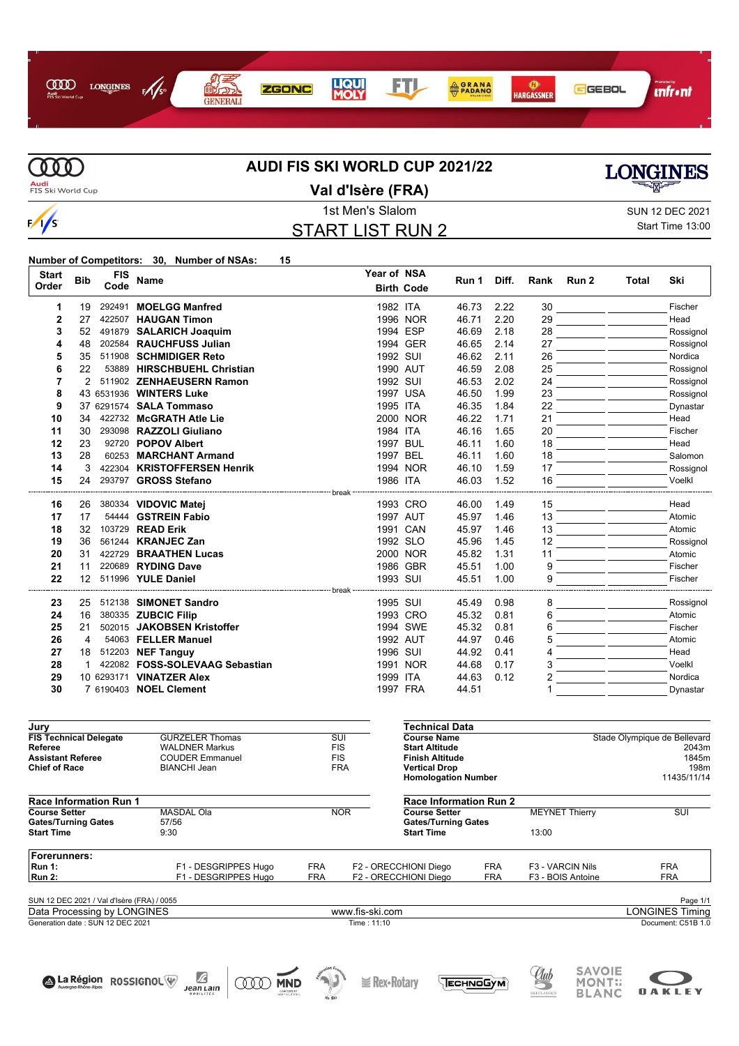# AUDI FIS SKI WORLD CUP 2021/22

## Val d'Isère (FRA)

1st Men's Slalom

SUN 12 DEC 2021
Start Time 13:00

## START LIST RUN 2

**Number of Competitors: 30, Number of NSAs: 15**

| Start Order | Bib | FIS Code | Name | Year of Birth | NSA Code | Run 1 | Diff. | Rank | Run 2 | Total | Ski |
|---|---|---|---|---|---|---|---|---|---|---|---|
| 1 | 19 | 292491 | **MOELGG Manfred** | 1982 | ITA | 46.73 | 2.22 | 30 | | | Fischer |
| 2 | 27 | 422507 | **HAUGAN Timon** | 1996 | NOR | 46.71 | 2.20 | 29 | | | Head |
| 3 | 52 | 491879 | **SALARICH Joaquim** | 1994 | ESP | 46.69 | 2.18 | 28 | | | Rossignol |
| 4 | 48 | 202584 | **RAUCHFUSS Julian** | 1994 | GER | 46.65 | 2.14 | 27 | | | Rossignol |
| 5 | 35 | 511908 | **SCHMIDIGER Reto** | 1992 | SUI | 46.62 | 2.11 | 26 | | | Nordica |
| 6 | 22 | 53889 | **HIRSCHBUEHL Christian** | 1990 | AUT | 46.59 | 2.08 | 25 | | | Rossignol |
| 7 | 2 | 511902 | **ZENHAEUSERN Ramon** | 1992 | SUI | 46.53 | 2.02 | 24 | | | Rossignol |
| 8 | 43 | 6531936 | **WINTERS Luke** | 1997 | USA | 46.50 | 1.99 | 23 | | | Rossignol |
| 9 | 37 | 6291574 | **SALA Tommaso** | 1995 | ITA | 46.35 | 1.84 | 22 | | | Dynastar |
| 10 | 34 | 422732 | **McGRATH Atle Lie** | 2000 | NOR | 46.22 | 1.71 | 21 | | | Head |
| 11 | 30 | 293098 | **RAZZOLI Giuliano** | 1984 | ITA | 46.16 | 1.65 | 20 | | | Fischer |
| 12 | 23 | 92720 | **POPOV Albert** | 1997 | BUL | 46.11 | 1.60 | 18 | | | Head |
| 13 | 28 | 60253 | **MARCHANT Armand** | 1997 | BEL | 46.11 | 1.60 | 18 | | | Salomon |
| 14 | 3 | 422304 | **KRISTOFFERSEN Henrik** | 1994 | NOR | 46.10 | 1.59 | 17 | | | Rossignol |
| 15 | 24 | 293797 | **GROSS Stefano** | 1986 | ITA | 46.03 | 1.52 | 16 | | | Voelkl |
| | | | break | | | | | | | | |
| 16 | 26 | 380334 | **VIDOVIC Matej** | 1993 | CRO | 46.00 | 1.49 | 15 | | | Head |
| 17 | 17 | 54444 | **GSTREIN Fabio** | 1997 | AUT | 45.97 | 1.46 | 13 | | | Atomic |
| 18 | 32 | 103729 | **READ Erik** | 1991 | CAN | 45.97 | 1.46 | 13 | | | Atomic |
| 19 | 36 | 561244 | **KRANJEC Zan** | 1992 | SLO | 45.96 | 1.45 | 12 | | | Rossignol |
| 20 | 31 | 422729 | **BRAATHEN Lucas** | 2000 | NOR | 45.82 | 1.31 | 11 | | | Atomic |
| 21 | 11 | 220689 | **RYDING Dave** | 1986 | GBR | 45.51 | 1.00 | 9 | | | Fischer |
| 22 | 12 | 511996 | **YULE Daniel** | 1993 | SUI | 45.51 | 1.00 | 9 | | | Fischer |
| | | | break | | | | | | | | |
| 23 | 25 | 512138 | **SIMONET Sandro** | 1995 | SUI | 45.49 | 0.98 | 8 | | | Rossignol |
| 24 | 16 | 380335 | **ZUBCIC Filip** | 1993 | CRO | 45.32 | 0.81 | 6 | | | Atomic |
| 25 | 21 | 502015 | **JAKOBSEN Kristoffer** | 1994 | SWE | 45.32 | 0.81 | 6 | | | Fischer |
| 26 | 4 | 54063 | **FELLER Manuel** | 1992 | AUT | 44.97 | 0.46 | 5 | | | Atomic |
| 27 | 18 | 512203 | **NEF Tanguy** | 1996 | SUI | 44.92 | 0.41 | 4 | | | Head |
| 28 | 1 | 422082 | **FOSS-SOLEVAAG Sebastian** | 1991 | NOR | 44.68 | 0.17 | 3 | | | Voelkl |
| 29 | 10 | 6293171 | **VINATZER Alex** | 1999 | ITA | 44.63 | 0.12 | 2 | | | Nordica |
| 30 | 7 | 6190403 | **NOEL Clement** | 1997 | FRA | 44.51 | | 1 | | | Dynastar |

| Jury | | |
|---|---|---|
| **FIS Technical Delegate** | GURZELER Thomas | SUI |
| **Referee** | WALDNER Markus | FIS |
| **Assistant Referee** | COUDER Emmanuel | FIS |
| **Chief of Race** | BIANCHI Jean | FRA |

| Technical Data | |
|---|---|
| **Course Name** | Stade Olympique de Bellevard |
| **Start Altitude** | 2043m |
| **Finish Altitude** | 1845m |
| **Vertical Drop** | 198m |
| **Homologation Number** | 11435/11/14 |

| Race Information Run 1 | | |
|---|---|---|
| **Course Setter** | MASDAL Ola | NOR |
| **Gates/Turning Gates** | 57/56 | |
| **Start Time** | 9:30 | |

| Race Information Run 2 | | |
|---|---|---|
| **Course Setter** | MEYNET Thierry | SUI |
| **Gates/Turning Gates** | | |
| **Start Time** | 13:00 | |

| Forerunners: | | | | | | |
|---|---|---|---|---|---|---|
| **Run 1:** | F1 - DESGRIPPES Hugo | FRA | F2 - ORECCHIONI Diego | FRA | F3 - VARCIN Nils | FRA |
| **Run 2:** | F1 - DESGRIPPES Hugo | FRA | F2 - ORECCHIONI Diego | FRA | F3 - BOIS Antoine | FRA |

SUN 12 DEC 2021 / Val d'Isère (FRA) / 0055

Data Processing by LONGINES | www.fis-ski.com | LONGINES Timing

Generation date : SUN 12 DEC 2021 | Time : 11:10 | Document: C51B 1.0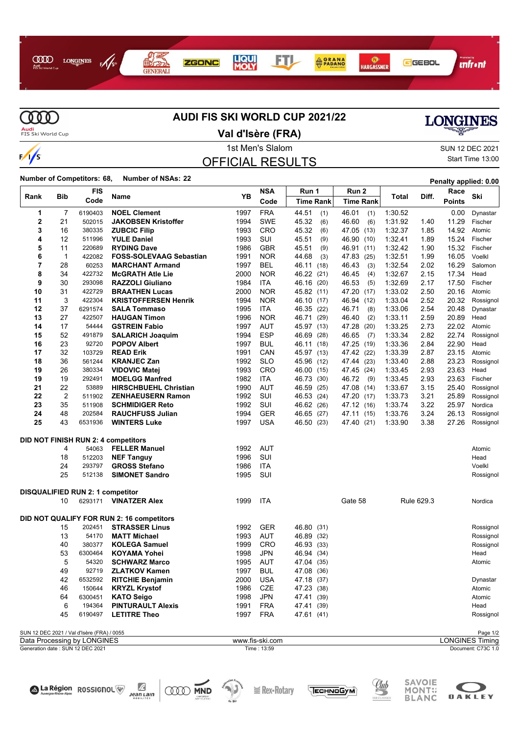# AUDI FIS SKI WORLD CUP 2021/22

## Val d'Isère (FRA)

1st Men's Slalom

SUN 12 DEC 2021
Start Time 13:00

## OFFICIAL RESULTS

**Number of Competitors: 68, Number of NSAs: 22**

**Penalty applied: 0.00**

| Rank | Bib | FIS Code | Name | YB | NSA Code | Run 1 Time | Run 1 Rank | Run 2 Time | Run 2 Rank | Total | Diff. | Race Points | Ski |
|---|---|---|---|---|---|---|---|---|---|---|---|---|---|
| 1 | 7 | 6190403 | **NOEL Clement** | 1997 | FRA | 44.51 | (1) | 46.01 | (1) | 1:30.52 | | 0.00 | Dynastar |
| 2 | 21 | 502015 | **JAKOBSEN Kristoffer** | 1994 | SWE | 45.32 | (6) | 46.60 | (6) | 1:31.92 | 1.40 | 11.29 | Fischer |
| 3 | 16 | 380335 | **ZUBCIC Filip** | 1993 | CRO | 45.32 | (6) | 47.05 | (13) | 1:32.37 | 1.85 | 14.92 | Atomic |
| 4 | 12 | 511996 | **YULE Daniel** | 1993 | SUI | 45.51 | (9) | 46.90 | (10) | 1:32.41 | 1.89 | 15.24 | Fischer |
| 5 | 11 | 220689 | **RYDING Dave** | 1986 | GBR | 45.51 | (9) | 46.91 | (11) | 1:32.42 | 1.90 | 15.32 | Fischer |
| 6 | 1 | 422082 | **FOSS-SOLEVAAG Sebastian** | 1991 | NOR | 44.68 | (3) | 47.83 | (25) | 1:32.51 | 1.99 | 16.05 | Voelkl |
| 7 | 28 | 60253 | **MARCHANT Armand** | 1997 | BEL | 46.11 | (18) | 46.43 | (3) | 1:32.54 | 2.02 | 16.29 | Salomon |
| 8 | 34 | 422732 | **McGRATH Atle Lie** | 2000 | NOR | 46.22 | (21) | 46.45 | (4) | 1:32.67 | 2.15 | 17.34 | Head |
| 9 | 30 | 293098 | **RAZZOLI Giuliano** | 1984 | ITA | 46.16 | (20) | 46.53 | (5) | 1:32.69 | 2.17 | 17.50 | Fischer |
| 10 | 31 | 422729 | **BRAATHEN Lucas** | 2000 | NOR | 45.82 | (11) | 47.20 | (17) | 1:33.02 | 2.50 | 20.16 | Atomic |
| 11 | 3 | 422304 | **KRISTOFFERSEN Henrik** | 1994 | NOR | 46.10 | (17) | 46.94 | (12) | 1:33.04 | 2.52 | 20.32 | Rossignol |
| 12 | 37 | 6291574 | **SALA Tommaso** | 1995 | ITA | 46.35 | (22) | 46.71 | (8) | 1:33.06 | 2.54 | 20.48 | Dynastar |
| 13 | 27 | 422507 | **HAUGAN Timon** | 1996 | NOR | 46.71 | (29) | 46.40 | (2) | 1:33.11 | 2.59 | 20.89 | Head |
| 14 | 17 | 54444 | **GSTREIN Fabio** | 1997 | AUT | 45.97 | (13) | 47.28 | (20) | 1:33.25 | 2.73 | 22.02 | Atomic |
| 15 | 52 | 491879 | **SALARICH Joaquim** | 1994 | ESP | 46.69 | (28) | 46.65 | (7) | 1:33.34 | 2.82 | 22.74 | Rossignol |
| 16 | 23 | 92720 | **POPOV Albert** | 1997 | BUL | 46.11 | (18) | 47.25 | (19) | 1:33.36 | 2.84 | 22.90 | Head |
| 17 | 32 | 103729 | **READ Erik** | 1991 | CAN | 45.97 | (13) | 47.42 | (22) | 1:33.39 | 2.87 | 23.15 | Atomic |
| 18 | 36 | 561244 | **KRANJEC Zan** | 1992 | SLO | 45.96 | (12) | 47.44 | (23) | 1:33.40 | 2.88 | 23.23 | Rossignol |
| 19 | 26 | 380334 | **VIDOVIC Matej** | 1993 | CRO | 46.00 | (15) | 47.45 | (24) | 1:33.45 | 2.93 | 23.63 | Head |
| 19 | 19 | 292491 | **MOELGG Manfred** | 1982 | ITA | 46.73 | (30) | 46.72 | (9) | 1:33.45 | 2.93 | 23.63 | Fischer |
| 21 | 22 | 53889 | **HIRSCHBUEHL Christian** | 1990 | AUT | 46.59 | (25) | 47.08 | (14) | 1:33.67 | 3.15 | 25.40 | Rossignol |
| 22 | 2 | 511902 | **ZENHAEUSERN Ramon** | 1992 | SUI | 46.53 | (24) | 47.20 | (17) | 1:33.73 | 3.21 | 25.89 | Rossignol |
| 23 | 35 | 511908 | **SCHMIDIGER Reto** | 1992 | SUI | 46.62 | (26) | 47.12 | (16) | 1:33.74 | 3.22 | 25.97 | Nordica |
| 24 | 48 | 202584 | **RAUCHFUSS Julian** | 1994 | GER | 46.65 | (27) | 47.11 | (15) | 1:33.76 | 3.24 | 26.13 | Rossignol |
| 25 | 43 | 6531936 | **WINTERS Luke** | 1997 | USA | 46.50 | (23) | 47.40 | (21) | 1:33.90 | 3.38 | 27.26 | Rossignol |

**DID NOT FINISH RUN 2: 4 competitors**

| Bib | FIS Code | Name | YB | NSA Code | Ski |
|---|---|---|---|---|---|
| 4 | 54063 | **FELLER Manuel** | 1992 | AUT | Atomic |
| 18 | 512203 | **NEF Tanguy** | 1996 | SUI | Head |
| 24 | 293797 | **GROSS Stefano** | 1986 | ITA | Voelkl |
| 25 | 512138 | **SIMONET Sandro** | 1995 | SUI | Rossignol |

**DISQUALIFIED RUN 2: 1 competitor**

| Bib | FIS Code | Name | YB | NSA Code | Gate | Rule | Ski |
|---|---|---|---|---|---|---|---|
| 10 | 6293171 | **VINATZER Alex** | 1999 | ITA | Gate 58 | Rule 629.3 | Nordica |

**DID NOT QUALIFY FOR RUN 2: 16 competitors**

| Bib | FIS Code | Name | YB | NSA Code | Run 1 Time | Run 1 Rank | Ski |
|---|---|---|---|---|---|---|---|
| 15 | 202451 | **STRASSER Linus** | 1992 | GER | 46.80 | (31) | Rossignol |
| 13 | 54170 | **MATT Michael** | 1993 | AUT | 46.89 | (32) | Rossignol |
| 40 | 380377 | **KOLEGA Samuel** | 1999 | CRO | 46.93 | (33) | Rossignol |
| 53 | 6300464 | **KOYAMA Yohei** | 1998 | JPN | 46.94 | (34) | Head |
| 5 | 54320 | **SCHWARZ Marco** | 1995 | AUT | 47.04 | (35) | Atomic |
| 49 | 92719 | **ZLATKOV Kamen** | 1997 | BUL | 47.08 | (36) | |
| 42 | 6532592 | **RITCHIE Benjamin** | 2000 | USA | 47.18 | (37) | Dynastar |
| 46 | 150644 | **KRYZL Krystof** | 1986 | CZE | 47.23 | (38) | Atomic |
| 64 | 6300451 | **KATO Seigo** | 1998 | JPN | 47.41 | (39) | Atomic |
| 6 | 194364 | **PINTURAULT Alexis** | 1991 | FRA | 47.41 | (39) | Head |
| 45 | 6190497 | **LETITRE Theo** | 1997 | FRA | 47.61 | (41) | Rossignol |

SUN 12 DEC 2021 / Val d'Isère (FRA) / 0055

Data Processing by LONGINES — www.fis-ski.com — LONGINES Timing

Generation date : SUN 12 DEC 2021 — Time : 13:59 — Document: C73C 1.0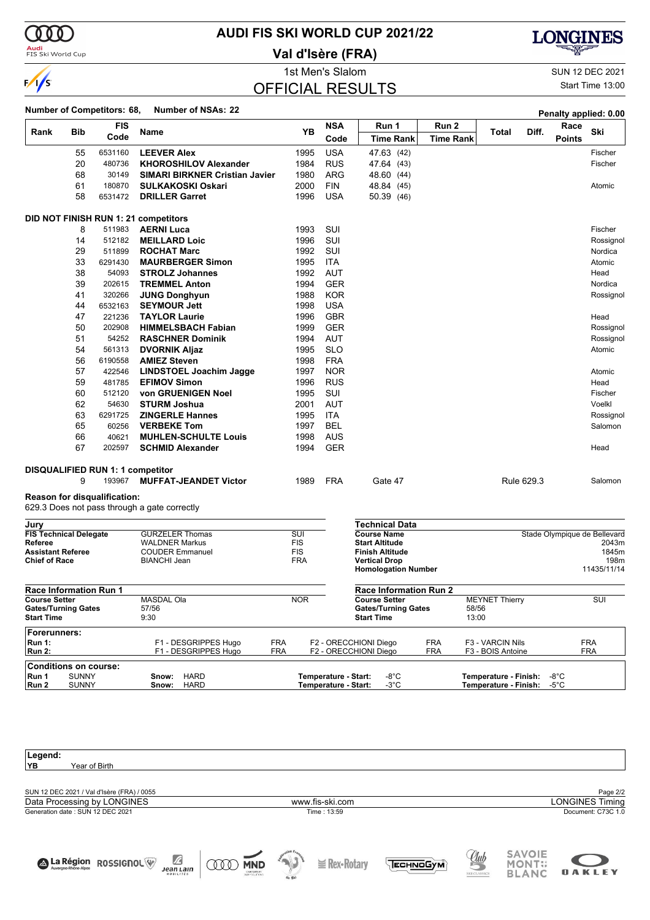# AUDI FIS SKI WORLD CUP 2021/22

## Val d'Isère (FRA)

1st Men's Slalom

SUN 12 DEC 2021

Start Time 13:00

## OFFICIAL RESULTS

**Number of Competitors: 68, Number of NSAs: 22**

**Penalty applied: 0.00**

| Rank | Bib | FIS Code | Name | YB | NSA Code | Run 1 Time | Run 1 Rank | Run 2 Time | Run 2 Rank | Total | Diff. | Race Points | Ski |
|---|---|---|---|---|---|---|---|---|---|---|---|---|---|
| | 55 | 6531160 | **LEEVER Alex** | 1995 | USA | 47.63 | (42) | | | | | | Fischer |
| | 20 | 480736 | **KHOROSHILOV Alexander** | 1984 | RUS | 47.64 | (43) | | | | | | Fischer |
| | 68 | 30149 | **SIMARI BIRKNER Cristian Javier** | 1980 | ARG | 48.60 | (44) | | | | | | |
| | 61 | 180870 | **SULKAKOSKI Oskari** | 2000 | FIN | 48.84 | (45) | | | | | | Atomic |
| | 58 | 6531472 | **DRILLER Garret** | 1996 | USA | 50.39 | (46) | | | | | | |

**DID NOT FINISH RUN 1: 21 competitors**

| Bib | FIS Code | Name | YB | NSA Code | Ski |
|---|---|---|---|---|---|
| 8 | 511983 | **AERNI Luca** | 1993 | SUI | Fischer |
| 14 | 512182 | **MEILLARD Loic** | 1996 | SUI | Rossignol |
| 29 | 511899 | **ROCHAT Marc** | 1992 | SUI | Nordica |
| 33 | 6291430 | **MAURBERGER Simon** | 1995 | ITA | Atomic |
| 38 | 54093 | **STROLZ Johannes** | 1992 | AUT | Head |
| 39 | 202615 | **TREMMEL Anton** | 1994 | GER | Nordica |
| 41 | 320266 | **JUNG Donghyun** | 1988 | KOR | Rossignol |
| 44 | 6532163 | **SEYMOUR Jett** | 1998 | USA | |
| 47 | 221236 | **TAYLOR Laurie** | 1996 | GBR | Head |
| 50 | 202908 | **HIMMELSBACH Fabian** | 1999 | GER | Rossignol |
| 51 | 54252 | **RASCHNER Dominik** | 1994 | AUT | Rossignol |
| 54 | 561313 | **DVORNIK Aljaz** | 1995 | SLO | Atomic |
| 56 | 6190558 | **AMIEZ Steven** | 1998 | FRA | |
| 57 | 422546 | **LINDSTOEL Joachim Jagge** | 1997 | NOR | Atomic |
| 59 | 481785 | **EFIMOV Simon** | 1996 | RUS | Head |
| 60 | 512120 | **von GRUENIGEN Noel** | 1995 | SUI | Fischer |
| 62 | 54630 | **STURM Joshua** | 2001 | AUT | Voelkl |
| 63 | 6291725 | **ZINGERLE Hannes** | 1995 | ITA | Rossignol |
| 65 | 60256 | **VERBEKE Tom** | 1997 | BEL | Salomon |
| 66 | 40621 | **MUHLEN-SCHULTE Louis** | 1998 | AUS | |
| 67 | 202597 | **SCHMID Alexander** | 1994 | GER | Head |

**DISQUALIFIED RUN 1: 1 competitor**

| Bib | FIS Code | Name | YB | NSA Code | Run 1 | Reason | Ski |
|---|---|---|---|---|---|---|---|
| 9 | 193967 | **MUFFAT-JEANDET Victor** | 1989 | FRA | Gate 47 | Rule 629.3 | Salomon |

**Reason for disqualification:**
629.3 Does not pass through a gate correctly

### Jury

| | | |
|---|---|---|
| **FIS Technical Delegate** | GURZELER Thomas | SUI |
| **Referee** | WALDNER Markus | FIS |
| **Assistant Referee** | COUDER Emmanuel | FIS |
| **Chief of Race** | BIANCHI Jean | FRA |

### Technical Data

| | |
|---|---|
| **Course Name** | Stade Olympique de Bellevard |
| **Start Altitude** | 2043m |
| **Finish Altitude** | 1845m |
| **Vertical Drop** | 198m |
| **Homologation Number** | 11435/11/14 |

### Race Information Run 1

| | | |
|---|---|---|
| **Course Setter** | MASDAL Ola | NOR |
| **Gates/Turning Gates** | 57/56 | |
| **Start Time** | 9:30 | |

### Race Information Run 2

| | | |
|---|---|---|
| **Course Setter** | MEYNET Thierry | SUI |
| **Gates/Turning Gates** | 58/56 | |
| **Start Time** | 13:00 | |

### Forerunners:

| | | | | | | |
|---|---|---|---|---|---|---|
| **Run 1:** | F1 - DESGRIPPES Hugo | FRA | F2 - ORECCHIONI Diego | FRA | F3 - VARCIN Nils | FRA |
| **Run 2:** | F1 - DESGRIPPES Hugo | FRA | F2 - ORECCHIONI Diego | FRA | F3 - BOIS Antoine | FRA |

### Conditions on course:

| | | | | |
|---|---|---|---|---|
| **Run 1** | SUNNY | **Snow:** HARD | **Temperature - Start:** -8°C | **Temperature - Finish:** -8°C |
| **Run 2** | SUNNY | **Snow:** HARD | **Temperature - Start:** -3°C | **Temperature - Finish:** -5°C |

**Legend:**
**YB** Year of Birth

SUN 12 DEC 2021 / Val d'Isère (FRA) / 0055

Data Processing by LONGINES — www.fis-ski.com — LONGINES Timing

Generation date : SUN 12 DEC 2021 — Time : 13:59 — Document: C73C 1.0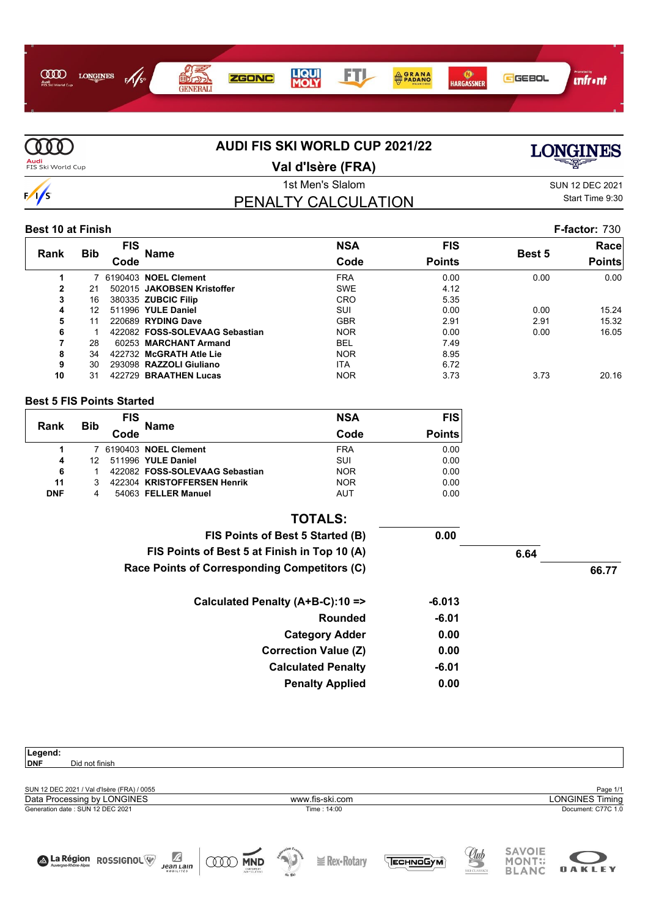# AUDI FIS SKI WORLD CUP 2021/22

## Val d'Isère (FRA)

1st Men's Slalom

SUN 12 DEC 2021

Start Time 9:30

## PENALTY CALCULATION

**Best 10 at Finish** **F-factor:** 730

| Rank | Bib | FIS Code | Name | NSA Code | FIS Points | Best 5 | Race Points |
|---|---|---|---|---|---|---|---|
| 1 | 7 | 6190403 | **NOEL Clement** | FRA | 0.00 | 0.00 | 0.00 |
| 2 | 21 | 502015 | **JAKOBSEN Kristoffer** | SWE | 4.12 | | |
| 3 | 16 | 380335 | **ZUBCIC Filip** | CRO | 5.35 | | |
| 4 | 12 | 511996 | **YULE Daniel** | SUI | 0.00 | 0.00 | 15.24 |
| 5 | 11 | 220689 | **RYDING Dave** | GBR | 2.91 | 2.91 | 15.32 |
| 6 | 1 | 422082 | **FOSS-SOLEVAAG Sebastian** | NOR | 0.00 | 0.00 | 16.05 |
| 7 | 28 | 60253 | **MARCHANT Armand** | BEL | 7.49 | | |
| 8 | 34 | 422732 | **McGRATH Atle Lie** | NOR | 8.95 | | |
| 9 | 30 | 293098 | **RAZZOLI Giuliano** | ITA | 6.72 | | |
| 10 | 31 | 422729 | **BRAATHEN Lucas** | NOR | 3.73 | 3.73 | 20.16 |

**Best 5 FIS Points Started**

| Rank | Bib | FIS Code | Name | NSA Code | FIS Points |
|---|---|---|---|---|---|
| 1 | 7 | 6190403 | **NOEL Clement** | FRA | 0.00 |
| 4 | 12 | 511996 | **YULE Daniel** | SUI | 0.00 |
| 6 | 1 | 422082 | **FOSS-SOLEVAAG Sebastian** | NOR | 0.00 |
| 11 | 3 | 422304 | **KRISTOFFERSEN Henrik** | NOR | 0.00 |
| DNF | 4 | 54063 | **FELLER Manuel** | AUT | 0.00 |

**TOTALS:**

| | | | |
|---|---|---|---|
| **FIS Points of Best 5 Started (B)** | **0.00** | | |
| **FIS Points of Best 5 at Finish in Top 10 (A)** | | **6.64** | |
| **Race Points of Corresponding Competitors (C)** | | | **66.77** |
| **Calculated Penalty (A+B-C):10 =>** | **-6.013** | | |
| **Rounded** | **-6.01** | | |
| **Category Adder** | **0.00** | | |
| **Correction Value (Z)** | **0.00** | | |
| **Calculated Penalty** | **-6.01** | | |
| **Penalty Applied** | **0.00** | | |

**Legend:**
**DNF** Did not finish

SUN 12 DEC 2021 / Val d'Isère (FRA) / 0055

Data Processing by LONGINES — www.fis-ski.com — LONGINES Timing

Generation date : SUN 12 DEC 2021 — Time : 14:00 — Document: C77C 1.0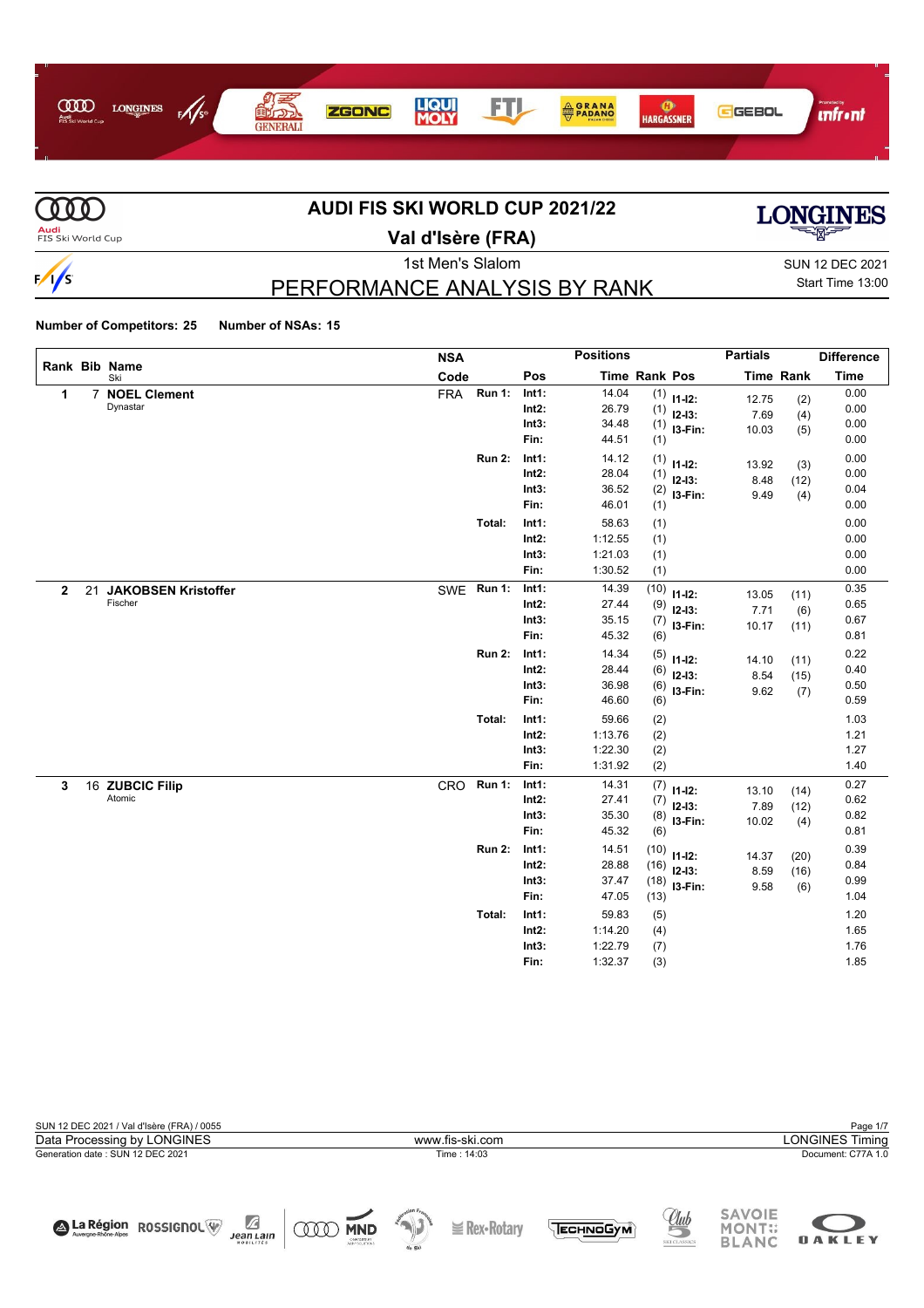# AUDI FIS SKI WORLD CUP 2021/22

## Val d'Isère (FRA)

1st Men's Slalom

SUN 12 DEC 2021
Start Time 13:00

## PERFORMANCE ANALYSIS BY RANK

**Number of Competitors: 25** **Number of NSAs: 15**

| Rank | Bib | Name / Ski | NSA Code | | Pos | Time | Rank | Pos | Partials Time | Partials Rank | Difference Time |
|---|---|---|---|---|---|---|---|---|---|---|---|
| 1 | 7 | **NOEL Clement** | FRA | Run 1: | Int1: | 14.04 | (1) | I1-I2: | 12.75 | (2) | 0.00 |
| | | Dynastar | | | Int2: | 26.79 | (1) | I2-I3: | 7.69 | (4) | 0.00 |
| | | | | | Int3: | 34.48 | (1) | I3-Fin: | 10.03 | (5) | 0.00 |
| | | | | | Fin: | 44.51 | (1) | | | | 0.00 |
| | | | | Run 2: | Int1: | 14.12 | (1) | I1-I2: | 13.92 | (3) | 0.00 |
| | | | | | Int2: | 28.04 | (1) | I2-I3: | 8.48 | (12) | 0.00 |
| | | | | | Int3: | 36.52 | (2) | I3-Fin: | 9.49 | (4) | 0.04 |
| | | | | | Fin: | 46.01 | (1) | | | | 0.00 |
| | | | | Total: | Int1: | 58.63 | (1) | | | | 0.00 |
| | | | | | Int2: | 1:12.55 | (1) | | | | 0.00 |
| | | | | | Int3: | 1:21.03 | (1) | | | | 0.00 |
| | | | | | Fin: | 1:30.52 | (1) | | | | 0.00 |
| 2 | 21 | **JAKOBSEN Kristoffer** | SWE | Run 1: | Int1: | 14.39 | (10) | I1-I2: | 13.05 | (11) | 0.35 |
| | | Fischer | | | Int2: | 27.44 | (9) | I2-I3: | 7.71 | (6) | 0.65 |
| | | | | | Int3: | 35.15 | (7) | I3-Fin: | 10.17 | (11) | 0.67 |
| | | | | | Fin: | 45.32 | (6) | | | | 0.81 |
| | | | | Run 2: | Int1: | 14.34 | (5) | I1-I2: | 14.10 | (11) | 0.22 |
| | | | | | Int2: | 28.44 | (6) | I2-I3: | 8.54 | (15) | 0.40 |
| | | | | | Int3: | 36.98 | (6) | I3-Fin: | 9.62 | (7) | 0.50 |
| | | | | | Fin: | 46.60 | (6) | | | | 0.59 |
| | | | | Total: | Int1: | 59.66 | (2) | | | | 1.03 |
| | | | | | Int2: | 1:13.76 | (2) | | | | 1.21 |
| | | | | | Int3: | 1:22.30 | (2) | | | | 1.27 |
| | | | | | Fin: | 1:31.92 | (2) | | | | 1.40 |
| 3 | 16 | **ZUBCIC Filip** | CRO | Run 1: | Int1: | 14.31 | (7) | I1-I2: | 13.10 | (14) | 0.27 |
| | | Atomic | | | Int2: | 27.41 | (7) | I2-I3: | 7.89 | (12) | 0.62 |
| | | | | | Int3: | 35.30 | (8) | I3-Fin: | 10.02 | (4) | 0.82 |
| | | | | | Fin: | 45.32 | (6) | | | | 0.81 |
| | | | | Run 2: | Int1: | 14.51 | (10) | I1-I2: | 14.37 | (20) | 0.39 |
| | | | | | Int2: | 28.88 | (16) | I2-I3: | 8.59 | (16) | 0.84 |
| | | | | | Int3: | 37.47 | (18) | I3-Fin: | 9.58 | (6) | 0.99 |
| | | | | | Fin: | 47.05 | (13) | | | | 1.04 |
| | | | | Total: | Int1: | 59.83 | (5) | | | | 1.20 |
| | | | | | Int2: | 1:14.20 | (4) | | | | 1.65 |
| | | | | | Int3: | 1:22.79 | (7) | | | | 1.76 |
| | | | | | Fin: | 1:32.37 | (3) | | | | 1.85 |

SUN 12 DEC 2021 / Val d'Isère (FRA) / 0055
Data Processing by LONGINES — www.fis-ski.com — LONGINES Timing
Generation date : SUN 12 DEC 2021 — Time : 14:03 — Document: C77A 1.0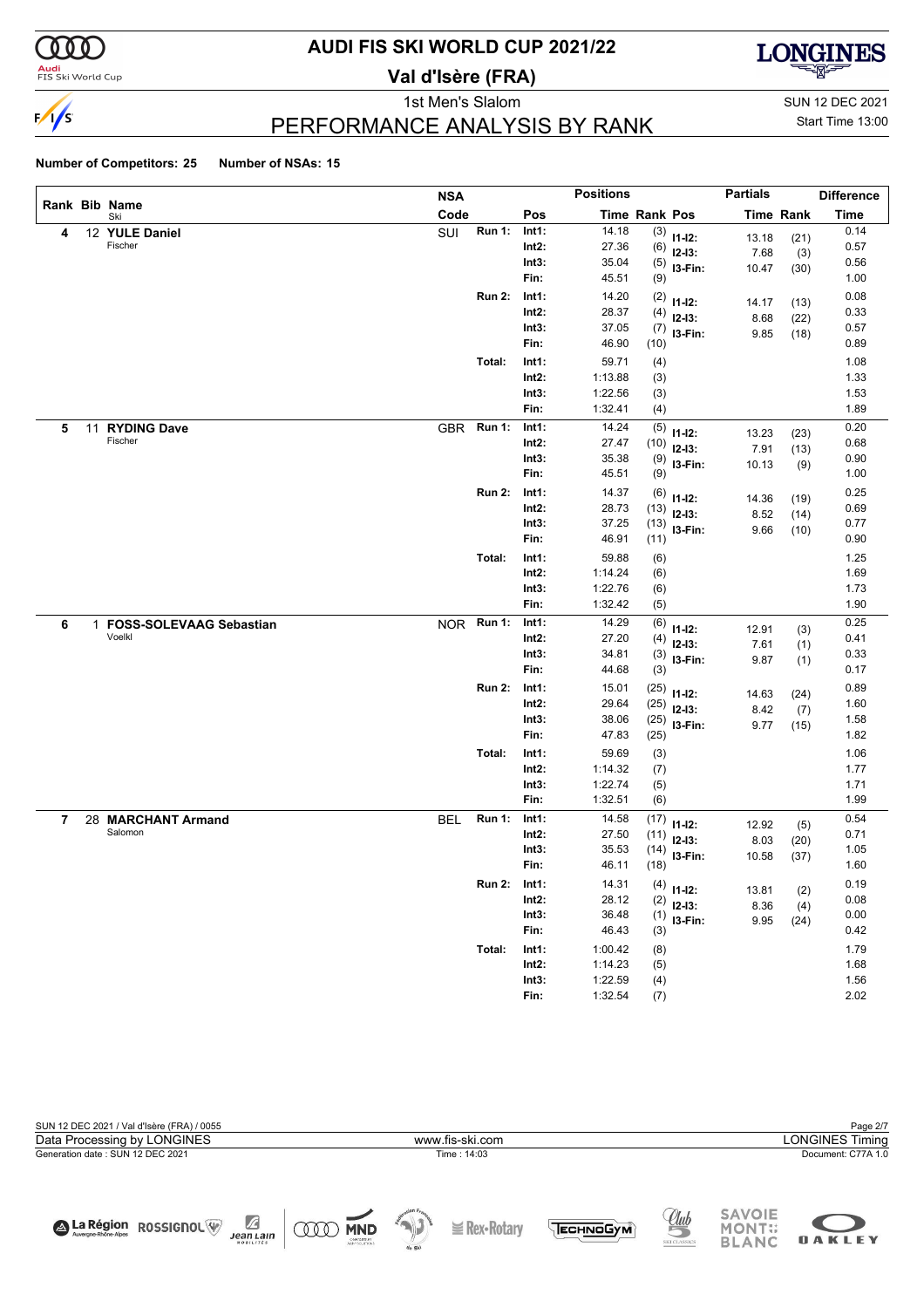# AUDI FIS SKI WORLD CUP 2021/22

## Val d'Isère (FRA)

1st Men's Slalom

SUN 12 DEC 2021

Start Time 13:00

## PERFORMANCE ANALYSIS BY RANK

**Number of Competitors: 25** **Number of NSAs: 15**

| Rank | Bib | Name / Ski | NSA Code | | Pos | Time | Rank | Pos | Partials Time | Partials Rank | Difference Time |
|---|---|---|---|---|---|---|---|---|---|---|---|
| 4 | 12 | **YULE Daniel** Fischer | SUI | Run 1: | Int1: | 14.18 | (3) | I1-I2: | 13.18 | (21) | 0.14 |
| | | | | | Int2: | 27.36 | (6) | I2-I3: | 7.68 | (3) | 0.57 |
| | | | | | Int3: | 35.04 | (5) | I3-Fin: | 10.47 | (30) | 0.56 |
| | | | | | Fin: | 45.51 | (9) | | | | 1.00 |
| | | | | Run 2: | Int1: | 14.20 | (2) | I1-I2: | 14.17 | (13) | 0.08 |
| | | | | | Int2: | 28.37 | (4) | I2-I3: | 8.68 | (22) | 0.33 |
| | | | | | Int3: | 37.05 | (7) | I3-Fin: | 9.85 | (18) | 0.57 |
| | | | | | Fin: | 46.90 | (10) | | | | 0.89 |
| | | | | Total: | Int1: | 59.71 | (4) | | | | 1.08 |
| | | | | | Int2: | 1:13.88 | (3) | | | | 1.33 |
| | | | | | Int3: | 1:22.56 | (3) | | | | 1.53 |
| | | | | | Fin: | 1:32.41 | (4) | | | | 1.89 |
| 5 | 11 | **RYDING Dave** Fischer | GBR | Run 1: | Int1: | 14.24 | (5) | I1-I2: | 13.23 | (23) | 0.20 |
| | | | | | Int2: | 27.47 | (10) | I2-I3: | 7.91 | (13) | 0.68 |
| | | | | | Int3: | 35.38 | (9) | I3-Fin: | 10.13 | (9) | 0.90 |
| | | | | | Fin: | 45.51 | (9) | | | | 1.00 |
| | | | | Run 2: | Int1: | 14.37 | (6) | I1-I2: | 14.36 | (19) | 0.25 |
| | | | | | Int2: | 28.73 | (13) | I2-I3: | 8.52 | (14) | 0.69 |
| | | | | | Int3: | 37.25 | (13) | I3-Fin: | 9.66 | (10) | 0.77 |
| | | | | | Fin: | 46.91 | (11) | | | | 0.90 |
| | | | | Total: | Int1: | 59.88 | (6) | | | | 1.25 |
| | | | | | Int2: | 1:14.24 | (6) | | | | 1.69 |
| | | | | | Int3: | 1:22.76 | (6) | | | | 1.73 |
| | | | | | Fin: | 1:32.42 | (5) | | | | 1.90 |
| 6 | 1 | **FOSS-SOLEVAAG Sebastian** Voelkl | NOR | Run 1: | Int1: | 14.29 | (6) | I1-I2: | 12.91 | (3) | 0.25 |
| | | | | | Int2: | 27.20 | (4) | I2-I3: | 7.61 | (1) | 0.41 |
| | | | | | Int3: | 34.81 | (3) | I3-Fin: | 9.87 | (1) | 0.33 |
| | | | | | Fin: | 44.68 | (3) | | | | 0.17 |
| | | | | Run 2: | Int1: | 15.01 | (25) | I1-I2: | 14.63 | (24) | 0.89 |
| | | | | | Int2: | 29.64 | (25) | I2-I3: | 8.42 | (7) | 1.60 |
| | | | | | Int3: | 38.06 | (25) | I3-Fin: | 9.77 | (15) | 1.58 |
| | | | | | Fin: | 47.83 | (25) | | | | 1.82 |
| | | | | Total: | Int1: | 59.69 | (3) | | | | 1.06 |
| | | | | | Int2: | 1:14.32 | (7) | | | | 1.77 |
| | | | | | Int3: | 1:22.74 | (5) | | | | 1.71 |
| | | | | | Fin: | 1:32.51 | (6) | | | | 1.99 |
| 7 | 28 | **MARCHANT Armand** Salomon | BEL | Run 1: | Int1: | 14.58 | (17) | I1-I2: | 12.92 | (5) | 0.54 |
| | | | | | Int2: | 27.50 | (11) | I2-I3: | 8.03 | (20) | 0.71 |
| | | | | | Int3: | 35.53 | (14) | I3-Fin: | 10.58 | (37) | 1.05 |
| | | | | | Fin: | 46.11 | (18) | | | | 1.60 |
| | | | | Run 2: | Int1: | 14.31 | (4) | I1-I2: | 13.81 | (2) | 0.19 |
| | | | | | Int2: | 28.12 | (2) | I2-I3: | 8.36 | (4) | 0.08 |
| | | | | | Int3: | 36.48 | (1) | I3-Fin: | 9.95 | (24) | 0.00 |
| | | | | | Fin: | 46.43 | (3) | | | | 0.42 |
| | | | | Total: | Int1: | 1:00.42 | (8) | | | | 1.79 |
| | | | | | Int2: | 1:14.23 | (5) | | | | 1.68 |
| | | | | | Int3: | 1:22.59 | (4) | | | | 1.56 |
| | | | | | Fin: | 1:32.54 | (7) | | | | 2.02 |

SUN 12 DEC 2021 / Val d'Isère (FRA) / 0055

Data Processing by LONGINES — www.fis-ski.com — LONGINES Timing

Generation date : SUN 12 DEC 2021 — Time : 14:03 — Document: C77A 1.0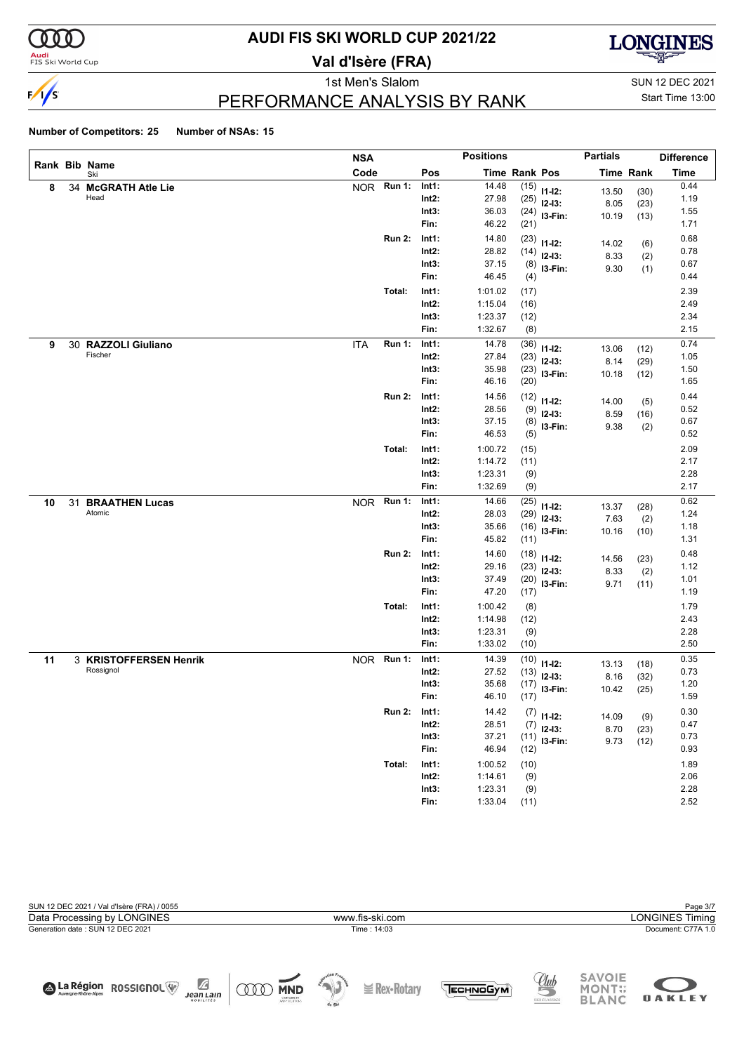# AUDI FIS SKI WORLD CUP 2021/22

## Val d'Isère (FRA)

1st Men's Slalom

SUN 12 DEC 2021

Start Time 13:00

## PERFORMANCE ANALYSIS BY RANK

**Number of Competitors: 25** **Number of NSAs: 15**

| Rank | Bib | Name / Ski | NSA Code | Run | Pos | Time | Rank | Partials Pos | Partials Time | Partials Rank | Difference Time |
|---|---|---|---|---|---|---|---|---|---|---|---|
| 8 | 34 | **McGRATH Atle Lie** Head | NOR | Run 1: | Int1: | 14.48 | (15) | I1-I2: | 13.50 | (30) | 0.44 |
| | | | | | Int2: | 27.98 | (25) | I2-I3: | 8.05 | (23) | 1.19 |
| | | | | | Int3: | 36.03 | (24) | I3-Fin: | 10.19 | (13) | 1.55 |
| | | | | | Fin: | 46.22 | (21) | | | | 1.71 |
| | | | | Run 2: | Int1: | 14.80 | (23) | I1-I2: | 14.02 | (6) | 0.68 |
| | | | | | Int2: | 28.82 | (14) | I2-I3: | 8.33 | (2) | 0.78 |
| | | | | | Int3: | 37.15 | (8) | I3-Fin: | 9.30 | (1) | 0.67 |
| | | | | | Fin: | 46.45 | (4) | | | | 0.44 |
| | | | | Total: | Int1: | 1:01.02 | (17) | | | | 2.39 |
| | | | | | Int2: | 1:15.04 | (16) | | | | 2.49 |
| | | | | | Int3: | 1:23.37 | (12) | | | | 2.34 |
| | | | | | Fin: | 1:32.67 | (8) | | | | 2.15 |
| 9 | 30 | **RAZZOLI Giuliano** Fischer | ITA | Run 1: | Int1: | 14.78 | (36) | I1-I2: | 13.06 | (12) | 0.74 |
| | | | | | Int2: | 27.84 | (23) | I2-I3: | 8.14 | (29) | 1.05 |
| | | | | | Int3: | 35.98 | (23) | I3-Fin: | 10.18 | (12) | 1.50 |
| | | | | | Fin: | 46.16 | (20) | | | | 1.65 |
| | | | | Run 2: | Int1: | 14.56 | (12) | I1-I2: | 14.00 | (5) | 0.44 |
| | | | | | Int2: | 28.56 | (9) | I2-I3: | 8.59 | (16) | 0.52 |
| | | | | | Int3: | 37.15 | (8) | I3-Fin: | 9.38 | (2) | 0.67 |
| | | | | | Fin: | 46.53 | (5) | | | | 0.52 |
| | | | | Total: | Int1: | 1:00.72 | (15) | | | | 2.09 |
| | | | | | Int2: | 1:14.72 | (11) | | | | 2.17 |
| | | | | | Int3: | 1:23.31 | (9) | | | | 2.28 |
| | | | | | Fin: | 1:32.69 | (9) | | | | 2.17 |
| 10 | 31 | **BRAATHEN Lucas** Atomic | NOR | Run 1: | Int1: | 14.66 | (25) | I1-I2: | 13.37 | (28) | 0.62 |
| | | | | | Int2: | 28.03 | (29) | I2-I3: | 7.63 | (2) | 1.24 |
| | | | | | Int3: | 35.66 | (16) | I3-Fin: | 10.16 | (10) | 1.18 |
| | | | | | Fin: | 45.82 | (11) | | | | 1.31 |
| | | | | Run 2: | Int1: | 14.60 | (18) | I1-I2: | 14.56 | (23) | 0.48 |
| | | | | | Int2: | 29.16 | (23) | I2-I3: | 8.33 | (2) | 1.12 |
| | | | | | Int3: | 37.49 | (20) | I3-Fin: | 9.71 | (11) | 1.01 |
| | | | | | Fin: | 47.20 | (17) | | | | 1.19 |
| | | | | Total: | Int1: | 1:00.42 | (8) | | | | 1.79 |
| | | | | | Int2: | 1:14.98 | (12) | | | | 2.43 |
| | | | | | Int3: | 1:23.31 | (9) | | | | 2.28 |
| | | | | | Fin: | 1:33.02 | (10) | | | | 2.50 |
| 11 | 3 | **KRISTOFFERSEN Henrik** Rossignol | NOR | Run 1: | Int1: | 14.39 | (10) | I1-I2: | 13.13 | (18) | 0.35 |
| | | | | | Int2: | 27.52 | (13) | I2-I3: | 8.16 | (32) | 0.73 |
| | | | | | Int3: | 35.68 | (17) | I3-Fin: | 10.42 | (25) | 1.20 |
| | | | | | Fin: | 46.10 | (17) | | | | 1.59 |
| | | | | Run 2: | Int1: | 14.42 | (7) | I1-I2: | 14.09 | (9) | 0.30 |
| | | | | | Int2: | 28.51 | (7) | I2-I3: | 8.70 | (23) | 0.47 |
| | | | | | Int3: | 37.21 | (11) | I3-Fin: | 9.73 | (12) | 0.73 |
| | | | | | Fin: | 46.94 | (12) | | | | 0.93 |
| | | | | Total: | Int1: | 1:00.52 | (10) | | | | 1.89 |
| | | | | | Int2: | 1:14.61 | (9) | | | | 2.06 |
| | | | | | Int3: | 1:23.31 | (9) | | | | 2.28 |
| | | | | | Fin: | 1:33.04 | (11) | | | | 2.52 |

SUN 12 DEC 2021 / Val d'Isère (FRA) / 0055

Data Processing by LONGINES — www.fis-ski.com — LONGINES Timing

Generation date : SUN 12 DEC 2021 — Time : 14:03 — Document: C77A 1.0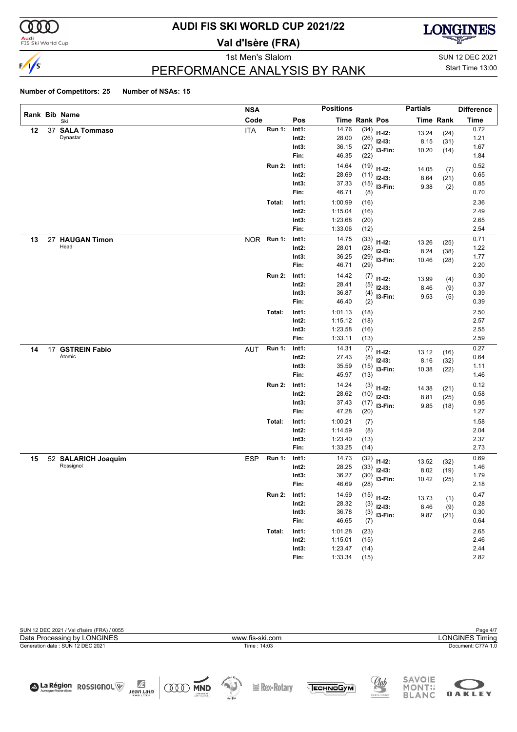# AUDI FIS SKI WORLD CUP 2021/22

## Val d'Isère (FRA)

1st Men's Slalom

SUN 12 DEC 2021

Start Time 13:00

## PERFORMANCE ANALYSIS BY RANK

**Number of Competitors: 25** **Number of NSAs: 15**

| Rank | Bib | Name | NSA Code | | Pos | Positions Time | Rank | Pos | Partials Time | Rank | Difference Time |
|---|---|---|---|---|---|---|---|---|---|---|---|
| 12 | 37 | **SALA Tommaso** Dynastar | ITA | Run 1: | Int1: | 14.76 | (34) | I1-I2: | 13.24 | (24) | 0.72 |
| | | | | | Int2: | 28.00 | (26) | I2-I3: | 8.15 | (31) | 1.21 |
| | | | | | Int3: | 36.15 | (27) | I3-Fin: | 10.20 | (14) | 1.67 |
| | | | | | Fin: | 46.35 | (22) | | | | 1.84 |
| | | | | Run 2: | Int1: | 14.64 | (19) | I1-I2: | 14.05 | (7) | 0.52 |
| | | | | | Int2: | 28.69 | (11) | I2-I3: | 8.64 | (21) | 0.65 |
| | | | | | Int3: | 37.33 | (15) | I3-Fin: | 9.38 | (2) | 0.85 |
| | | | | | Fin: | 46.71 | (8) | | | | 0.70 |
| | | | | Total: | Int1: | 1:00.99 | (16) | | | | 2.36 |
| | | | | | Int2: | 1:15.04 | (16) | | | | 2.49 |
| | | | | | Int3: | 1:23.68 | (20) | | | | 2.65 |
| | | | | | Fin: | 1:33.06 | (12) | | | | 2.54 |
| 13 | 27 | **HAUGAN Timon** Head | NOR | Run 1: | Int1: | 14.75 | (33) | I1-I2: | 13.26 | (25) | 0.71 |
| | | | | | Int2: | 28.01 | (28) | I2-I3: | 8.24 | (38) | 1.22 |
| | | | | | Int3: | 36.25 | (29) | I3-Fin: | 10.46 | (28) | 1.77 |
| | | | | | Fin: | 46.71 | (29) | | | | 2.20 |
| | | | | Run 2: | Int1: | 14.42 | (7) | I1-I2: | 13.99 | (4) | 0.30 |
| | | | | | Int2: | 28.41 | (5) | I2-I3: | 8.46 | (9) | 0.37 |
| | | | | | Int3: | 36.87 | (4) | I3-Fin: | 9.53 | (5) | 0.39 |
| | | | | | Fin: | 46.40 | (2) | | | | 0.39 |
| | | | | Total: | Int1: | 1:01.13 | (18) | | | | 2.50 |
| | | | | | Int2: | 1:15.12 | (18) | | | | 2.57 |
| | | | | | Int3: | 1:23.58 | (16) | | | | 2.55 |
| | | | | | Fin: | 1:33.11 | (13) | | | | 2.59 |
| 14 | 17 | **GSTREIN Fabio** Atomic | AUT | Run 1: | Int1: | 14.31 | (7) | I1-I2: | 13.12 | (16) | 0.27 |
| | | | | | Int2: | 27.43 | (8) | I2-I3: | 8.16 | (32) | 0.64 |
| | | | | | Int3: | 35.59 | (15) | I3-Fin: | 10.38 | (22) | 1.11 |
| | | | | | Fin: | 45.97 | (13) | | | | 1.46 |
| | | | | Run 2: | Int1: | 14.24 | (3) | I1-I2: | 14.38 | (21) | 0.12 |
| | | | | | Int2: | 28.62 | (10) | I2-I3: | 8.81 | (25) | 0.58 |
| | | | | | Int3: | 37.43 | (17) | I3-Fin: | 9.85 | (18) | 0.95 |
| | | | | | Fin: | 47.28 | (20) | | | | 1.27 |
| | | | | Total: | Int1: | 1:00.21 | (7) | | | | 1.58 |
| | | | | | Int2: | 1:14.59 | (8) | | | | 2.04 |
| | | | | | Int3: | 1:23.40 | (13) | | | | 2.37 |
| | | | | | Fin: | 1:33.25 | (14) | | | | 2.73 |
| 15 | 52 | **SALARICH Joaquim** Rossignol | ESP | Run 1: | Int1: | 14.73 | (32) | I1-I2: | 13.52 | (32) | 0.69 |
| | | | | | Int2: | 28.25 | (33) | I2-I3: | 8.02 | (19) | 1.46 |
| | | | | | Int3: | 36.27 | (30) | I3-Fin: | 10.42 | (25) | 1.79 |
| | | | | | Fin: | 46.69 | (28) | | | | 2.18 |
| | | | | Run 2: | Int1: | 14.59 | (15) | I1-I2: | 13.73 | (1) | 0.47 |
| | | | | | Int2: | 28.32 | (3) | I2-I3: | 8.46 | (9) | 0.28 |
| | | | | | Int3: | 36.78 | (3) | I3-Fin: | 9.87 | (21) | 0.30 |
| | | | | | Fin: | 46.65 | (7) | | | | 0.64 |
| | | | | Total: | Int1: | 1:01.28 | (23) | | | | 2.65 |
| | | | | | Int2: | 1:15.01 | (15) | | | | 2.46 |
| | | | | | Int3: | 1:23.47 | (14) | | | | 2.44 |
| | | | | | Fin: | 1:33.34 | (15) | | | | 2.82 |

SUN 12 DEC 2021 / Val d'Isère (FRA) / 0055

Data Processing by LONGINES — www.fis-ski.com — LONGINES Timing

Generation date : SUN 12 DEC 2021 — Time : 14:03 — Document: C77A 1.0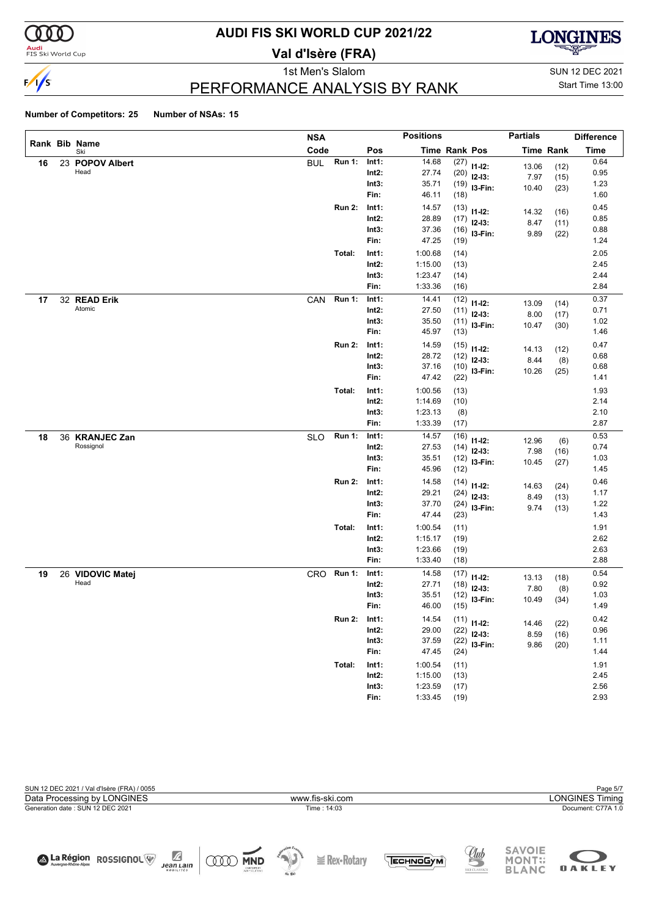# AUDI FIS SKI WORLD CUP 2021/22

## Val d'Isère (FRA)

1st Men's Slalom

SUN 12 DEC 2021

Start Time 13:00

## PERFORMANCE ANALYSIS BY RANK

**Number of Competitors: 25** **Number of NSAs: 15**

| Rank | Bib | Name / Ski | NSA Code | Run | Pos | Time | Rank | Pos | Partials Time | Partials Rank | Difference Time |
|---|---|---|---|---|---|---|---|---|---|---|---|
| 16 | 23 | **POPOV Albert** | BUL | Run 1: | Int1: | 14.68 | (27) | I1-I2: | 13.06 | (12) | 0.64 |
| | | Head | | | Int2: | 27.74 | (20) | I2-I3: | 7.97 | (15) | 0.95 |
| | | | | | Int3: | 35.71 | (19) | I3-Fin: | 10.40 | (23) | 1.23 |
| | | | | | Fin: | 46.11 | (18) | | | | 1.60 |
| | | | | Run 2: | Int1: | 14.57 | (13) | I1-I2: | 14.32 | (16) | 0.45 |
| | | | | | Int2: | 28.89 | (17) | I2-I3: | 8.47 | (11) | 0.85 |
| | | | | | Int3: | 37.36 | (16) | I3-Fin: | 9.89 | (22) | 0.88 |
| | | | | | Fin: | 47.25 | (19) | | | | 1.24 |
| | | | | Total: | Int1: | 1:00.68 | (14) | | | | 2.05 |
| | | | | | Int2: | 1:15.00 | (13) | | | | 2.45 |
| | | | | | Int3: | 1:23.47 | (14) | | | | 2.44 |
| | | | | | Fin: | 1:33.36 | (16) | | | | 2.84 |
| 17 | 32 | **READ Erik** | CAN | Run 1: | Int1: | 14.41 | (12) | I1-I2: | 13.09 | (14) | 0.37 |
| | | Atomic | | | Int2: | 27.50 | (11) | I2-I3: | 8.00 | (17) | 0.71 |
| | | | | | Int3: | 35.50 | (11) | I3-Fin: | 10.47 | (30) | 1.02 |
| | | | | | Fin: | 45.97 | (13) | | | | 1.46 |
| | | | | Run 2: | Int1: | 14.59 | (15) | I1-I2: | 14.13 | (12) | 0.47 |
| | | | | | Int2: | 28.72 | (12) | I2-I3: | 8.44 | (8) | 0.68 |
| | | | | | Int3: | 37.16 | (10) | I3-Fin: | 10.26 | (25) | 0.68 |
| | | | | | Fin: | 47.42 | (22) | | | | 1.41 |
| | | | | Total: | Int1: | 1:00.56 | (13) | | | | 1.93 |
| | | | | | Int2: | 1:14.69 | (10) | | | | 2.14 |
| | | | | | Int3: | 1:23.13 | (8) | | | | 2.10 |
| | | | | | Fin: | 1:33.39 | (17) | | | | 2.87 |
| 18 | 36 | **KRANJEC Zan** | SLO | Run 1: | Int1: | 14.57 | (16) | I1-I2: | 12.96 | (6) | 0.53 |
| | | Rossignol | | | Int2: | 27.53 | (14) | I2-I3: | 7.98 | (16) | 0.74 |
| | | | | | Int3: | 35.51 | (12) | I3-Fin: | 10.45 | (27) | 1.03 |
| | | | | | Fin: | 45.96 | (12) | | | | 1.45 |
| | | | | Run 2: | Int1: | 14.58 | (14) | I1-I2: | 14.63 | (24) | 0.46 |
| | | | | | Int2: | 29.21 | (24) | I2-I3: | 8.49 | (13) | 1.17 |
| | | | | | Int3: | 37.70 | (24) | I3-Fin: | 9.74 | (13) | 1.22 |
| | | | | | Fin: | 47.44 | (23) | | | | 1.43 |
| | | | | Total: | Int1: | 1:00.54 | (11) | | | | 1.91 |
| | | | | | Int2: | 1:15.17 | (19) | | | | 2.62 |
| | | | | | Int3: | 1:23.66 | (19) | | | | 2.63 |
| | | | | | Fin: | 1:33.40 | (18) | | | | 2.88 |
| 19 | 26 | **VIDOVIC Matej** | CRO | Run 1: | Int1: | 14.58 | (17) | I1-I2: | 13.13 | (18) | 0.54 |
| | | Head | | | Int2: | 27.71 | (18) | I2-I3: | 7.80 | (8) | 0.92 |
| | | | | | Int3: | 35.51 | (12) | I3-Fin: | 10.49 | (34) | 1.03 |
| | | | | | Fin: | 46.00 | (15) | | | | 1.49 |
| | | | | Run 2: | Int1: | 14.54 | (11) | I1-I2: | 14.46 | (22) | 0.42 |
| | | | | | Int2: | 29.00 | (22) | I2-I3: | 8.59 | (16) | 0.96 |
| | | | | | Int3: | 37.59 | (22) | I3-Fin: | 9.86 | (20) | 1.11 |
| | | | | | Fin: | 47.45 | (24) | | | | 1.44 |
| | | | | Total: | Int1: | 1:00.54 | (11) | | | | 1.91 |
| | | | | | Int2: | 1:15.00 | (13) | | | | 2.45 |
| | | | | | Int3: | 1:23.59 | (17) | | | | 2.56 |
| | | | | | Fin: | 1:33.45 | (19) | | | | 2.93 |

SUN 12 DEC 2021 / Val d'Isère (FRA) / 0055

Data Processing by LONGINES — www.fis-ski.com — LONGINES Timing

Generation date : SUN 12 DEC 2021 — Time : 14:03 — Document: C77A 1.0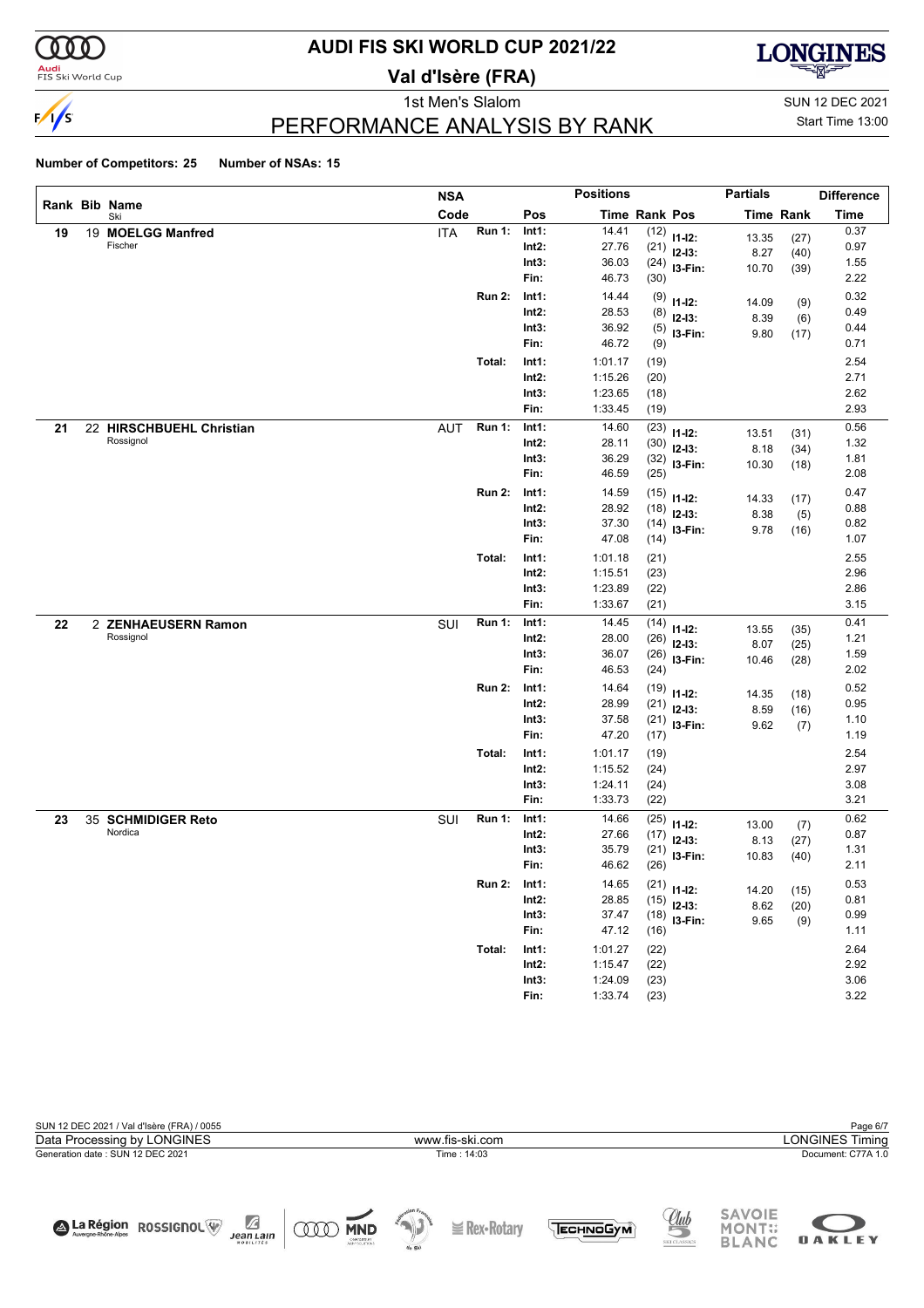# AUDI FIS SKI WORLD CUP 2021/22

**Val d'Isère (FRA)**

1st Men's Slalom

SUN 12 DEC 2021

Start Time 13:00

## PERFORMANCE ANALYSIS BY RANK

**Number of Competitors: 25 Number of NSAs: 15**

| Rank | Bib | Name / Ski | NSA Code | | Pos | Time | Rank | Pos | Partials Time | Partials Rank | Difference Time |
|---|---|---|---|---|---|---|---|---|---|---|---|
| 19 | 19 | **MOELGG Manfred** | ITA | Run 1: | Int1: | 14.41 | (12) | I1-I2: | 13.35 | (27) | 0.37 |
| | | Fischer | | | Int2: | 27.76 | (21) | I2-I3: | 8.27 | (40) | 0.97 |
| | | | | | Int3: | 36.03 | (24) | I3-Fin: | 10.70 | (39) | 1.55 |
| | | | | | Fin: | 46.73 | (30) | | | | 2.22 |
| | | | | Run 2: | Int1: | 14.44 | (9) | I1-I2: | 14.09 | (9) | 0.32 |
| | | | | | Int2: | 28.53 | (8) | I2-I3: | 8.39 | (6) | 0.49 |
| | | | | | Int3: | 36.92 | (5) | I3-Fin: | 9.80 | (17) | 0.44 |
| | | | | | Fin: | 46.72 | (9) | | | | 0.71 |
| | | | | Total: | Int1: | 1:01.17 | (19) | | | | 2.54 |
| | | | | | Int2: | 1:15.26 | (20) | | | | 2.71 |
| | | | | | Int3: | 1:23.65 | (18) | | | | 2.62 |
| | | | | | Fin: | 1:33.45 | (19) | | | | 2.93 |
| 21 | 22 | **HIRSCHBUEHL Christian** | AUT | Run 1: | Int1: | 14.60 | (23) | I1-I2: | 13.51 | (31) | 0.56 |
| | | Rossignol | | | Int2: | 28.11 | (30) | I2-I3: | 8.18 | (34) | 1.32 |
| | | | | | Int3: | 36.29 | (32) | I3-Fin: | 10.30 | (18) | 1.81 |
| | | | | | Fin: | 46.59 | (25) | | | | 2.08 |
| | | | | Run 2: | Int1: | 14.59 | (15) | I1-I2: | 14.33 | (17) | 0.47 |
| | | | | | Int2: | 28.92 | (18) | I2-I3: | 8.38 | (5) | 0.88 |
| | | | | | Int3: | 37.30 | (14) | I3-Fin: | 9.78 | (16) | 0.82 |
| | | | | | Fin: | 47.08 | (14) | | | | 1.07 |
| | | | | Total: | Int1: | 1:01.18 | (21) | | | | 2.55 |
| | | | | | Int2: | 1:15.51 | (23) | | | | 2.96 |
| | | | | | Int3: | 1:23.89 | (22) | | | | 2.86 |
| | | | | | Fin: | 1:33.67 | (21) | | | | 3.15 |
| 22 | 2 | **ZENHAEUSERN Ramon** | SUI | Run 1: | Int1: | 14.45 | (14) | I1-I2: | 13.55 | (35) | 0.41 |
| | | Rossignol | | | Int2: | 28.00 | (26) | I2-I3: | 8.07 | (25) | 1.21 |
| | | | | | Int3: | 36.07 | (26) | I3-Fin: | 10.46 | (28) | 1.59 |
| | | | | | Fin: | 46.53 | (24) | | | | 2.02 |
| | | | | Run 2: | Int1: | 14.64 | (19) | I1-I2: | 14.35 | (18) | 0.52 |
| | | | | | Int2: | 28.99 | (21) | I2-I3: | 8.59 | (16) | 0.95 |
| | | | | | Int3: | 37.58 | (21) | I3-Fin: | 9.62 | (7) | 1.10 |
| | | | | | Fin: | 47.20 | (17) | | | | 1.19 |
| | | | | Total: | Int1: | 1:01.17 | (19) | | | | 2.54 |
| | | | | | Int2: | 1:15.52 | (24) | | | | 2.97 |
| | | | | | Int3: | 1:24.11 | (24) | | | | 3.08 |
| | | | | | Fin: | 1:33.73 | (22) | | | | 3.21 |
| 23 | 35 | **SCHMIDIGER Reto** | SUI | Run 1: | Int1: | 14.66 | (25) | I1-I2: | 13.00 | (7) | 0.62 |
| | | Nordica | | | Int2: | 27.66 | (17) | I2-I3: | 8.13 | (27) | 0.87 |
| | | | | | Int3: | 35.79 | (21) | I3-Fin: | 10.83 | (40) | 1.31 |
| | | | | | Fin: | 46.62 | (26) | | | | 2.11 |
| | | | | Run 2: | Int1: | 14.65 | (21) | I1-I2: | 14.20 | (15) | 0.53 |
| | | | | | Int2: | 28.85 | (15) | I2-I3: | 8.62 | (20) | 0.81 |
| | | | | | Int3: | 37.47 | (18) | I3-Fin: | 9.65 | (9) | 0.99 |
| | | | | | Fin: | 47.12 | (16) | | | | 1.11 |
| | | | | Total: | Int1: | 1:01.27 | (22) | | | | 2.64 |
| | | | | | Int2: | 1:15.47 | (22) | | | | 2.92 |
| | | | | | Int3: | 1:24.09 | (23) | | | | 3.06 |
| | | | | | Fin: | 1:33.74 | (23) | | | | 3.22 |

SUN 12 DEC 2021 / Val d'Isère (FRA) / 0055

Data Processing by LONGINES — www.fis-ski.com — LONGINES Timing

Generation date : SUN 12 DEC 2021 — Time : 14:03 — Document: C77A 1.0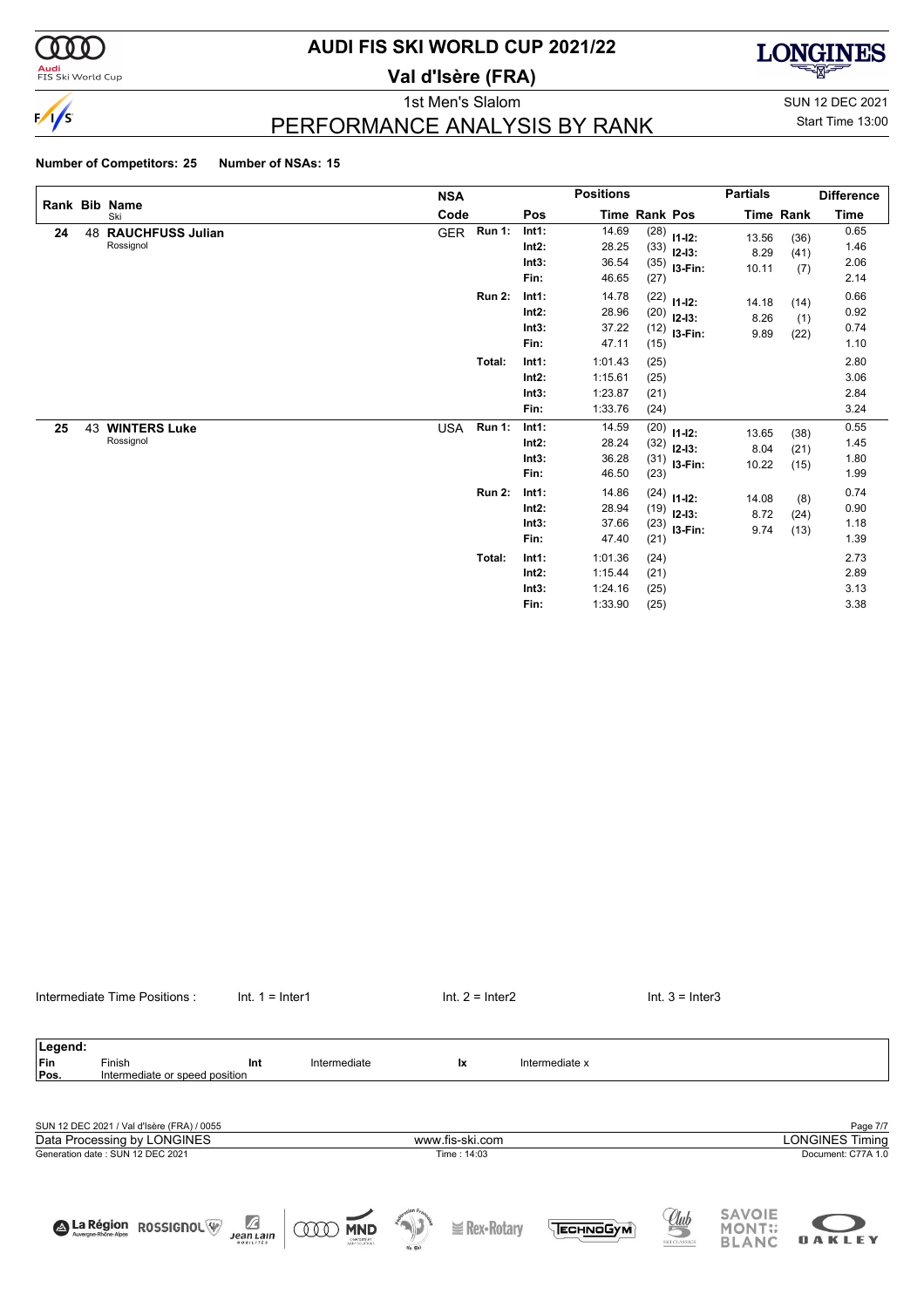# AUDI FIS SKI WORLD CUP 2021/22

**Val d'Isère (FRA)**

1st Men's Slalom

SUN 12 DEC 2021

Start Time 13:00

## PERFORMANCE ANALYSIS BY RANK

**Number of Competitors: 25** **Number of NSAs: 15**

| Rank | Bib | Name / Ski | NSA Code | Run | Pos | Time | Rank | Partial Pos | Partial Time | Partial Rank | Difference Time |
|---|---|---|---|---|---|---|---|---|---|---|---|
| 24 | 48 | **RAUCHFUSS Julian** Rossignol | GER | Run 1: | Int1: | 14.69 | (28) | I1-I2: | 13.56 | (36) | 0.65 |
| | | | | | Int2: | 28.25 | (33) | I2-I3: | 8.29 | (41) | 1.46 |
| | | | | | Int3: | 36.54 | (35) | I3-Fin: | 10.11 | (7) | 2.06 |
| | | | | | Fin: | 46.65 | (27) | | | | 2.14 |
| | | | | Run 2: | Int1: | 14.78 | (22) | I1-I2: | 14.18 | (14) | 0.66 |
| | | | | | Int2: | 28.96 | (20) | I2-I3: | 8.26 | (1) | 0.92 |
| | | | | | Int3: | 37.22 | (12) | I3-Fin: | 9.89 | (22) | 0.74 |
| | | | | | Fin: | 47.11 | (15) | | | | 1.10 |
| | | | | Total: | Int1: | 1:01.43 | (25) | | | | 2.80 |
| | | | | | Int2: | 1:15.61 | (25) | | | | 3.06 |
| | | | | | Int3: | 1:23.87 | (21) | | | | 2.84 |
| | | | | | Fin: | 1:33.76 | (24) | | | | 3.24 |
| 25 | 43 | **WINTERS Luke** Rossignol | USA | Run 1: | Int1: | 14.59 | (20) | I1-I2: | 13.65 | (38) | 0.55 |
| | | | | | Int2: | 28.24 | (32) | I2-I3: | 8.04 | (21) | 1.45 |
| | | | | | Int3: | 36.28 | (31) | I3-Fin: | 10.22 | (15) | 1.80 |
| | | | | | Fin: | 46.50 | (23) | | | | 1.99 |
| | | | | Run 2: | Int1: | 14.86 | (24) | I1-I2: | 14.08 | (8) | 0.74 |
| | | | | | Int2: | 28.94 | (19) | I2-I3: | 8.72 | (24) | 0.90 |
| | | | | | Int3: | 37.66 | (23) | I3-Fin: | 9.74 | (13) | 1.18 |
| | | | | | Fin: | 47.40 | (21) | | | | 1.39 |
| | | | | Total: | Int1: | 1:01.36 | (24) | | | | 2.73 |
| | | | | | Int2: | 1:15.44 | (21) | | | | 2.89 |
| | | | | | Int3: | 1:24.16 | (25) | | | | 3.13 |
| | | | | | Fin: | 1:33.90 | (25) | | | | 3.38 |

Intermediate Time Positions : Int. 1 = Inter1 Int. 2 = Inter2 Int. 3 = Inter3

**Legend:**

| | | | | | |
|---|---|---|---|---|---|
| Fin | Finish | Int | Intermediate | Ix | Intermediate x |
| Pos. | Intermediate or speed position | | | | |

SUN 12 DEC 2021 / Val d'Isère (FRA) / 0055

Data Processing by LONGINES — www.fis-ski.com — LONGINES Timing

Generation date : SUN 12 DEC 2021 — Time : 14:03 — Document: C77A 1.0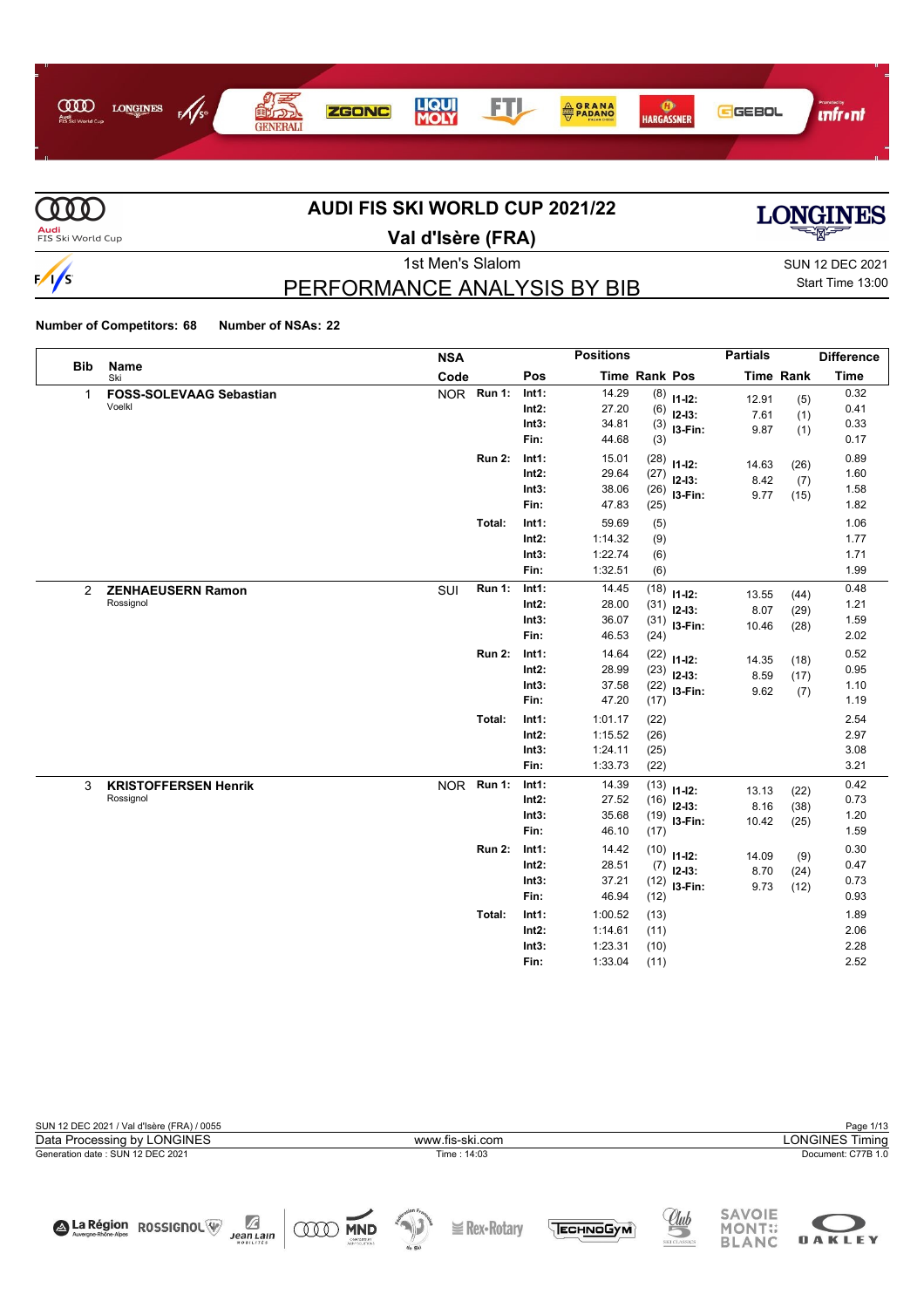# AUDI FIS SKI WORLD CUP 2021/22

## Val d'Isère (FRA)

1st Men's Slalom

SUN 12 DEC 2021
Start Time 13:00

## PERFORMANCE ANALYSIS BY BIB

**Number of Competitors: 68** **Number of NSAs: 22**

| Bib | Name / Ski | NSA Code | | Pos | Time | Rank | Pos | Partials Time | Partials Rank | Difference Time |
|---|---|---|---|---|---|---|---|---|---|---|
| 1 | **FOSS-SOLEVAAG Sebastian** | NOR | Run 1: | Int1: | 14.29 | (8) | I1-I2: | 12.91 | (5) | 0.32 |
| | Voelkl | | | Int2: | 27.20 | (6) | I2-I3: | 7.61 | (1) | 0.41 |
| | | | | Int3: | 34.81 | (3) | I3-Fin: | 9.87 | (1) | 0.33 |
| | | | | Fin: | 44.68 | (3) | | | | 0.17 |
| | | | Run 2: | Int1: | 15.01 | (28) | I1-I2: | 14.63 | (26) | 0.89 |
| | | | | Int2: | 29.64 | (27) | I2-I3: | 8.42 | (7) | 1.60 |
| | | | | Int3: | 38.06 | (26) | I3-Fin: | 9.77 | (15) | 1.58 |
| | | | | Fin: | 47.83 | (25) | | | | 1.82 |
| | | | Total: | Int1: | 59.69 | (5) | | | | 1.06 |
| | | | | Int2: | 1:14.32 | (9) | | | | 1.77 |
| | | | | Int3: | 1:22.74 | (6) | | | | 1.71 |
| | | | | Fin: | 1:32.51 | (6) | | | | 1.99 |
| 2 | **ZENHAEUSERN Ramon** | SUI | Run 1: | Int1: | 14.45 | (18) | I1-I2: | 13.55 | (44) | 0.48 |
| | Rossignol | | | Int2: | 28.00 | (31) | I2-I3: | 8.07 | (29) | 1.21 |
| | | | | Int3: | 36.07 | (31) | I3-Fin: | 10.46 | (28) | 1.59 |
| | | | | Fin: | 46.53 | (24) | | | | 2.02 |
| | | | Run 2: | Int1: | 14.64 | (22) | I1-I2: | 14.35 | (18) | 0.52 |
| | | | | Int2: | 28.99 | (23) | I2-I3: | 8.59 | (17) | 0.95 |
| | | | | Int3: | 37.58 | (22) | I3-Fin: | 9.62 | (7) | 1.10 |
| | | | | Fin: | 47.20 | (17) | | | | 1.19 |
| | | | Total: | Int1: | 1:01.17 | (22) | | | | 2.54 |
| | | | | Int2: | 1:15.52 | (26) | | | | 2.97 |
| | | | | Int3: | 1:24.11 | (25) | | | | 3.08 |
| | | | | Fin: | 1:33.73 | (22) | | | | 3.21 |
| 3 | **KRISTOFFERSEN Henrik** | NOR | Run 1: | Int1: | 14.39 | (13) | I1-I2: | 13.13 | (22) | 0.42 |
| | Rossignol | | | Int2: | 27.52 | (16) | I2-I3: | 8.16 | (38) | 0.73 |
| | | | | Int3: | 35.68 | (19) | I3-Fin: | 10.42 | (25) | 1.20 |
| | | | | Fin: | 46.10 | (17) | | | | 1.59 |
| | | | Run 2: | Int1: | 14.42 | (10) | I1-I2: | 14.09 | (9) | 0.30 |
| | | | | Int2: | 28.51 | (7) | I2-I3: | 8.70 | (24) | 0.47 |
| | | | | Int3: | 37.21 | (12) | I3-Fin: | 9.73 | (12) | 0.73 |
| | | | | Fin: | 46.94 | (12) | | | | 0.93 |
| | | | Total: | Int1: | 1:00.52 | (13) | | | | 1.89 |
| | | | | Int2: | 1:14.61 | (11) | | | | 2.06 |
| | | | | Int3: | 1:23.31 | (10) | | | | 2.28 |
| | | | | Fin: | 1:33.04 | (11) | | | | 2.52 |

SUN 12 DEC 2021 / Val d'Isère (FRA) / 0055
Data Processing by LONGINES — www.fis-ski.com — LONGINES Timing
Generation date : SUN 12 DEC 2021 — Time : 14:03 — Document: C77B 1.0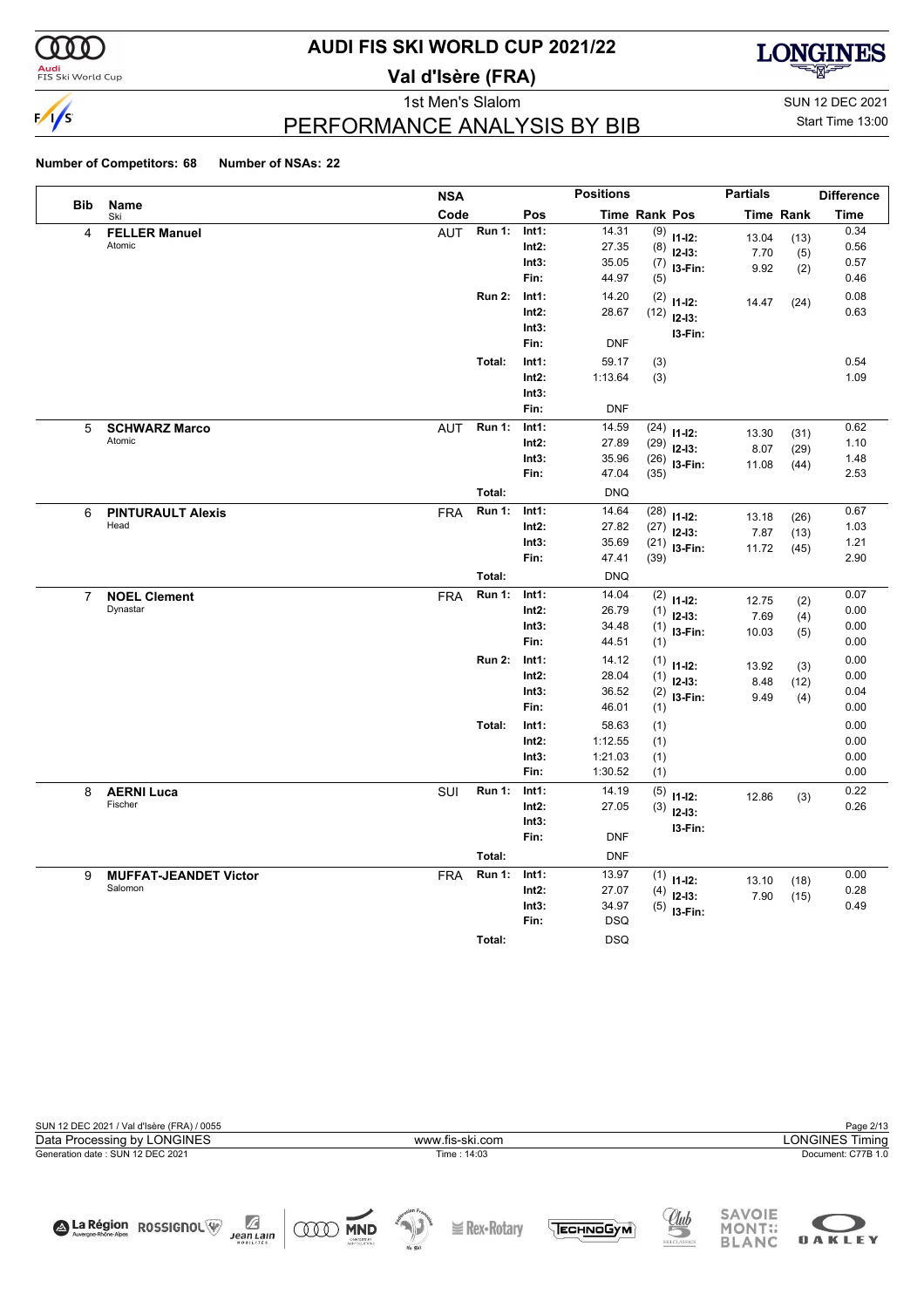# AUDI FIS SKI WORLD CUP 2021/22

## Val d'Isère (FRA)

1st Men's Slalom

SUN 12 DEC 2021

Start Time 13:00

## PERFORMANCE ANALYSIS BY BIB

**Number of Competitors: 68** **Number of NSAs: 22**

| Bib | Name / Ski | NSA Code | | Pos | Time | Rank | Pos | Partials Time | Partials Rank | Difference Time |
|---|---|---|---|---|---|---|---|---|---|---|
| 4 | **FELLER Manuel** Atomic | AUT | Run 1: | Int1: | 14.31 | (9) | I1-I2: | 13.04 | (13) | 0.34 |
| | | | | Int2: | 27.35 | (8) | I2-I3: | 7.70 | (5) | 0.56 |
| | | | | Int3: | 35.05 | (7) | I3-Fin: | 9.92 | (2) | 0.57 |
| | | | | Fin: | 44.97 | (5) | | | | 0.46 |
| | | | Run 2: | Int1: | 14.20 | (2) | I1-I2: | 14.47 | (24) | 0.08 |
| | | | | Int2: | 28.67 | (12) | I2-I3: | | | 0.63 |
| | | | | Int3: | | | I3-Fin: | | | |
| | | | | Fin: | DNF | | | | | |
| | | | Total: | Int1: | 59.17 | (3) | | | | 0.54 |
| | | | | Int2: | 1:13.64 | (3) | | | | 1.09 |
| | | | | Int3: | | | | | | |
| | | | | Fin: | DNF | | | | | |
| 5 | **SCHWARZ Marco** Atomic | AUT | Run 1: | Int1: | 14.59 | (24) | I1-I2: | 13.30 | (31) | 0.62 |
| | | | | Int2: | 27.89 | (29) | I2-I3: | 8.07 | (29) | 1.10 |
| | | | | Int3: | 35.96 | (26) | I3-Fin: | 11.08 | (44) | 1.48 |
| | | | | Fin: | 47.04 | (35) | | | | 2.53 |
| | | | Total: | | DNQ | | | | | |
| 6 | **PINTURAULT Alexis** Head | FRA | Run 1: | Int1: | 14.64 | (28) | I1-I2: | 13.18 | (26) | 0.67 |
| | | | | Int2: | 27.82 | (27) | I2-I3: | 7.87 | (13) | 1.03 |
| | | | | Int3: | 35.69 | (21) | I3-Fin: | 11.72 | (45) | 1.21 |
| | | | | Fin: | 47.41 | (39) | | | | 2.90 |
| | | | Total: | | DNQ | | | | | |
| 7 | **NOEL Clement** Dynastar | FRA | Run 1: | Int1: | 14.04 | (2) | I1-I2: | 12.75 | (2) | 0.07 |
| | | | | Int2: | 26.79 | (1) | I2-I3: | 7.69 | (4) | 0.00 |
| | | | | Int3: | 34.48 | (1) | I3-Fin: | 10.03 | (5) | 0.00 |
| | | | | Fin: | 44.51 | (1) | | | | 0.00 |
| | | | Run 2: | Int1: | 14.12 | (1) | I1-I2: | 13.92 | (3) | 0.00 |
| | | | | Int2: | 28.04 | (1) | I2-I3: | 8.48 | (12) | 0.00 |
| | | | | Int3: | 36.52 | (2) | I3-Fin: | 9.49 | (4) | 0.04 |
| | | | | Fin: | 46.01 | (1) | | | | 0.00 |
| | | | Total: | Int1: | 58.63 | (1) | | | | 0.00 |
| | | | | Int2: | 1:12.55 | (1) | | | | 0.00 |
| | | | | Int3: | 1:21.03 | (1) | | | | 0.00 |
| | | | | Fin: | 1:30.52 | (1) | | | | 0.00 |
| 8 | **AERNI Luca** Fischer | SUI | Run 1: | Int1: | 14.19 | (5) | I1-I2: | 12.86 | (3) | 0.22 |
| | | | | Int2: | 27.05 | (3) | I2-I3: | | | 0.26 |
| | | | | Int3: | | | I3-Fin: | | | |
| | | | | Fin: | DNF | | | | | |
| | | | Total: | | DNF | | | | | |
| 9 | **MUFFAT-JEANDET Victor** Salomon | FRA | Run 1: | Int1: | 13.97 | (1) | I1-I2: | 13.10 | (18) | 0.00 |
| | | | | Int2: | 27.07 | (4) | I2-I3: | 7.90 | (15) | 0.28 |
| | | | | Int3: | 34.97 | (5) | I3-Fin: | | | 0.49 |
| | | | | Fin: | DSQ | | | | | |
| | | | Total: | | DSQ | | | | | |

SUN 12 DEC 2021 / Val d'Isère (FRA) / 0055

Data Processing by LONGINES — www.fis-ski.com — LONGINES Timing

Generation date : SUN 12 DEC 2021 — Time : 14:03 — Document: C77B 1.0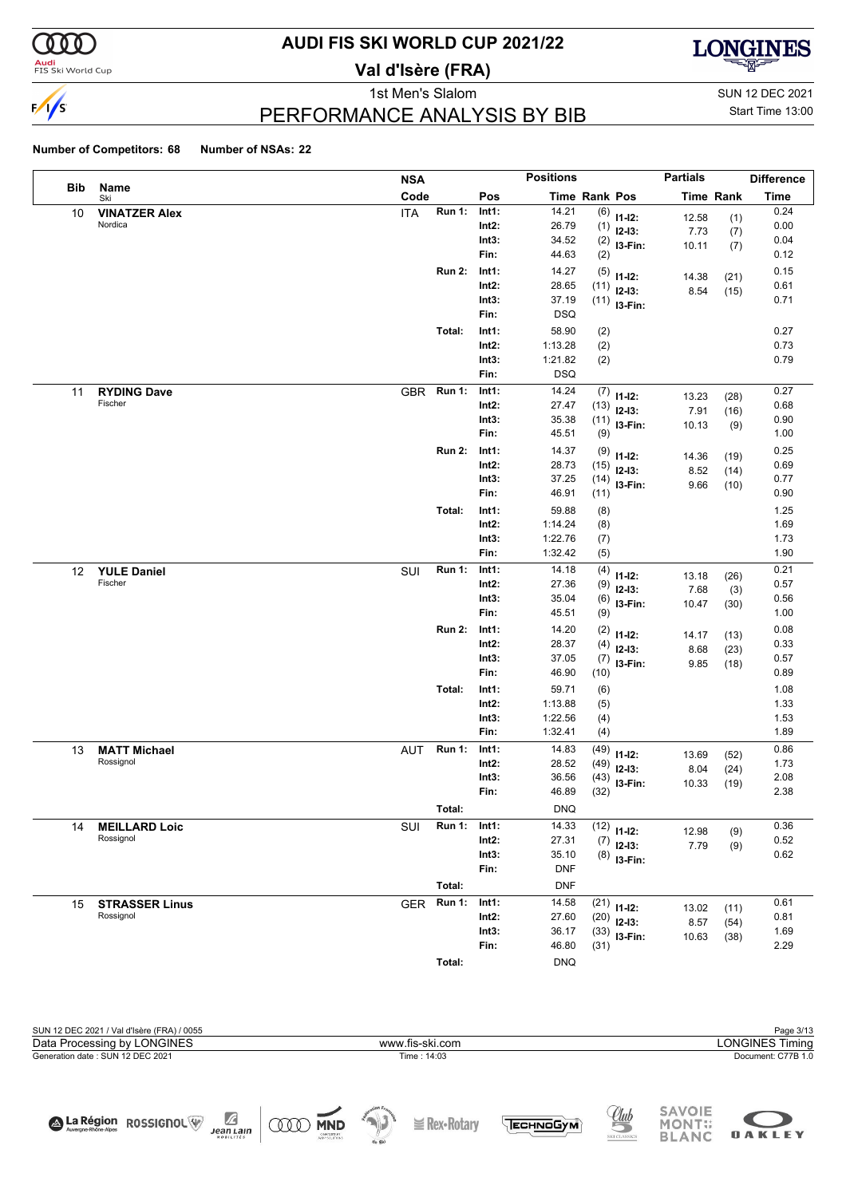# AUDI FIS SKI WORLD CUP 2021/22

## Val d'Isère (FRA)

1st Men's Slalom

SUN 12 DEC 2021

Start Time 13:00

# PERFORMANCE ANALYSIS BY BIB

**Number of Competitors: 68** **Number of NSAs: 22**

| Bib | Name / Ski | NSA Code | | Pos | Time | Rank | Pos | Partials Time | Partials Rank | Difference Time |
|---|---|---|---|---|---|---|---|---|---|---|
| 10 | **VINATZER Alex** Nordica | ITA | Run 1: | Int1: | 14.21 | (6) | I1-I2: | 12.58 | (1) | 0.24 |
| | | | | Int2: | 26.79 | (1) | I2-I3: | 7.73 | (7) | 0.00 |
| | | | | Int3: | 34.52 | (2) | I3-Fin: | 10.11 | (7) | 0.04 |
| | | | | Fin: | 44.63 | (2) | | | | 0.12 |
| | | | Run 2: | Int1: | 14.27 | (5) | I1-I2: | 14.38 | (21) | 0.15 |
| | | | | Int2: | 28.65 | (11) | I2-I3: | 8.54 | (15) | 0.61 |
| | | | | Int3: | 37.19 | (11) | I3-Fin: | | | 0.71 |
| | | | | Fin: | DSQ | | | | | |
| | | | Total: | Int1: | 58.90 | (2) | | | | 0.27 |
| | | | | Int2: | 1:13.28 | (2) | | | | 0.73 |
| | | | | Int3: | 1:21.82 | (2) | | | | 0.79 |
| | | | | Fin: | DSQ | | | | | |
| 11 | **RYDING Dave** Fischer | GBR | Run 1: | Int1: | 14.24 | (7) | I1-I2: | 13.23 | (28) | 0.27 |
| | | | | Int2: | 27.47 | (13) | I2-I3: | 7.91 | (16) | 0.68 |
| | | | | Int3: | 35.38 | (11) | I3-Fin: | 10.13 | (9) | 0.90 |
| | | | | Fin: | 45.51 | (9) | | | | 1.00 |
| | | | Run 2: | Int1: | 14.37 | (9) | I1-I2: | 14.36 | (19) | 0.25 |
| | | | | Int2: | 28.73 | (15) | I2-I3: | 8.52 | (14) | 0.69 |
| | | | | Int3: | 37.25 | (14) | I3-Fin: | 9.66 | (10) | 0.77 |
| | | | | Fin: | 46.91 | (11) | | | | 0.90 |
| | | | Total: | Int1: | 59.88 | (8) | | | | 1.25 |
| | | | | Int2: | 1:14.24 | (8) | | | | 1.69 |
| | | | | Int3: | 1:22.76 | (7) | | | | 1.73 |
| | | | | Fin: | 1:32.42 | (5) | | | | 1.90 |
| 12 | **YULE Daniel** Fischer | SUI | Run 1: | Int1: | 14.18 | (4) | I1-I2: | 13.18 | (26) | 0.21 |
| | | | | Int2: | 27.36 | (9) | I2-I3: | 7.68 | (3) | 0.57 |
| | | | | Int3: | 35.04 | (6) | I3-Fin: | 10.47 | (30) | 0.56 |
| | | | | Fin: | 45.51 | (9) | | | | 1.00 |
| | | | Run 2: | Int1: | 14.20 | (2) | I1-I2: | 14.17 | (13) | 0.08 |
| | | | | Int2: | 28.37 | (4) | I2-I3: | 8.68 | (23) | 0.33 |
| | | | | Int3: | 37.05 | (7) | I3-Fin: | 9.85 | (18) | 0.57 |
| | | | | Fin: | 46.90 | (10) | | | | 0.89 |
| | | | Total: | Int1: | 59.71 | (6) | | | | 1.08 |
| | | | | Int2: | 1:13.88 | (5) | | | | 1.33 |
| | | | | Int3: | 1:22.56 | (4) | | | | 1.53 |
| | | | | Fin: | 1:32.41 | (4) | | | | 1.89 |
| 13 | **MATT Michael** Rossignol | AUT | Run 1: | Int1: | 14.83 | (49) | I1-I2: | 13.69 | (52) | 0.86 |
| | | | | Int2: | 28.52 | (49) | I2-I3: | 8.04 | (24) | 1.73 |
| | | | | Int3: | 36.56 | (43) | I3-Fin: | 10.33 | (19) | 2.08 |
| | | | | Fin: | 46.89 | (32) | | | | 2.38 |
| | | | Total: | | DNQ | | | | | |
| 14 | **MEILLARD Loic** Rossignol | SUI | Run 1: | Int1: | 14.33 | (12) | I1-I2: | 12.98 | (9) | 0.36 |
| | | | | Int2: | 27.31 | (7) | I2-I3: | 7.79 | (9) | 0.52 |
| | | | | Int3: | 35.10 | (8) | I3-Fin: | | | 0.62 |
| | | | | Fin: | DNF | | | | | |
| | | | Total: | | DNF | | | | | |
| 15 | **STRASSER Linus** Rossignol | GER | Run 1: | Int1: | 14.58 | (21) | I1-I2: | 13.02 | (11) | 0.61 |
| | | | | Int2: | 27.60 | (20) | I2-I3: | 8.57 | (54) | 0.81 |
| | | | | Int3: | 36.17 | (33) | I3-Fin: | 10.63 | (38) | 1.69 |
| | | | | Fin: | 46.80 | (31) | | | | 2.29 |
| | | | Total: | | DNQ | | | | | |

SUN 12 DEC 2021 / Val d'Isère (FRA) / 0055

Data Processing by LONGINES — www.fis-ski.com — LONGINES Timing

Generation date : SUN 12 DEC 2021 — Time : 14:03 — Document: C77B 1.0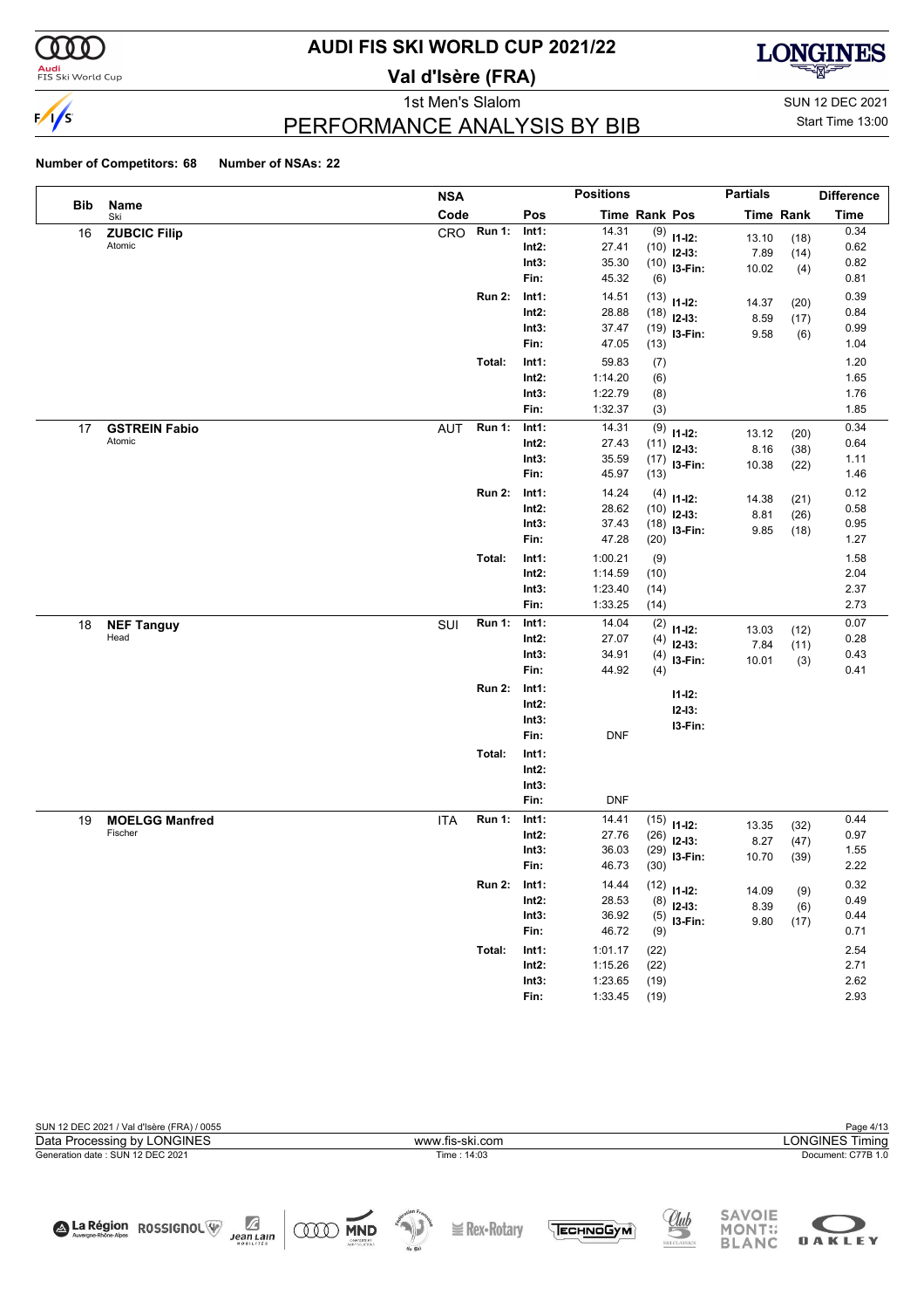# AUDI FIS SKI WORLD CUP 2021/22

## Val d'Isère (FRA)

1st Men's Slalom

SUN 12 DEC 2021

Start Time 13:00

## PERFORMANCE ANALYSIS BY BIB

**Number of Competitors: 68** **Number of NSAs: 22**

| Bib | Name / Ski | NSA Code | | Pos | Time | Rank | Pos | Partials Time | Partials Rank | Difference Time |
|---|---|---|---|---|---|---|---|---|---|---|
| 16 | **ZUBCIC Filip** Atomic | CRO | Run 1: | Int1: | 14.31 | (9) | I1-I2: | 13.10 | (18) | 0.34 |
| | | | | Int2: | 27.41 | (10) | I2-I3: | 7.89 | (14) | 0.62 |
| | | | | Int3: | 35.30 | (10) | I3-Fin: | 10.02 | (4) | 0.82 |
| | | | | Fin: | 45.32 | (6) | | | | 0.81 |
| | | | Run 2: | Int1: | 14.51 | (13) | I1-I2: | 14.37 | (20) | 0.39 |
| | | | | Int2: | 28.88 | (18) | I2-I3: | 8.59 | (17) | 0.84 |
| | | | | Int3: | 37.47 | (19) | I3-Fin: | 9.58 | (6) | 0.99 |
| | | | | Fin: | 47.05 | (13) | | | | 1.04 |
| | | | Total: | Int1: | 59.83 | (7) | | | | 1.20 |
| | | | | Int2: | 1:14.20 | (6) | | | | 1.65 |
| | | | | Int3: | 1:22.79 | (8) | | | | 1.76 |
| | | | | Fin: | 1:32.37 | (3) | | | | 1.85 |
| 17 | **GSTREIN Fabio** Atomic | AUT | Run 1: | Int1: | 14.31 | (9) | I1-I2: | 13.12 | (20) | 0.34 |
| | | | | Int2: | 27.43 | (11) | I2-I3: | 8.16 | (38) | 0.64 |
| | | | | Int3: | 35.59 | (17) | I3-Fin: | 10.38 | (22) | 1.11 |
| | | | | Fin: | 45.97 | (13) | | | | 1.46 |
| | | | Run 2: | Int1: | 14.24 | (4) | I1-I2: | 14.38 | (21) | 0.12 |
| | | | | Int2: | 28.62 | (10) | I2-I3: | 8.81 | (26) | 0.58 |
| | | | | Int3: | 37.43 | (18) | I3-Fin: | 9.85 | (18) | 0.95 |
| | | | | Fin: | 47.28 | (20) | | | | 1.27 |
| | | | Total: | Int1: | 1:00.21 | (9) | | | | 1.58 |
| | | | | Int2: | 1:14.59 | (10) | | | | 2.04 |
| | | | | Int3: | 1:23.40 | (14) | | | | 2.37 |
| | | | | Fin: | 1:33.25 | (14) | | | | 2.73 |
| 18 | **NEF Tanguy** Head | SUI | Run 1: | Int1: | 14.04 | (2) | I1-I2: | 13.03 | (12) | 0.07 |
| | | | | Int2: | 27.07 | (4) | I2-I3: | 7.84 | (11) | 0.28 |
| | | | | Int3: | 34.91 | (4) | I3-Fin: | 10.01 | (3) | 0.43 |
| | | | | Fin: | 44.92 | (4) | | | | 0.41 |
| | | | Run 2: | Int1: | | | I1-I2: | | | |
| | | | | Int2: | | | I2-I3: | | | |
| | | | | Int3: | | | I3-Fin: | | | |
| | | | | Fin: | DNF | | | | | |
| | | | Total: | Int1: | | | | | | |
| | | | | Int2: | | | | | | |
| | | | | Int3: | | | | | | |
| | | | | Fin: | DNF | | | | | |
| 19 | **MOELGG Manfred** Fischer | ITA | Run 1: | Int1: | 14.41 | (15) | I1-I2: | 13.35 | (32) | 0.44 |
| | | | | Int2: | 27.76 | (26) | I2-I3: | 8.27 | (47) | 0.97 |
| | | | | Int3: | 36.03 | (29) | I3-Fin: | 10.70 | (39) | 1.55 |
| | | | | Fin: | 46.73 | (30) | | | | 2.22 |
| | | | Run 2: | Int1: | 14.44 | (12) | I1-I2: | 14.09 | (9) | 0.32 |
| | | | | Int2: | 28.53 | (8) | I2-I3: | 8.39 | (6) | 0.49 |
| | | | | Int3: | 36.92 | (5) | I3-Fin: | 9.80 | (17) | 0.44 |
| | | | | Fin: | 46.72 | (9) | | | | 0.71 |
| | | | Total: | Int1: | 1:01.17 | (22) | | | | 2.54 |
| | | | | Int2: | 1:15.26 | (22) | | | | 2.71 |
| | | | | Int3: | 1:23.65 | (19) | | | | 2.62 |
| | | | | Fin: | 1:33.45 | (19) | | | | 2.93 |

SUN 12 DEC 2021 / Val d'Isère (FRA) / 0055

Data Processing by LONGINES — www.fis-ski.com — LONGINES Timing

Generation date : SUN 12 DEC 2021 — Time : 14:03 — Document: C77B 1.0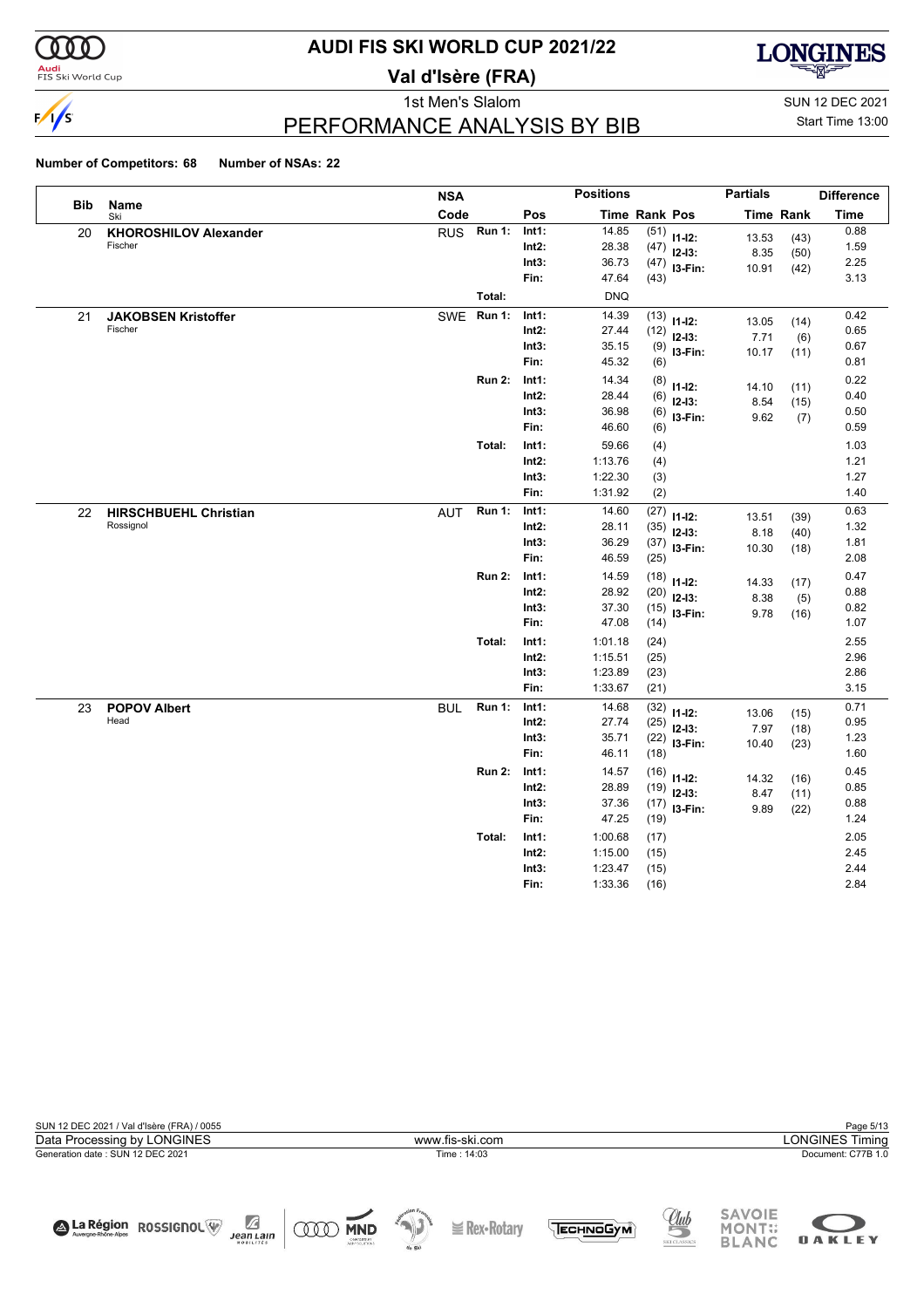# AUDI FIS SKI WORLD CUP 2021/22

## Val d'Isère (FRA)

1st Men's Slalom — SUN 12 DEC 2021 — Start Time 13:00

## PERFORMANCE ANALYSIS BY BIB

**Number of Competitors: 68** **Number of NSAs: 22**

| Bib | Name / Ski | NSA Code | Run | Pos | Time | Rank | Pos | Partials Time | Partials Rank | Difference Time |
|---|---|---|---|---|---|---|---|---|---|---|
| 20 | **KHOROSHILOV Alexander** Fischer | RUS | Run 1: | Int1: | 14.85 | (51) | I1-I2: | 13.53 | (43) | 0.88 |
| | | | | Int2: | 28.38 | (47) | I2-I3: | 8.35 | (50) | 1.59 |
| | | | | Int3: | 36.73 | (47) | I3-Fin: | 10.91 | (42) | 2.25 |
| | | | | Fin: | 47.64 | (43) | | | | 3.13 |
| | | | Total: | | DNQ | | | | | |
| 21 | **JAKOBSEN Kristoffer** Fischer | SWE | Run 1: | Int1: | 14.39 | (13) | I1-I2: | 13.05 | (14) | 0.42 |
| | | | | Int2: | 27.44 | (12) | I2-I3: | 7.71 | (6) | 0.65 |
| | | | | Int3: | 35.15 | (9) | I3-Fin: | 10.17 | (11) | 0.67 |
| | | | | Fin: | 45.32 | (6) | | | | 0.81 |
| | | | Run 2: | Int1: | 14.34 | (8) | I1-I2: | 14.10 | (11) | 0.22 |
| | | | | Int2: | 28.44 | (6) | I2-I3: | 8.54 | (15) | 0.40 |
| | | | | Int3: | 36.98 | (6) | I3-Fin: | 9.62 | (7) | 0.50 |
| | | | | Fin: | 46.60 | (6) | | | | 0.59 |
| | | | Total: | Int1: | 59.66 | (4) | | | | 1.03 |
| | | | | Int2: | 1:13.76 | (4) | | | | 1.21 |
| | | | | Int3: | 1:22.30 | (3) | | | | 1.27 |
| | | | | Fin: | 1:31.92 | (2) | | | | 1.40 |
| 22 | **HIRSCHBUEHL Christian** Rossignol | AUT | Run 1: | Int1: | 14.60 | (27) | I1-I2: | 13.51 | (39) | 0.63 |
| | | | | Int2: | 28.11 | (35) | I2-I3: | 8.18 | (40) | 1.32 |
| | | | | Int3: | 36.29 | (37) | I3-Fin: | 10.30 | (18) | 1.81 |
| | | | | Fin: | 46.59 | (25) | | | | 2.08 |
| | | | Run 2: | Int1: | 14.59 | (18) | I1-I2: | 14.33 | (17) | 0.47 |
| | | | | Int2: | 28.92 | (20) | I2-I3: | 8.38 | (5) | 0.88 |
| | | | | Int3: | 37.30 | (15) | I3-Fin: | 9.78 | (16) | 0.82 |
| | | | | Fin: | 47.08 | (14) | | | | 1.07 |
| | | | Total: | Int1: | 1:01.18 | (24) | | | | 2.55 |
| | | | | Int2: | 1:15.51 | (25) | | | | 2.96 |
| | | | | Int3: | 1:23.89 | (23) | | | | 2.86 |
| | | | | Fin: | 1:33.67 | (21) | | | | 3.15 |
| 23 | **POPOV Albert** Head | BUL | Run 1: | Int1: | 14.68 | (32) | I1-I2: | 13.06 | (15) | 0.71 |
| | | | | Int2: | 27.74 | (25) | I2-I3: | 7.97 | (18) | 0.95 |
| | | | | Int3: | 35.71 | (22) | I3-Fin: | 10.40 | (23) | 1.23 |
| | | | | Fin: | 46.11 | (18) | | | | 1.60 |
| | | | Run 2: | Int1: | 14.57 | (16) | I1-I2: | 14.32 | (16) | 0.45 |
| | | | | Int2: | 28.89 | (19) | I2-I3: | 8.47 | (11) | 0.85 |
| | | | | Int3: | 37.36 | (17) | I3-Fin: | 9.89 | (22) | 0.88 |
| | | | | Fin: | 47.25 | (19) | | | | 1.24 |
| | | | Total: | Int1: | 1:00.68 | (17) | | | | 2.05 |
| | | | | Int2: | 1:15.00 | (15) | | | | 2.45 |
| | | | | Int3: | 1:23.47 | (15) | | | | 2.44 |
| | | | | Fin: | 1:33.36 | (16) | | | | 2.84 |

SUN 12 DEC 2021 / Val d'Isère (FRA) / 0055
Data Processing by LONGINES — www.fis-ski.com — LONGINES Timing
Generation date : SUN 12 DEC 2021 — Time : 14:03 — Document: C77B 1.0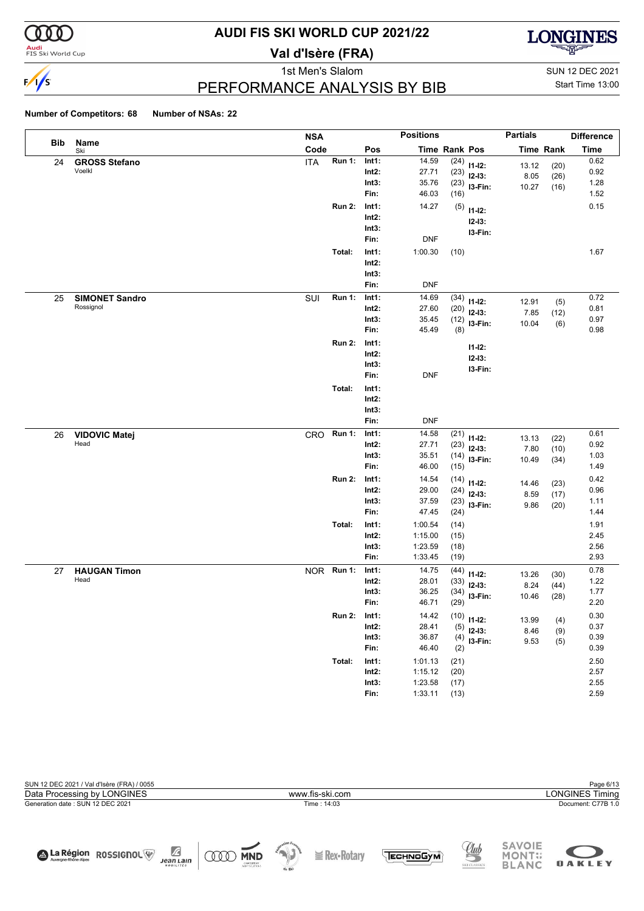# AUDI FIS SKI WORLD CUP 2021/22

## Val d'Isère (FRA)

1st Men's Slalom

SUN 12 DEC 2021

Start Time 13:00

## PERFORMANCE ANALYSIS BY BIB

**Number of Competitors: 68** **Number of NSAs: 22**

| Bib | Name / Ski | NSA Code | | Pos | Time | Rank | Pos | Partials Time | Partials Rank | Difference Time |
|---|---|---|---|---|---|---|---|---|---|---|
| 24 | **GROSS Stefano** Voelkl | ITA | Run 1: | Int1: | 14.59 | (24) | I1-I2: | 13.12 | (20) | 0.62 |
| | | | | Int2: | 27.71 | (23) | I2-I3: | 8.05 | (26) | 0.92 |
| | | | | Int3: | 35.76 | (23) | I3-Fin: | 10.27 | (16) | 1.28 |
| | | | | Fin: | 46.03 | (16) | | | | 1.52 |
| | | | Run 2: | Int1: | 14.27 | (5) | I1-I2: | | | 0.15 |
| | | | | Int2: | | | I2-I3: | | | |
| | | | | Int3: | | | I3-Fin: | | | |
| | | | | Fin: | DNF | | | | | |
| | | | Total: | Int1: | 1:00.30 | (10) | | | | 1.67 |
| | | | | Int2: | | | | | | |
| | | | | Int3: | | | | | | |
| | | | | Fin: | DNF | | | | | |
| 25 | **SIMONET Sandro** Rossignol | SUI | Run 1: | Int1: | 14.69 | (34) | I1-I2: | 12.91 | (5) | 0.72 |
| | | | | Int2: | 27.60 | (20) | I2-I3: | 7.85 | (12) | 0.81 |
| | | | | Int3: | 35.45 | (12) | I3-Fin: | 10.04 | (6) | 0.97 |
| | | | | Fin: | 45.49 | (8) | | | | 0.98 |
| | | | Run 2: | Int1: | | | I1-I2: | | | |
| | | | | Int2: | | | I2-I3: | | | |
| | | | | Int3: | | | I3-Fin: | | | |
| | | | | Fin: | DNF | | | | | |
| | | | Total: | Int1: | | | | | | |
| | | | | Int2: | | | | | | |
| | | | | Int3: | | | | | | |
| | | | | Fin: | DNF | | | | | |
| 26 | **VIDOVIC Matej** Head | CRO | Run 1: | Int1: | 14.58 | (21) | I1-I2: | 13.13 | (22) | 0.61 |
| | | | | Int2: | 27.71 | (23) | I2-I3: | 7.80 | (10) | 0.92 |
| | | | | Int3: | 35.51 | (14) | I3-Fin: | 10.49 | (34) | 1.03 |
| | | | | Fin: | 46.00 | (15) | | | | 1.49 |
| | | | Run 2: | Int1: | 14.54 | (14) | I1-I2: | 14.46 | (23) | 0.42 |
| | | | | Int2: | 29.00 | (24) | I2-I3: | 8.59 | (17) | 0.96 |
| | | | | Int3: | 37.59 | (23) | I3-Fin: | 9.86 | (20) | 1.11 |
| | | | | Fin: | 47.45 | (24) | | | | 1.44 |
| | | | Total: | Int1: | 1:00.54 | (14) | | | | 1.91 |
| | | | | Int2: | 1:15.00 | (15) | | | | 2.45 |
| | | | | Int3: | 1:23.59 | (18) | | | | 2.56 |
| | | | | Fin: | 1:33.45 | (19) | | | | 2.93 |
| 27 | **HAUGAN Timon** Head | NOR | Run 1: | Int1: | 14.75 | (44) | I1-I2: | 13.26 | (30) | 0.78 |
| | | | | Int2: | 28.01 | (33) | I2-I3: | 8.24 | (44) | 1.22 |
| | | | | Int3: | 36.25 | (34) | I3-Fin: | 10.46 | (28) | 1.77 |
| | | | | Fin: | 46.71 | (29) | | | | 2.20 |
| | | | Run 2: | Int1: | 14.42 | (10) | I1-I2: | 13.99 | (4) | 0.30 |
| | | | | Int2: | 28.41 | (5) | I2-I3: | 8.46 | (9) | 0.37 |
| | | | | Int3: | 36.87 | (4) | I3-Fin: | 9.53 | (5) | 0.39 |
| | | | | Fin: | 46.40 | (2) | | | | 0.39 |
| | | | Total: | Int1: | 1:01.13 | (21) | | | | 2.50 |
| | | | | Int2: | 1:15.12 | (20) | | | | 2.57 |
| | | | | Int3: | 1:23.58 | (17) | | | | 2.55 |
| | | | | Fin: | 1:33.11 | (13) | | | | 2.59 |

SUN 12 DEC 2021 / Val d'Isère (FRA) / 0055

Data Processing by LONGINES — www.fis-ski.com — LONGINES Timing

Generation date : SUN 12 DEC 2021 — Time : 14:03 — Document: C77B 1.0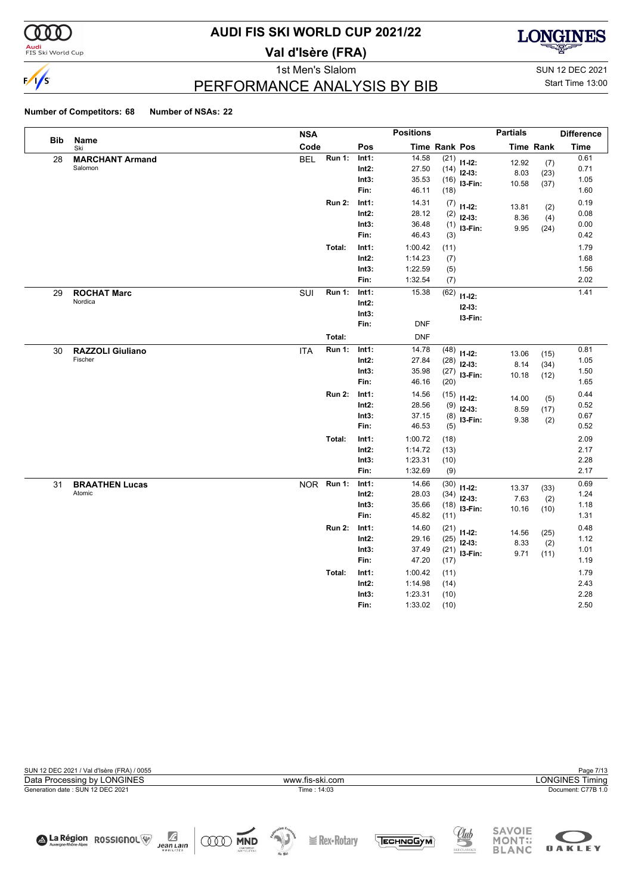# AUDI FIS SKI WORLD CUP 2021/22

## Val d'Isère (FRA)

1st Men's Slalom

SUN 12 DEC 2021

Start Time 13:00

## PERFORMANCE ANALYSIS BY BIB

**Number of Competitors: 68** **Number of NSAs: 22**

| Bib | Name / Ski | NSA Code | Run | Pos | Time | Rank | Pos | Partial Time | Partial Rank | Difference Time |
|---|---|---|---|---|---|---|---|---|---|---|
| 28 | **MARCHANT Armand** Salomon | BEL | **Run 1:** | **Int1:** | 14.58 | (21) | **I1-I2:** | 12.92 | (7) | 0.61 |
| | | | | **Int2:** | 27.50 | (14) | **I2-I3:** | 8.03 | (23) | 0.71 |
| | | | | **Int3:** | 35.53 | (16) | **I3-Fin:** | 10.58 | (37) | 1.05 |
| | | | | **Fin:** | 46.11 | (18) | | | | 1.60 |
| | | | **Run 2:** | **Int1:** | 14.31 | (7) | **I1-I2:** | 13.81 | (2) | 0.19 |
| | | | | **Int2:** | 28.12 | (2) | **I2-I3:** | 8.36 | (4) | 0.08 |
| | | | | **Int3:** | 36.48 | (1) | **I3-Fin:** | 9.95 | (24) | 0.00 |
| | | | | **Fin:** | 46.43 | (3) | | | | 0.42 |
| | | | **Total:** | **Int1:** | 1:00.42 | (11) | | | | 1.79 |
| | | | | **Int2:** | 1:14.23 | (7) | | | | 1.68 |
| | | | | **Int3:** | 1:22.59 | (5) | | | | 1.56 |
| | | | | **Fin:** | 1:32.54 | (7) | | | | 2.02 |
| 29 | **ROCHAT Marc** Nordica | SUI | **Run 1:** | **Int1:** | 15.38 | (62) | **I1-I2:** | | | 1.41 |
| | | | | **Int2:** | | | **I2-I3:** | | | |
| | | | | **Int3:** | | | **I3-Fin:** | | | |
| | | | | **Fin:** | DNF | | | | | |
| | | | **Total:** | | DNF | | | | | |
| 30 | **RAZZOLI Giuliano** Fischer | ITA | **Run 1:** | **Int1:** | 14.78 | (48) | **I1-I2:** | 13.06 | (15) | 0.81 |
| | | | | **Int2:** | 27.84 | (28) | **I2-I3:** | 8.14 | (34) | 1.05 |
| | | | | **Int3:** | 35.98 | (27) | **I3-Fin:** | 10.18 | (12) | 1.50 |
| | | | | **Fin:** | 46.16 | (20) | | | | 1.65 |
| | | | **Run 2:** | **Int1:** | 14.56 | (15) | **I1-I2:** | 14.00 | (5) | 0.44 |
| | | | | **Int2:** | 28.56 | (9) | **I2-I3:** | 8.59 | (17) | 0.52 |
| | | | | **Int3:** | 37.15 | (8) | **I3-Fin:** | 9.38 | (2) | 0.67 |
| | | | | **Fin:** | 46.53 | (5) | | | | 0.52 |
| | | | **Total:** | **Int1:** | 1:00.72 | (18) | | | | 2.09 |
| | | | | **Int2:** | 1:14.72 | (13) | | | | 2.17 |
| | | | | **Int3:** | 1:23.31 | (10) | | | | 2.28 |
| | | | | **Fin:** | 1:32.69 | (9) | | | | 2.17 |
| 31 | **BRAATHEN Lucas** Atomic | NOR | **Run 1:** | **Int1:** | 14.66 | (30) | **I1-I2:** | 13.37 | (33) | 0.69 |
| | | | | **Int2:** | 28.03 | (34) | **I2-I3:** | 7.63 | (2) | 1.24 |
| | | | | **Int3:** | 35.66 | (18) | **I3-Fin:** | 10.16 | (10) | 1.18 |
| | | | | **Fin:** | 45.82 | (11) | | | | 1.31 |
| | | | **Run 2:** | **Int1:** | 14.60 | (21) | **I1-I2:** | 14.56 | (25) | 0.48 |
| | | | | **Int2:** | 29.16 | (25) | **I2-I3:** | 8.33 | (2) | 1.12 |
| | | | | **Int3:** | 37.49 | (21) | **I3-Fin:** | 9.71 | (11) | 1.01 |
| | | | | **Fin:** | 47.20 | (17) | | | | 1.19 |
| | | | **Total:** | **Int1:** | 1:00.42 | (11) | | | | 1.79 |
| | | | | **Int2:** | 1:14.98 | (14) | | | | 2.43 |
| | | | | **Int3:** | 1:23.31 | (10) | | | | 2.28 |
| | | | | **Fin:** | 1:33.02 | (10) | | | | 2.50 |

SUN 12 DEC 2021 / Val d'Isère (FRA) / 0055

Data Processing by LONGINES | www.fis-ski.com | LONGINES Timing

Generation date : SUN 12 DEC 2021 | Time : 14:03 | Document: C77B 1.0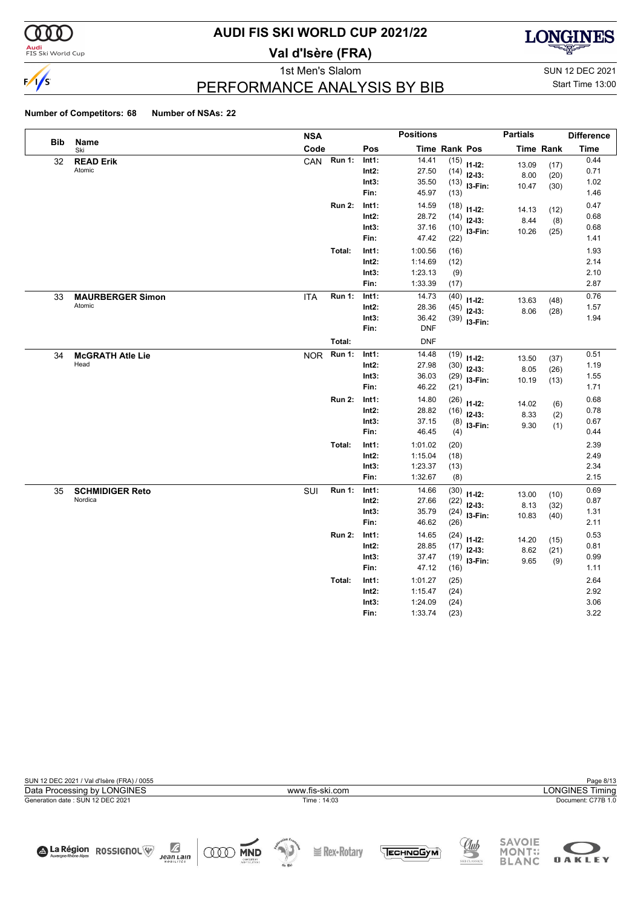# AUDI FIS SKI WORLD CUP 2021/22

## Val d'Isère (FRA)

1st Men's Slalom — SUN 12 DEC 2021 — Start Time 13:00

## PERFORMANCE ANALYSIS BY BIB

**Number of Competitors: 68 Number of NSAs: 22**

| Bib | Name / Ski | NSA Code | Run | Pos | Time | Rank | Partials Pos | Partials Time | Partials Rank | Difference Time |
|---|---|---|---|---|---|---|---|---|---|---|
| 32 | **READ Erik** Atomic | CAN | Run 1: | Int1: | 14.41 | (15) | I1-I2: | 13.09 | (17) | 0.44 |
| | | | | Int2: | 27.50 | (14) | I2-I3: | 8.00 | (20) | 0.71 |
| | | | | Int3: | 35.50 | (13) | I3-Fin: | 10.47 | (30) | 1.02 |
| | | | | Fin: | 45.97 | (13) | | | | 1.46 |
| | | | Run 2: | Int1: | 14.59 | (18) | I1-I2: | 14.13 | (12) | 0.47 |
| | | | | Int2: | 28.72 | (14) | I2-I3: | 8.44 | (8) | 0.68 |
| | | | | Int3: | 37.16 | (10) | I3-Fin: | 10.26 | (25) | 0.68 |
| | | | | Fin: | 47.42 | (22) | | | | 1.41 |
| | | | Total: | Int1: | 1:00.56 | (16) | | | | 1.93 |
| | | | | Int2: | 1:14.69 | (12) | | | | 2.14 |
| | | | | Int3: | 1:23.13 | (9) | | | | 2.10 |
| | | | | Fin: | 1:33.39 | (17) | | | | 2.87 |
| 33 | **MAURBERGER Simon** Atomic | ITA | Run 1: | Int1: | 14.73 | (40) | I1-I2: | 13.63 | (48) | 0.76 |
| | | | | Int2: | 28.36 | (45) | I2-I3: | 8.06 | (28) | 1.57 |
| | | | | Int3: | 36.42 | (39) | I3-Fin: | | | 1.94 |
| | | | | Fin: | DNF | | | | | |
| | | | Total: | | DNF | | | | | |
| 34 | **McGRATH Atle Lie** Head | NOR | Run 1: | Int1: | 14.48 | (19) | I1-I2: | 13.50 | (37) | 0.51 |
| | | | | Int2: | 27.98 | (30) | I2-I3: | 8.05 | (26) | 1.19 |
| | | | | Int3: | 36.03 | (29) | I3-Fin: | 10.19 | (13) | 1.55 |
| | | | | Fin: | 46.22 | (21) | | | | 1.71 |
| | | | Run 2: | Int1: | 14.80 | (26) | I1-I2: | 14.02 | (6) | 0.68 |
| | | | | Int2: | 28.82 | (16) | I2-I3: | 8.33 | (2) | 0.78 |
| | | | | Int3: | 37.15 | (8) | I3-Fin: | 9.30 | (1) | 0.67 |
| | | | | Fin: | 46.45 | (4) | | | | 0.44 |
| | | | Total: | Int1: | 1:01.02 | (20) | | | | 2.39 |
| | | | | Int2: | 1:15.04 | (18) | | | | 2.49 |
| | | | | Int3: | 1:23.37 | (13) | | | | 2.34 |
| | | | | Fin: | 1:32.67 | (8) | | | | 2.15 |
| 35 | **SCHMIDIGER Reto** Nordica | SUI | Run 1: | Int1: | 14.66 | (30) | I1-I2: | 13.00 | (10) | 0.69 |
| | | | | Int2: | 27.66 | (22) | I2-I3: | 8.13 | (32) | 0.87 |
| | | | | Int3: | 35.79 | (24) | I3-Fin: | 10.83 | (40) | 1.31 |
| | | | | Fin: | 46.62 | (26) | | | | 2.11 |
| | | | Run 2: | Int1: | 14.65 | (24) | I1-I2: | 14.20 | (15) | 0.53 |
| | | | | Int2: | 28.85 | (17) | I2-I3: | 8.62 | (21) | 0.81 |
| | | | | Int3: | 37.47 | (19) | I3-Fin: | 9.65 | (9) | 0.99 |
| | | | | Fin: | 47.12 | (16) | | | | 1.11 |
| | | | Total: | Int1: | 1:01.27 | (25) | | | | 2.64 |
| | | | | Int2: | 1:15.47 | (24) | | | | 2.92 |
| | | | | Int3: | 1:24.09 | (24) | | | | 3.06 |
| | | | | Fin: | 1:33.74 | (23) | | | | 3.22 |

SUN 12 DEC 2021 / Val d'Isère (FRA) / 0055 — Data Processing by LONGINES — www.fis-ski.com — LONGINES Timing
Generation date : SUN 12 DEC 2021 — Time : 14:03 — Document: C77B 1.0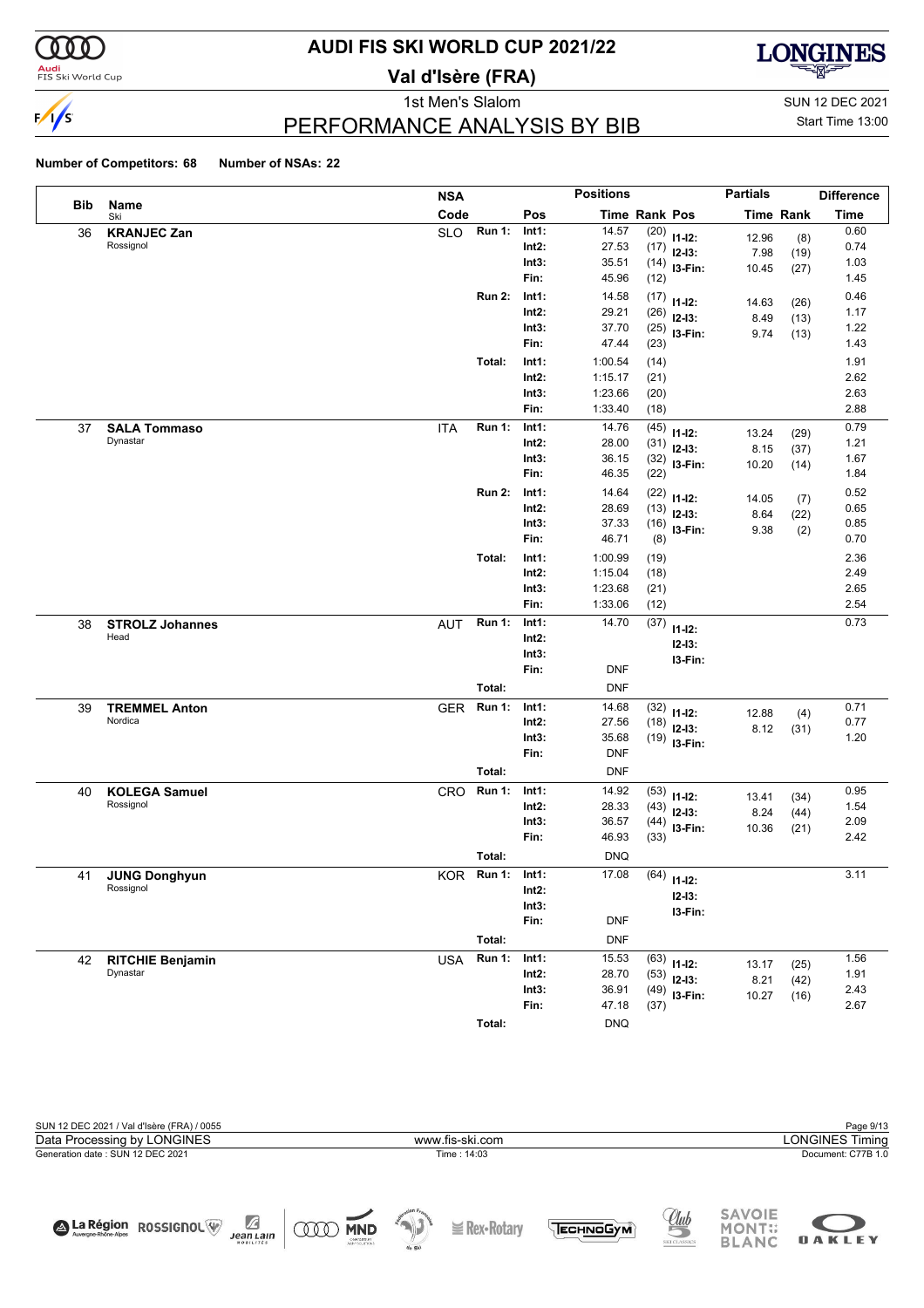# AUDI FIS SKI WORLD CUP 2021/22

## Val d'Isère (FRA)

1st Men's Slalom

SUN 12 DEC 2021

Start Time 13:00

## PERFORMANCE ANALYSIS BY BIB

**Number of Competitors: 68** **Number of NSAs: 22**

| Bib | Name / Ski | NSA Code | Run | Pos | Positions Time | Rank | Pos | Partials Time | Partials Rank | Difference Time |
|---|---|---|---|---|---|---|---|---|---|---|
| 36 | **KRANJEC Zan** | SLO | Run 1: | Int1: | 14.57 | (20) | I1-I2: | 12.96 | (8) | 0.60 |
| | Rossignol | | | Int2: | 27.53 | (17) | I2-I3: | 7.98 | (19) | 0.74 |
| | | | | Int3: | 35.51 | (14) | I3-Fin: | 10.45 | (27) | 1.03 |
| | | | | Fin: | 45.96 | (12) | | | | 1.45 |
| | | | Run 2: | Int1: | 14.58 | (17) | I1-I2: | 14.63 | (26) | 0.46 |
| | | | | Int2: | 29.21 | (26) | I2-I3: | 8.49 | (13) | 1.17 |
| | | | | Int3: | 37.70 | (25) | I3-Fin: | 9.74 | (13) | 1.22 |
| | | | | Fin: | 47.44 | (23) | | | | 1.43 |
| | | | Total: | Int1: | 1:00.54 | (14) | | | | 1.91 |
| | | | | Int2: | 1:15.17 | (21) | | | | 2.62 |
| | | | | Int3: | 1:23.66 | (20) | | | | 2.63 |
| | | | | Fin: | 1:33.40 | (18) | | | | 2.88 |
| 37 | **SALA Tommaso** | ITA | Run 1: | Int1: | 14.76 | (45) | I1-I2: | 13.24 | (29) | 0.79 |
| | Dynastar | | | Int2: | 28.00 | (31) | I2-I3: | 8.15 | (37) | 1.21 |
| | | | | Int3: | 36.15 | (32) | I3-Fin: | 10.20 | (14) | 1.67 |
| | | | | Fin: | 46.35 | (22) | | | | 1.84 |
| | | | Run 2: | Int1: | 14.64 | (22) | I1-I2: | 14.05 | (7) | 0.52 |
| | | | | Int2: | 28.69 | (13) | I2-I3: | 8.64 | (22) | 0.65 |
| | | | | Int3: | 37.33 | (16) | I3-Fin: | 9.38 | (2) | 0.85 |
| | | | | Fin: | 46.71 | (8) | | | | 0.70 |
| | | | Total: | Int1: | 1:00.99 | (19) | | | | 2.36 |
| | | | | Int2: | 1:15.04 | (18) | | | | 2.49 |
| | | | | Int3: | 1:23.68 | (21) | | | | 2.65 |
| | | | | Fin: | 1:33.06 | (12) | | | | 2.54 |
| 38 | **STROLZ Johannes** | AUT | Run 1: | Int1: | 14.70 | (37) | I1-I2: | | | 0.73 |
| | Head | | | Int2: | | | I2-I3: | | | |
| | | | | Int3: | | | I3-Fin: | | | |
| | | | | Fin: | DNF | | | | | |
| | | | Total: | | DNF | | | | | |
| 39 | **TREMMEL Anton** | GER | Run 1: | Int1: | 14.68 | (32) | I1-I2: | 12.88 | (4) | 0.71 |
| | Nordica | | | Int2: | 27.56 | (18) | I2-I3: | 8.12 | (31) | 0.77 |
| | | | | Int3: | 35.68 | (19) | I3-Fin: | | | 1.20 |
| | | | | Fin: | DNF | | | | | |
| | | | Total: | | DNF | | | | | |
| 40 | **KOLEGA Samuel** | CRO | Run 1: | Int1: | 14.92 | (53) | I1-I2: | 13.41 | (34) | 0.95 |
| | Rossignol | | | Int2: | 28.33 | (43) | I2-I3: | 8.24 | (44) | 1.54 |
| | | | | Int3: | 36.57 | (44) | I3-Fin: | 10.36 | (21) | 2.09 |
| | | | | Fin: | 46.93 | (33) | | | | 2.42 |
| | | | Total: | | DNQ | | | | | |
| 41 | **JUNG Donghyun** | KOR | Run 1: | Int1: | 17.08 | (64) | I1-I2: | | | 3.11 |
| | Rossignol | | | Int2: | | | I2-I3: | | | |
| | | | | Int3: | | | I3-Fin: | | | |
| | | | | Fin: | DNF | | | | | |
| | | | Total: | | DNF | | | | | |
| 42 | **RITCHIE Benjamin** | USA | Run 1: | Int1: | 15.53 | (63) | I1-I2: | 13.17 | (25) | 1.56 |
| | Dynastar | | | Int2: | 28.70 | (53) | I2-I3: | 8.21 | (42) | 1.91 |
| | | | | Int3: | 36.91 | (49) | I3-Fin: | 10.27 | (16) | 2.43 |
| | | | | Fin: | 47.18 | (37) | | | | 2.67 |
| | | | Total: | | DNQ | | | | | |

SUN 12 DEC 2021 / Val d'Isère (FRA) / 0055

Data Processing by LONGINES — www.fis-ski.com — LONGINES Timing

Generation date : SUN 12 DEC 2021 — Time : 14:03 — Document: C77B 1.0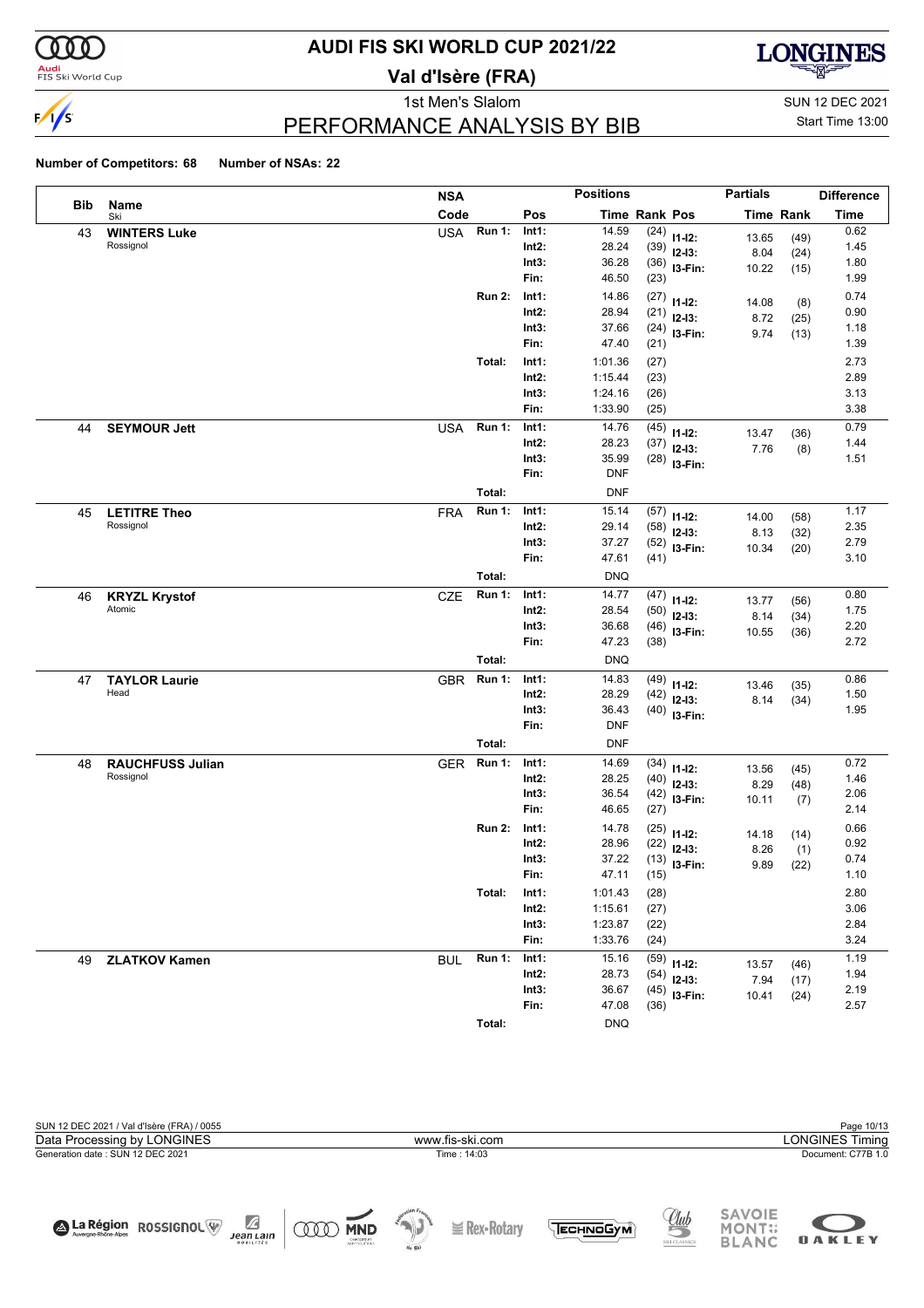# AUDI FIS SKI WORLD CUP 2021/22

## Val d'Isère (FRA)

1st Men's Slalom

SUN 12 DEC 2021

Start Time 13:00

## PERFORMANCE ANALYSIS BY BIB

**Number of Competitors: 68** **Number of NSAs: 22**

| Bib | Name / Ski | NSA Code | Run | Pos | Time | Rank | Partials Pos | Partials Time | Partials Rank | Difference Time |
|---|---|---|---|---|---|---|---|---|---|---|
| 43 | **WINTERS Luke** Rossignol | USA | Run 1: | Int1: | 14.59 | (24) | I1-I2: | 13.65 | (49) | 0.62 |
| | | | | Int2: | 28.24 | (39) | I2-I3: | 8.04 | (24) | 1.45 |
| | | | | Int3: | 36.28 | (36) | I3-Fin: | 10.22 | (15) | 1.80 |
| | | | | Fin: | 46.50 | (23) | | | | 1.99 |
| | | | Run 2: | Int1: | 14.86 | (27) | I1-I2: | 14.08 | (8) | 0.74 |
| | | | | Int2: | 28.94 | (21) | I2-I3: | 8.72 | (25) | 0.90 |
| | | | | Int3: | 37.66 | (24) | I3-Fin: | 9.74 | (13) | 1.18 |
| | | | | Fin: | 47.40 | (21) | | | | 1.39 |
| | | | Total: | Int1: | 1:01.36 | (27) | | | | 2.73 |
| | | | | Int2: | 1:15.44 | (23) | | | | 2.89 |
| | | | | Int3: | 1:24.16 | (26) | | | | 3.13 |
| | | | | Fin: | 1:33.90 | (25) | | | | 3.38 |
| 44 | **SEYMOUR Jett** | USA | Run 1: | Int1: | 14.76 | (45) | I1-I2: | 13.47 | (36) | 0.79 |
| | | | | Int2: | 28.23 | (37) | I2-I3: | 7.76 | (8) | 1.44 |
| | | | | Int3: | 35.99 | (28) | I3-Fin: | | | 1.51 |
| | | | | Fin: | DNF | | | | | |
| | | | Total: | | DNF | | | | | |
| 45 | **LETITRE Theo** Rossignol | FRA | Run 1: | Int1: | 15.14 | (57) | I1-I2: | 14.00 | (58) | 1.17 |
| | | | | Int2: | 29.14 | (58) | I2-I3: | 8.13 | (32) | 2.35 |
| | | | | Int3: | 37.27 | (52) | I3-Fin: | 10.34 | (20) | 2.79 |
| | | | | Fin: | 47.61 | (41) | | | | 3.10 |
| | | | Total: | | DNQ | | | | | |
| 46 | **KRYZL Krystof** Atomic | CZE | Run 1: | Int1: | 14.77 | (47) | I1-I2: | 13.77 | (56) | 0.80 |
| | | | | Int2: | 28.54 | (50) | I2-I3: | 8.14 | (34) | 1.75 |
| | | | | Int3: | 36.68 | (46) | I3-Fin: | 10.55 | (36) | 2.20 |
| | | | | Fin: | 47.23 | (38) | | | | 2.72 |
| | | | Total: | | DNQ | | | | | |
| 47 | **TAYLOR Laurie** Head | GBR | Run 1: | Int1: | 14.83 | (49) | I1-I2: | 13.46 | (35) | 0.86 |
| | | | | Int2: | 28.29 | (42) | I2-I3: | 8.14 | (34) | 1.50 |
| | | | | Int3: | 36.43 | (40) | I3-Fin: | | | 1.95 |
| | | | | Fin: | DNF | | | | | |
| | | | Total: | | DNF | | | | | |
| 48 | **RAUCHFUSS Julian** Rossignol | GER | Run 1: | Int1: | 14.69 | (34) | I1-I2: | 13.56 | (45) | 0.72 |
| | | | | Int2: | 28.25 | (40) | I2-I3: | 8.29 | (48) | 1.46 |
| | | | | Int3: | 36.54 | (42) | I3-Fin: | 10.11 | (7) | 2.06 |
| | | | | Fin: | 46.65 | (27) | | | | 2.14 |
| | | | Run 2: | Int1: | 14.78 | (25) | I1-I2: | 14.18 | (14) | 0.66 |
| | | | | Int2: | 28.96 | (22) | I2-I3: | 8.26 | (1) | 0.92 |
| | | | | Int3: | 37.22 | (13) | I3-Fin: | 9.89 | (22) | 0.74 |
| | | | | Fin: | 47.11 | (15) | | | | 1.10 |
| | | | Total: | Int1: | 1:01.43 | (28) | | | | 2.80 |
| | | | | Int2: | 1:15.61 | (27) | | | | 3.06 |
| | | | | Int3: | 1:23.87 | (22) | | | | 2.84 |
| | | | | Fin: | 1:33.76 | (24) | | | | 3.24 |
| 49 | **ZLATKOV Kamen** | BUL | Run 1: | Int1: | 15.16 | (59) | I1-I2: | 13.57 | (46) | 1.19 |
| | | | | Int2: | 28.73 | (54) | I2-I3: | 7.94 | (17) | 1.94 |
| | | | | Int3: | 36.67 | (45) | I3-Fin: | 10.41 | (24) | 2.19 |
| | | | | Fin: | 47.08 | (36) | | | | 2.57 |
| | | | Total: | | DNQ | | | | | |

SUN 12 DEC 2021 / Val d'Isère (FRA) / 0055

Data Processing by LONGINES — www.fis-ski.com — LONGINES Timing

Generation date : SUN 12 DEC 2021 — Time : 14:03 — Document: C77B 1.0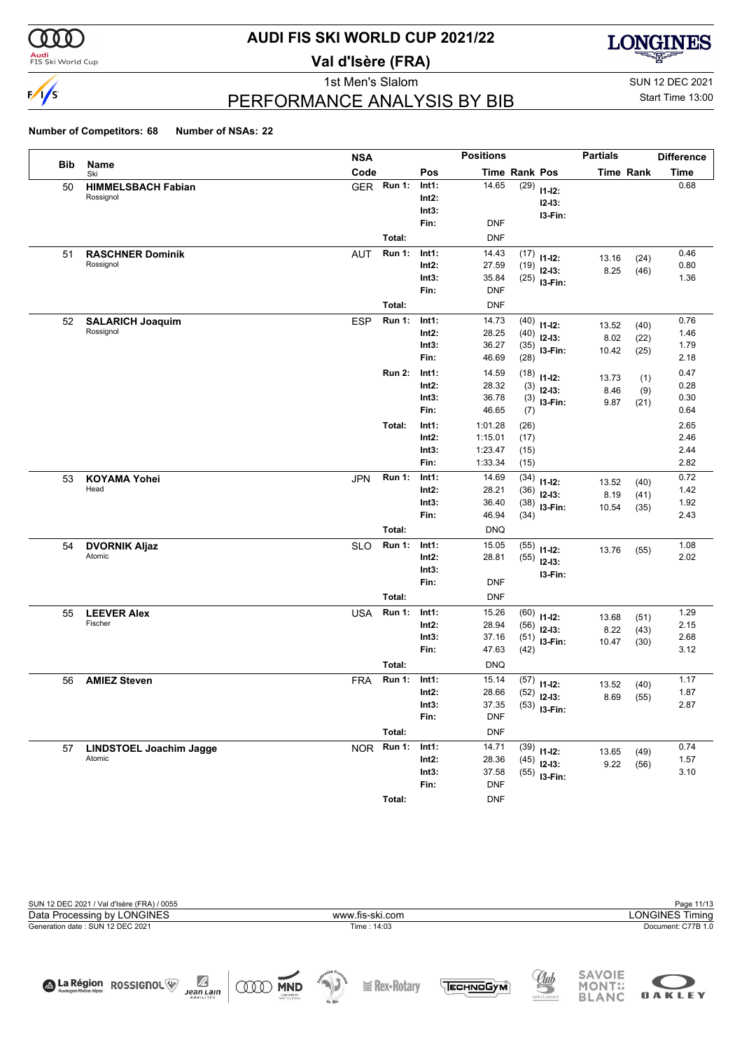# AUDI FIS SKI WORLD CUP 2021/22

## Val d'Isère (FRA)

1st Men's Slalom

SUN 12 DEC 2021

Start Time 13:00

## PERFORMANCE ANALYSIS BY BIB

**Number of Competitors: 68** **Number of NSAs: 22**

| Bib | Name / Ski | NSA Code | | Pos | Time | Rank | Pos | Partials Time | Partials Rank | Difference Time |
|---|---|---|---|---|---|---|---|---|---|---|
| 50 | **HIMMELSBACH Fabian** Rossignol | GER | Run 1: | Int1: | 14.65 | (29) | I1-I2: | | | 0.68 |
| | | | | Int2: | | | I2-I3: | | | |
| | | | | Int3: | | | I3-Fin: | | | |
| | | | | Fin: | DNF | | | | | |
| | | | Total: | | DNF | | | | | |
| 51 | **RASCHNER Dominik** Rossignol | AUT | Run 1: | Int1: | 14.43 | (17) | I1-I2: | 13.16 | (24) | 0.46 |
| | | | | Int2: | 27.59 | (19) | I2-I3: | 8.25 | (46) | 0.80 |
| | | | | Int3: | 35.84 | (25) | I3-Fin: | | | 1.36 |
| | | | | Fin: | DNF | | | | | |
| | | | Total: | | DNF | | | | | |
| 52 | **SALARICH Joaquim** Rossignol | ESP | Run 1: | Int1: | 14.73 | (40) | I1-I2: | 13.52 | (40) | 0.76 |
| | | | | Int2: | 28.25 | (40) | I2-I3: | 8.02 | (22) | 1.46 |
| | | | | Int3: | 36.27 | (35) | I3-Fin: | 10.42 | (25) | 1.79 |
| | | | | Fin: | 46.69 | (28) | | | | 2.18 |
| | | | Run 2: | Int1: | 14.59 | (18) | I1-I2: | 13.73 | (1) | 0.47 |
| | | | | Int2: | 28.32 | (3) | I2-I3: | 8.46 | (9) | 0.28 |
| | | | | Int3: | 36.78 | (3) | I3-Fin: | 9.87 | (21) | 0.30 |
| | | | | Fin: | 46.65 | (7) | | | | 0.64 |
| | | | Total: | Int1: | 1:01.28 | (26) | | | | 2.65 |
| | | | | Int2: | 1:15.01 | (17) | | | | 2.46 |
| | | | | Int3: | 1:23.47 | (15) | | | | 2.44 |
| | | | | Fin: | 1:33.34 | (15) | | | | 2.82 |
| 53 | **KOYAMA Yohei** Head | JPN | Run 1: | Int1: | 14.69 | (34) | I1-I2: | 13.52 | (40) | 0.72 |
| | | | | Int2: | 28.21 | (36) | I2-I3: | 8.19 | (41) | 1.42 |
| | | | | Int3: | 36.40 | (38) | I3-Fin: | 10.54 | (35) | 1.92 |
| | | | | Fin: | 46.94 | (34) | | | | 2.43 |
| | | | Total: | | DNQ | | | | | |
| 54 | **DVORNIK Aljaz** Atomic | SLO | Run 1: | Int1: | 15.05 | (55) | I1-I2: | 13.76 | (55) | 1.08 |
| | | | | Int2: | 28.81 | (55) | I2-I3: | | | 2.02 |
| | | | | Int3: | | | I3-Fin: | | | |
| | | | | Fin: | DNF | | | | | |
| | | | Total: | | DNF | | | | | |
| 55 | **LEEVER Alex** Fischer | USA | Run 1: | Int1: | 15.26 | (60) | I1-I2: | 13.68 | (51) | 1.29 |
| | | | | Int2: | 28.94 | (56) | I2-I3: | 8.22 | (43) | 2.15 |
| | | | | Int3: | 37.16 | (51) | I3-Fin: | 10.47 | (30) | 2.68 |
| | | | | Fin: | 47.63 | (42) | | | | 3.12 |
| | | | Total: | | DNQ | | | | | |
| 56 | **AMIEZ Steven** | FRA | Run 1: | Int1: | 15.14 | (57) | I1-I2: | 13.52 | (40) | 1.17 |
| | | | | Int2: | 28.66 | (52) | I2-I3: | 8.69 | (55) | 1.87 |
| | | | | Int3: | 37.35 | (53) | I3-Fin: | | | 2.87 |
| | | | | Fin: | DNF | | | | | |
| | | | Total: | | DNF | | | | | |
| 57 | **LINDSTOEL Joachim Jagge** Atomic | NOR | Run 1: | Int1: | 14.71 | (39) | I1-I2: | 13.65 | (49) | 0.74 |
| | | | | Int2: | 28.36 | (45) | I2-I3: | 9.22 | (56) | 1.57 |
| | | | | Int3: | 37.58 | (55) | I3-Fin: | | | 3.10 |
| | | | | Fin: | DNF | | | | | |
| | | | Total: | | DNF | | | | | |

SUN 12 DEC 2021 / Val d'Isère (FRA) / 0055

Data Processing by LONGINES — www.fis-ski.com — LONGINES Timing

Generation date : SUN 12 DEC 2021 — Time : 14:03 — Document: C77B 1.0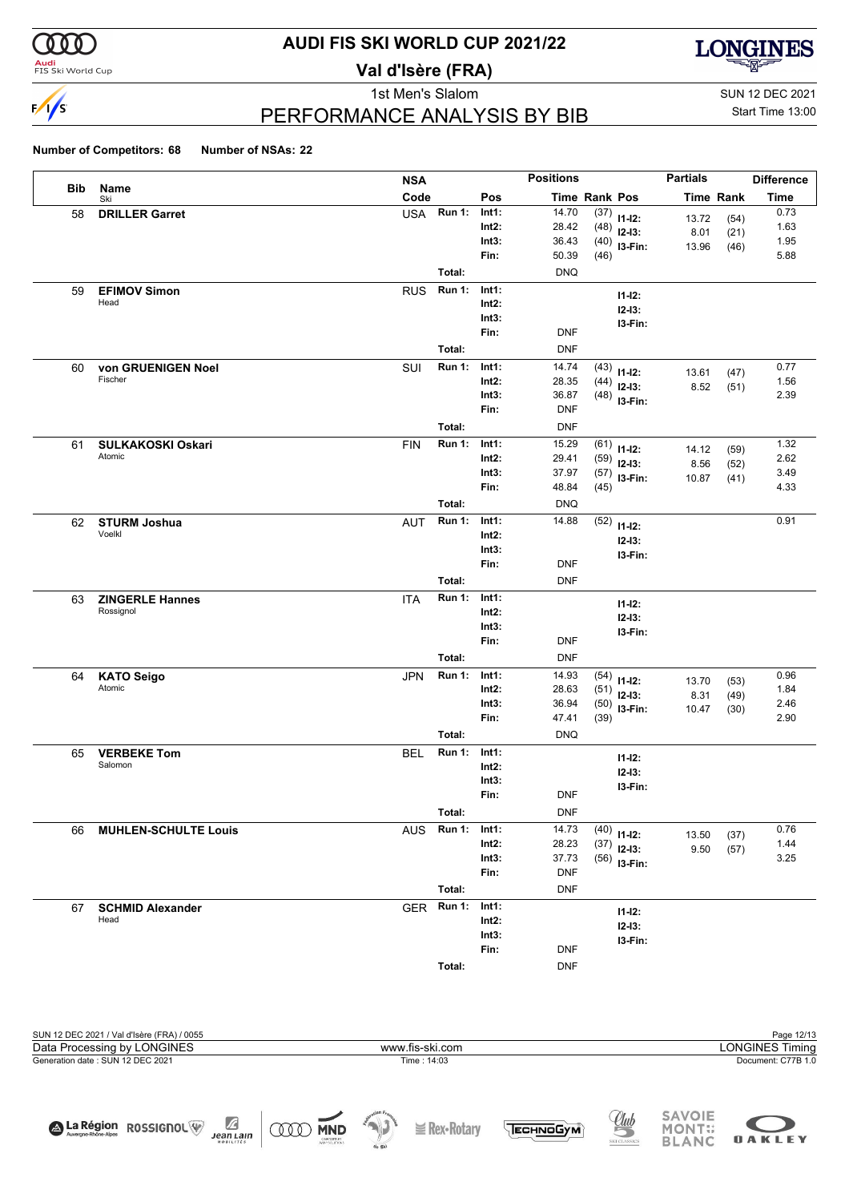# AUDI FIS SKI WORLD CUP 2021/22

## Val d'Isère (FRA)

1st Men's Slalom

SUN 12 DEC 2021

Start Time 13:00

## PERFORMANCE ANALYSIS BY BIB

**Number of Competitors: 68** **Number of NSAs: 22**

| Bib | Name / Ski | NSA Code | Run | Pos | Positions Time | Rank Pos | | Partials Time | Rank | Difference Time |
|---|---|---|---|---|---|---|---|---|---|---|
| 58 | **DRILLER Garret** | USA | Run 1: | Int1: | 14.70 | (37) | I1-I2: | 13.72 | (54) | 0.73 |
| | | | | Int2: | 28.42 | (48) | I2-I3: | 8.01 | (21) | 1.63 |
| | | | | Int3: | 36.43 | (40) | I3-Fin: | 13.96 | (46) | 1.95 |
| | | | | Fin: | 50.39 | (46) | | | | 5.88 |
| | | | Total: | | DNQ | | | | | |
| 59 | **EFIMOV Simon** Head | RUS | Run 1: | Int1: | | | I1-I2: | | | |
| | | | | Int2: | | | I2-I3: | | | |
| | | | | Int3: | | | I3-Fin: | | | |
| | | | | Fin: | DNF | | | | | |
| | | | Total: | | DNF | | | | | |
| 60 | **von GRUENIGEN Noel** Fischer | SUI | Run 1: | Int1: | 14.74 | (43) | I1-I2: | 13.61 | (47) | 0.77 |
| | | | | Int2: | 28.35 | (44) | I2-I3: | 8.52 | (51) | 1.56 |
| | | | | Int3: | 36.87 | (48) | I3-Fin: | | | 2.39 |
| | | | | Fin: | DNF | | | | | |
| | | | Total: | | DNF | | | | | |
| 61 | **SULKAKOSKI Oskari** Atomic | FIN | Run 1: | Int1: | 15.29 | (61) | I1-I2: | 14.12 | (59) | 1.32 |
| | | | | Int2: | 29.41 | (59) | I2-I3: | 8.56 | (52) | 2.62 |
| | | | | Int3: | 37.97 | (57) | I3-Fin: | 10.87 | (41) | 3.49 |
| | | | | Fin: | 48.84 | (45) | | | | 4.33 |
| | | | Total: | | DNQ | | | | | |
| 62 | **STURM Joshua** Voelkl | AUT | Run 1: | Int1: | 14.88 | (52) | I1-I2: | | | 0.91 |
| | | | | Int2: | | | I2-I3: | | | |
| | | | | Int3: | | | I3-Fin: | | | |
| | | | | Fin: | DNF | | | | | |
| | | | Total: | | DNF | | | | | |
| 63 | **ZINGERLE Hannes** Rossignol | ITA | Run 1: | Int1: | | | I1-I2: | | | |
| | | | | Int2: | | | I2-I3: | | | |
| | | | | Int3: | | | I3-Fin: | | | |
| | | | | Fin: | DNF | | | | | |
| | | | Total: | | DNF | | | | | |
| 64 | **KATO Seigo** Atomic | JPN | Run 1: | Int1: | 14.93 | (54) | I1-I2: | 13.70 | (53) | 0.96 |
| | | | | Int2: | 28.63 | (51) | I2-I3: | 8.31 | (49) | 1.84 |
| | | | | Int3: | 36.94 | (50) | I3-Fin: | 10.47 | (30) | 2.46 |
| | | | | Fin: | 47.41 | (39) | | | | 2.90 |
| | | | Total: | | DNQ | | | | | |
| 65 | **VERBEKE Tom** Salomon | BEL | Run 1: | Int1: | | | I1-I2: | | | |
| | | | | Int2: | | | I2-I3: | | | |
| | | | | Int3: | | | I3-Fin: | | | |
| | | | | Fin: | DNF | | | | | |
| | | | Total: | | DNF | | | | | |
| 66 | **MUHLEN-SCHULTE Louis** | AUS | Run 1: | Int1: | 14.73 | (40) | I1-I2: | 13.50 | (37) | 0.76 |
| | | | | Int2: | 28.23 | (37) | I2-I3: | 9.50 | (57) | 1.44 |
| | | | | Int3: | 37.73 | (56) | I3-Fin: | | | 3.25 |
| | | | | Fin: | DNF | | | | | |
| | | | Total: | | DNF | | | | | |
| 67 | **SCHMID Alexander** Head | GER | Run 1: | Int1: | | | I1-I2: | | | |
| | | | | Int2: | | | I2-I3: | | | |
| | | | | Int3: | | | I3-Fin: | | | |
| | | | | Fin: | DNF | | | | | |
| | | | Total: | | DNF | | | | | |

SUN 12 DEC 2021 / Val d'Isère (FRA) / 0055

Data Processing by LONGINES — www.fis-ski.com — LONGINES Timing

Generation date : SUN 12 DEC 2021 — Time : 14:03 — Document: C77B 1.0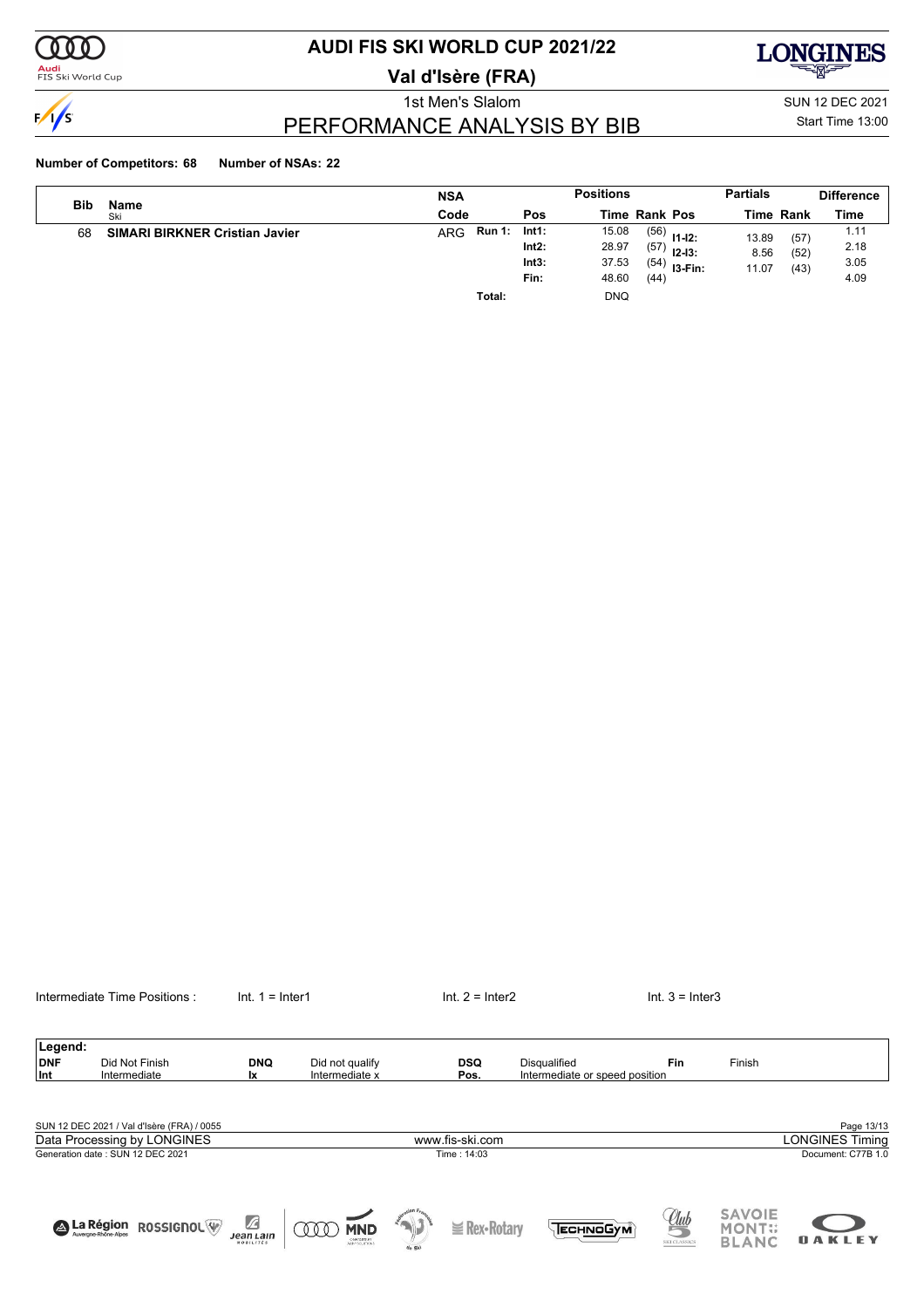# AUDI FIS SKI WORLD CUP 2021/22

## Val d'Isère (FRA)

1st Men's Slalom

SUN 12 DEC 2021

Start Time 13:00

## PERFORMANCE ANALYSIS BY BIB

**Number of Competitors: 68** **Number of NSAs: 22**

| Bib | Name / Ski | NSA Code | | Pos | Time | Rank | Pos | Partials | Time | Rank | Difference Time |
|---|---|---|---|---|---|---|---|---|---|---|---|
| 68 | SIMARI BIRKNER Cristian Javier | ARG | Run 1: | Int1: | 15.08 | (56) | | I1-I2: | 13.89 | (57) | 1.11 |
| | | | | Int2: | 28.97 | (57) | | I2-I3: | 8.56 | (52) | 2.18 |
| | | | | Int3: | 37.53 | (54) | | I3-Fin: | 11.07 | (43) | 3.05 |
| | | | | Fin: | 48.60 | (44) | | | | | 4.09 |
| | | | Total: | | DNQ | | | | | | |

Intermediate Time Positions : Int. 1 = Inter1 Int. 2 = Inter2 Int. 3 = Inter3

| Legend: | | | | | | | |
|---|---|---|---|---|---|---|---|
| DNF | Did Not Finish | DNQ | Did not qualify | DSQ | Disqualified | Fin | Finish |
| Int | Intermediate | Ix | Intermediate x | Pos. | Intermediate or speed position | | |

SUN 12 DEC 2021 / Val d'Isère (FRA) / 0055

Data Processing by LONGINES www.fis-ski.com LONGINES Timing

Generation date : SUN 12 DEC 2021 Time : 14:03 Document: C77B 1.0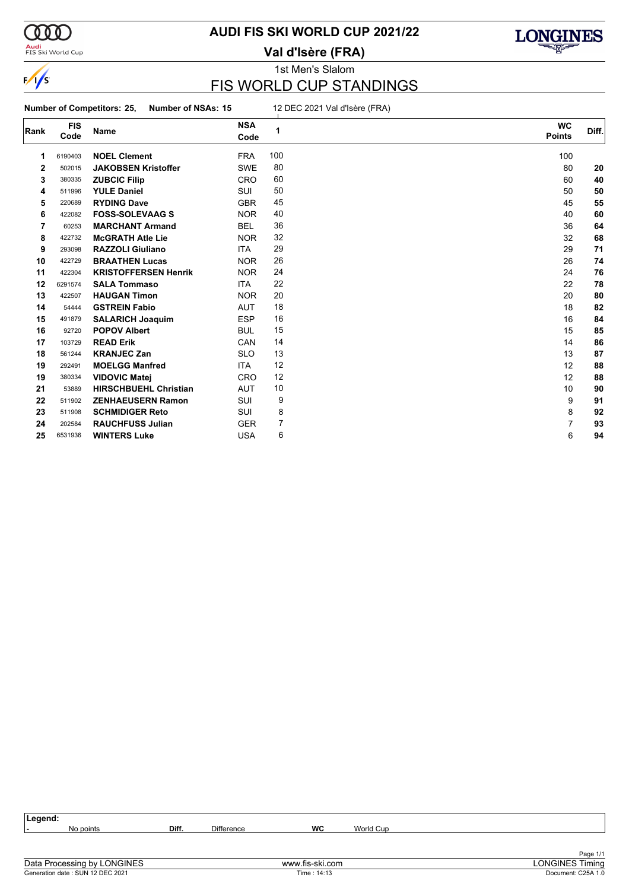# AUDI FIS SKI WORLD CUP 2021/22

## Val d'Isère (FRA)

1st Men's Slalom

## FIS WORLD CUP STANDINGS

**Number of Competitors: 25, Number of NSAs: 15** 12 DEC 2021 Val d'Isère (FRA)

| Rank | FIS Code | Name | NSA Code | 1 | WC Points | Diff. |
|---|---|---|---|---|---|---|
| 1 | 6190403 | **NOEL Clement** | FRA | 100 | 100 | |
| 2 | 502015 | **JAKOBSEN Kristoffer** | SWE | 80 | 80 | **20** |
| 3 | 380335 | **ZUBCIC Filip** | CRO | 60 | 60 | **40** |
| 4 | 511996 | **YULE Daniel** | SUI | 50 | 50 | **50** |
| 5 | 220689 | **RYDING Dave** | GBR | 45 | 45 | **55** |
| 6 | 422082 | **FOSS-SOLEVAAG S** | NOR | 40 | 40 | **60** |
| 7 | 60253 | **MARCHANT Armand** | BEL | 36 | 36 | **64** |
| 8 | 422732 | **McGRATH Atle Lie** | NOR | 32 | 32 | **68** |
| 9 | 293098 | **RAZZOLI Giuliano** | ITA | 29 | 29 | **71** |
| 10 | 422729 | **BRAATHEN Lucas** | NOR | 26 | 26 | **74** |
| 11 | 422304 | **KRISTOFFERSEN Henrik** | NOR | 24 | 24 | **76** |
| 12 | 6291574 | **SALA Tommaso** | ITA | 22 | 22 | **78** |
| 13 | 422507 | **HAUGAN Timon** | NOR | 20 | 20 | **80** |
| 14 | 54444 | **GSTREIN Fabio** | AUT | 18 | 18 | **82** |
| 15 | 491879 | **SALARICH Joaquim** | ESP | 16 | 16 | **84** |
| 16 | 92720 | **POPOV Albert** | BUL | 15 | 15 | **85** |
| 17 | 103729 | **READ Erik** | CAN | 14 | 14 | **86** |
| 18 | 561244 | **KRANJEC Zan** | SLO | 13 | 13 | **87** |
| 19 | 292491 | **MOELGG Manfred** | ITA | 12 | 12 | **88** |
| 19 | 380334 | **VIDOVIC Matej** | CRO | 12 | 12 | **88** |
| 21 | 53889 | **HIRSCHBUEHL Christian** | AUT | 10 | 10 | **90** |
| 22 | 511902 | **ZENHAEUSERN Ramon** | SUI | 9 | 9 | **91** |
| 23 | 511908 | **SCHMIDIGER Reto** | SUI | 8 | 8 | **92** |
| 24 | 202584 | **RAUCHFUSS Julian** | GER | 7 | 7 | **93** |
| 25 | 6531936 | **WINTERS Luke** | USA | 6 | 6 | **94** |

**Legend:**

| - | No points | **Diff.** | Difference | **WC** | World Cup |
|---|---|---|---|---|---|

Data Processing by LONGINES — www.fis-ski.com — LONGINES Timing

Generation date : SUN 12 DEC 2021 — Time : 14:13 — Document: C25A 1.0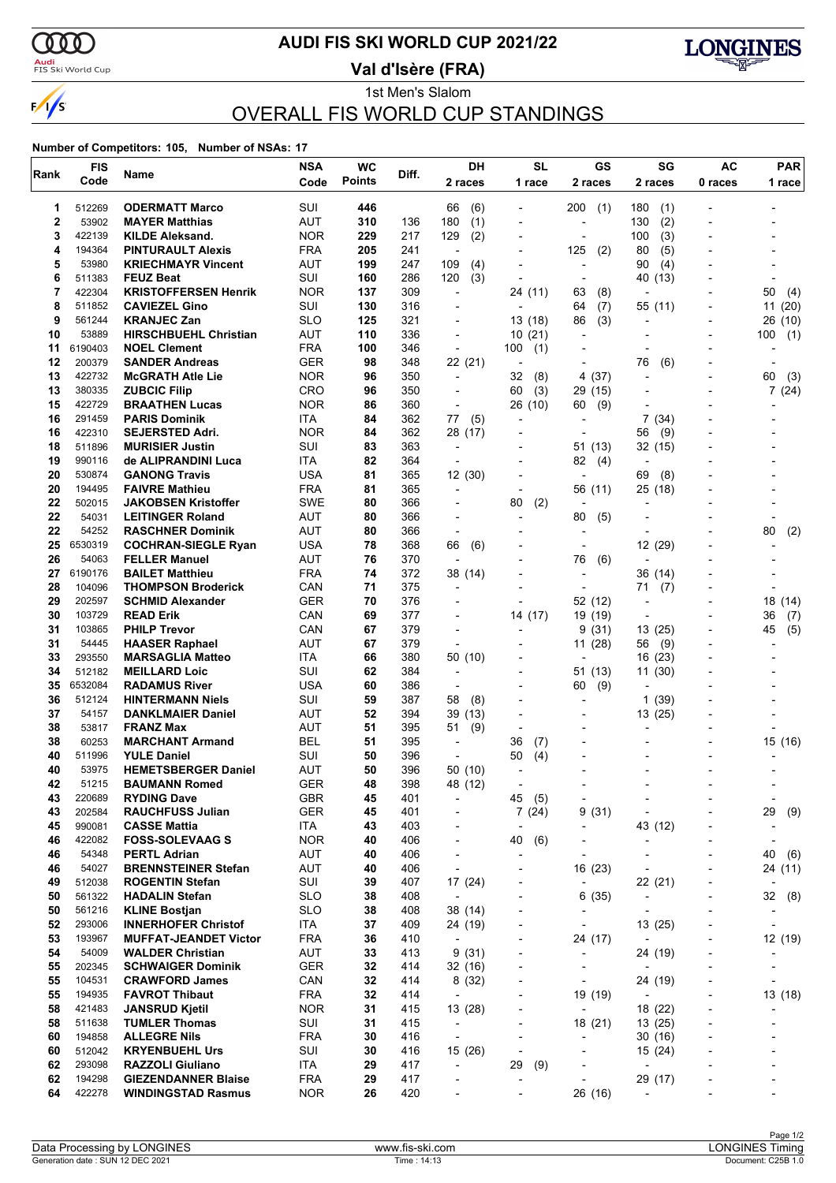# AUDI FIS SKI WORLD CUP 2021/22

**Val d'Isère (FRA)**

1st Men's Slalom

## OVERALL FIS WORLD CUP STANDINGS

**Number of Competitors: 105, Number of NSAs: 17**

| Rank | FIS Code | Name | NSA Code | WC Points | Diff. | DH 2 races | SL 1 race | GS 2 races | SG 2 races | AC 0 races | PAR 1 race |
|---|---|---|---|---|---|---|---|---|---|---|---|
| 1 | 512269 | **ODERMATT Marco** | SUI | **446** | | 66 (6) | - | 200 (1) | 180 (1) | - | - |
| 2 | 53902 | **MAYER Matthias** | AUT | **310** | 136 | 180 (1) | - | - | 130 (2) | - | - |
| 3 | 422139 | **KILDE Aleksand.** | NOR | **229** | 217 | 129 (2) | - | - | 100 (3) | - | - |
| 4 | 194364 | **PINTURAULT Alexis** | FRA | **205** | 241 | - | - | 125 (2) | 80 (5) | - | - |
| 5 | 53980 | **KRIECHMAYR Vincent** | AUT | **199** | 247 | 109 (4) | - | - | 90 (4) | - | - |
| 6 | 511383 | **FEUZ Beat** | SUI | **160** | 286 | 120 (3) | - | - | 40 (13) | - | - |
| 7 | 422304 | **KRISTOFFERSEN Henrik** | NOR | **137** | 309 | - | 24 (11) | 63 (8) | - | - | 50 (4) |
| 8 | 511852 | **CAVIEZEL Gino** | SUI | **130** | 316 | - | - | 64 (7) | 55 (11) | - | 11 (20) |
| 9 | 561244 | **KRANJEC Zan** | SLO | **125** | 321 | - | 13 (18) | 86 (3) | - | - | 26 (10) |
| 10 | 53889 | **HIRSCHBUEHL Christian** | AUT | **110** | 336 | - | 10 (21) | - | - | - | 100 (1) |
| 11 | 6190403 | **NOEL Clement** | FRA | **100** | 346 | - | 100 (1) | - | - | - | - |
| 12 | 200379 | **SANDER Andreas** | GER | **98** | 348 | 22 (21) | - | - | 76 (6) | - | - |
| 13 | 422732 | **McGRATH Atle Lie** | NOR | **96** | 350 | - | 32 (8) | 4 (37) | - | - | 60 (3) |
| 13 | 380335 | **ZUBCIC Filip** | CRO | **96** | 350 | - | 60 (3) | 29 (15) | - | - | 7 (24) |
| 15 | 422729 | **BRAATHEN Lucas** | NOR | **86** | 360 | - | 26 (10) | 60 (9) | - | - | - |
| 16 | 291459 | **PARIS Dominik** | ITA | **84** | 362 | 77 (5) | - | - | 7 (34) | - | - |
| 16 | 422310 | **SEJERSTED Adri.** | NOR | **84** | 362 | 28 (17) | - | - | 56 (9) | - | - |
| 18 | 511896 | **MURISIER Justin** | SUI | **83** | 363 | - | - | 51 (13) | 32 (15) | - | - |
| 19 | 990116 | **de ALIPRANDINI Luca** | ITA | **82** | 364 | - | - | 82 (4) | - | - | - |
| 20 | 530874 | **GANONG Travis** | USA | **81** | 365 | 12 (30) | - | - | 69 (8) | - | - |
| 20 | 194495 | **FAIVRE Mathieu** | FRA | **81** | 365 | - | - | 56 (11) | 25 (18) | - | - |
| 22 | 502015 | **JAKOBSEN Kristoffer** | SWE | **80** | 366 | - | 80 (2) | - | - | - | - |
| 22 | 54031 | **LEITINGER Roland** | AUT | **80** | 366 | - | - | 80 (5) | - | - | - |
| 22 | 54252 | **RASCHNER Dominik** | AUT | **80** | 366 | - | - | - | - | - | 80 (2) |
| 25 | 6530319 | **COCHRAN-SIEGLE Ryan** | USA | **78** | 368 | 66 (6) | - | - | 12 (29) | - | - |
| 26 | 54063 | **FELLER Manuel** | AUT | **76** | 370 | - | - | 76 (6) | - | - | - |
| 27 | 6190176 | **BAILET Matthieu** | FRA | **74** | 372 | 38 (14) | - | - | 36 (14) | - | - |
| 28 | 104096 | **THOMPSON Broderick** | CAN | **71** | 375 | - | - | - | 71 (7) | - | - |
| 29 | 202597 | **SCHMID Alexander** | GER | **70** | 376 | - | - | 52 (12) | - | - | 18 (14) |
| 30 | 103729 | **READ Erik** | CAN | **69** | 377 | - | 14 (17) | 19 (19) | - | - | 36 (7) |
| 31 | 103865 | **PHILP Trevor** | CAN | **67** | 379 | - | - | 9 (31) | 13 (25) | - | 45 (5) |
| 31 | 54445 | **HAASER Raphael** | AUT | **67** | 379 | - | - | 11 (28) | 56 (9) | - | - |
| 33 | 293550 | **MARSAGLIA Matteo** | ITA | **66** | 380 | 50 (10) | - | - | 16 (23) | - | - |
| 34 | 512182 | **MEILLARD Loic** | SUI | **62** | 384 | - | - | 51 (13) | 11 (30) | - | - |
| 35 | 6532084 | **RADAMUS River** | USA | **60** | 386 | - | - | 60 (9) | - | - | - |
| 36 | 512124 | **HINTERMANN Niels** | SUI | **59** | 387 | 58 (8) | - | - | 1 (39) | - | - |
| 37 | 54157 | **DANKLMAIER Daniel** | AUT | **52** | 394 | 39 (13) | - | - | 13 (25) | - | - |
| 38 | 53817 | **FRANZ Max** | AUT | **51** | 395 | 51 (9) | - | - | - | - | - |
| 38 | 60253 | **MARCHANT Armand** | BEL | **51** | 395 | - | 36 (7) | - | - | - | 15 (16) |
| 40 | 511996 | **YULE Daniel** | SUI | **50** | 396 | - | 50 (4) | - | - | - | - |
| 40 | 53975 | **HEMETSBERGER Daniel** | AUT | **50** | 396 | 50 (10) | - | - | - | - | - |
| 42 | 51215 | **BAUMANN Romed** | GER | **48** | 398 | 48 (12) | - | - | - | - | - |
| 43 | 220689 | **RYDING Dave** | GBR | **45** | 401 | - | 45 (5) | - | - | - | - |
| 43 | 202584 | **RAUCHFUSS Julian** | GER | **45** | 401 | - | 7 (24) | 9 (31) | - | - | 29 (9) |
| 45 | 990081 | **CASSE Mattia** | ITA | **43** | 403 | - | - | - | 43 (12) | - | - |
| 46 | 422082 | **FOSS-SOLEVAAG S** | NOR | **40** | 406 | - | 40 (6) | - | - | - | - |
| 46 | 54348 | **PERTL Adrian** | AUT | **40** | 406 | - | - | - | - | - | 40 (6) |
| 46 | 54027 | **BRENNSTEINER Stefan** | AUT | **40** | 406 | - | - | 16 (23) | - | - | 24 (11) |
| 49 | 512038 | **ROGENTIN Stefan** | SUI | **39** | 407 | 17 (24) | - | - | 22 (21) | - | - |
| 50 | 561322 | **HADALIN Stefan** | SLO | **38** | 408 | - | - | 6 (35) | - | - | 32 (8) |
| 50 | 561216 | **KLINE Bostjan** | SLO | **38** | 408 | 38 (14) | - | - | - | - | - |
| 52 | 293006 | **INNERHOFER Christof** | ITA | **37** | 409 | 24 (19) | - | - | 13 (25) | - | - |
| 53 | 193967 | **MUFFAT-JEANDET Victor** | FRA | **36** | 410 | - | - | 24 (17) | - | - | 12 (19) |
| 54 | 54009 | **WALDER Christian** | AUT | **33** | 413 | 9 (31) | - | - | 24 (19) | - | - |
| 55 | 202345 | **SCHWAIGER Dominik** | GER | **32** | 414 | 32 (16) | - | - | - | - | - |
| 55 | 104531 | **CRAWFORD James** | CAN | **32** | 414 | 8 (32) | - | - | 24 (19) | - | - |
| 55 | 194935 | **FAVROT Thibaut** | FRA | **32** | 414 | - | - | 19 (19) | - | - | 13 (18) |
| 58 | 421483 | **JANSRUD Kjetil** | NOR | **31** | 415 | 13 (28) | - | - | 18 (22) | - | - |
| 58 | 511638 | **TUMLER Thomas** | SUI | **31** | 415 | - | - | 18 (21) | 13 (25) | - | - |
| 60 | 194858 | **ALLEGRE Nils** | FRA | **30** | 416 | - | - | - | 30 (16) | - | - |
| 60 | 512042 | **KRYENBUEHL Urs** | SUI | **30** | 416 | 15 (26) | - | - | 15 (24) | - | - |
| 62 | 293098 | **RAZZOLI Giuliano** | ITA | **29** | 417 | - | 29 (9) | - | - | - | - |
| 62 | 194298 | **GIEZENDANNER Blaise** | FRA | **29** | 417 | - | - | - | 29 (17) | - | - |
| 64 | 422278 | **WINDINGSTAD Rasmus** | NOR | **26** | 420 | - | - | 26 (16) | - | - | - |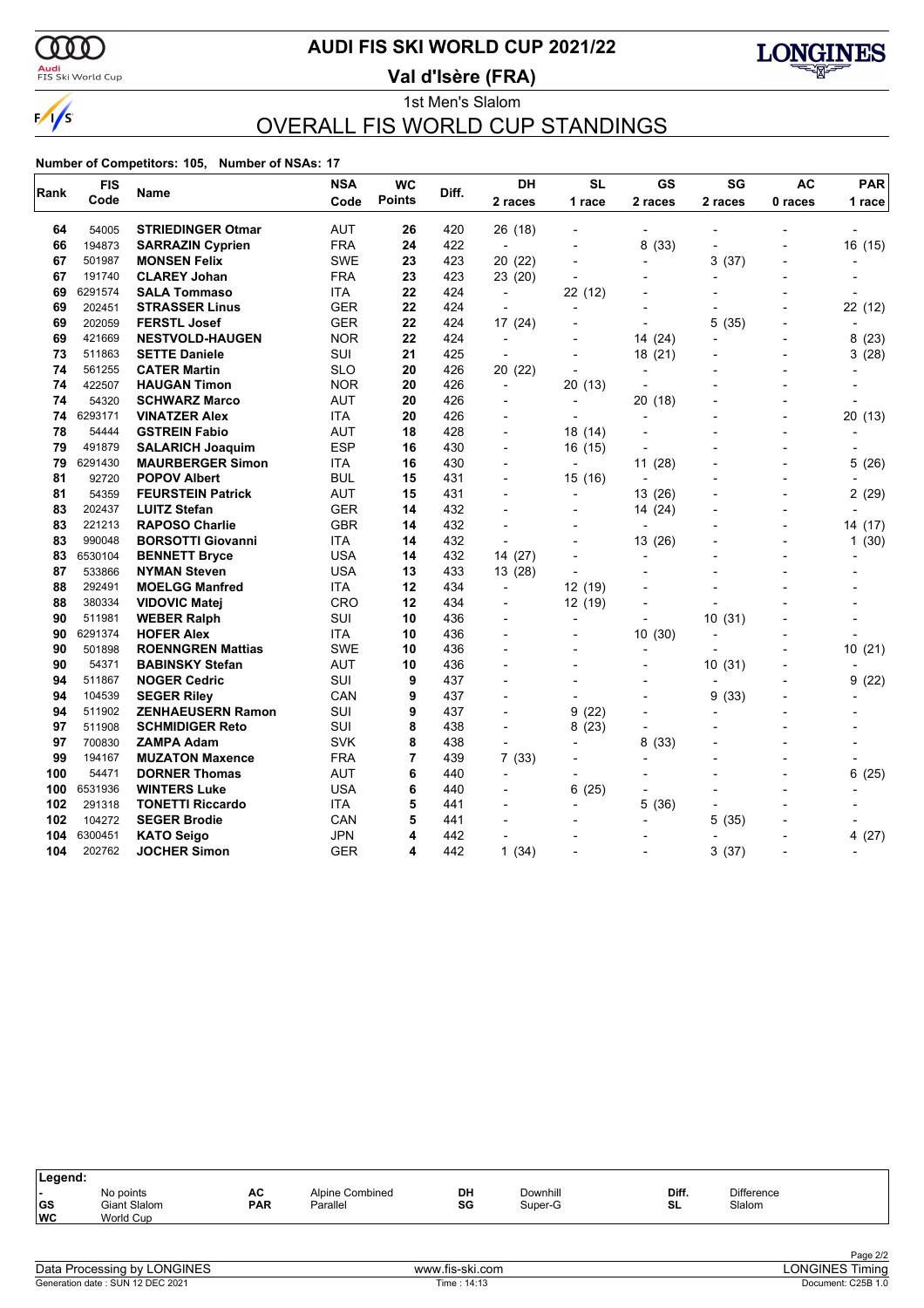# AUDI FIS SKI WORLD CUP 2021/22

## Val d'Isère (FRA)

1st Men's Slalom

## OVERALL FIS WORLD CUP STANDINGS

**Number of Competitors: 105, Number of NSAs: 17**

| Rank | FIS Code | Name | NSA Code | WC Points | Diff. | DH 2 races | SL 1 race | GS 2 races | SG 2 races | AC 0 races | PAR 1 race |
|---|---|---|---|---|---|---|---|---|---|---|---|
| 64 | 54005 | **STRIEDINGER Otmar** | AUT | **26** | 420 | 26 (18) | - | - | - | - | - |
| 66 | 194873 | **SARRAZIN Cyprien** | FRA | **24** | 422 | - | - | 8 (33) | - | - | 16 (15) |
| 67 | 501987 | **MONSEN Felix** | SWE | **23** | 423 | 20 (22) | - | - | 3 (37) | - | - |
| 67 | 191740 | **CLAREY Johan** | FRA | **23** | 423 | 23 (20) | - | - | - | - | - |
| 69 | 6291574 | **SALA Tommaso** | ITA | **22** | 424 | - | 22 (12) | - | - | - | - |
| 69 | 202451 | **STRASSER Linus** | GER | **22** | 424 | - | - | - | - | - | 22 (12) |
| 69 | 202059 | **FERSTL Josef** | GER | **22** | 424 | 17 (24) | - | - | 5 (35) | - | - |
| 69 | 421669 | **NESTVOLD-HAUGEN** | NOR | **22** | 424 | - | - | 14 (24) | - | - | 8 (23) |
| 73 | 511863 | **SETTE Daniele** | SUI | **21** | 425 | - | - | 18 (21) | - | - | 3 (28) |
| 74 | 561255 | **CATER Martin** | SLO | **20** | 426 | 20 (22) | - | - | - | - | - |
| 74 | 422507 | **HAUGAN Timon** | NOR | **20** | 426 | - | 20 (13) | - | - | - | - |
| 74 | 54320 | **SCHWARZ Marco** | AUT | **20** | 426 | - | - | 20 (18) | - | - | - |
| 74 | 6293171 | **VINATZER Alex** | ITA | **20** | 426 | - | - | - | - | - | 20 (13) |
| 78 | 54444 | **GSTREIN Fabio** | AUT | **18** | 428 | - | 18 (14) | - | - | - | - |
| 79 | 491879 | **SALARICH Joaquim** | ESP | **16** | 430 | - | 16 (15) | - | - | - | - |
| 79 | 6291430 | **MAURBERGER Simon** | ITA | **16** | 430 | - | - | 11 (28) | - | - | 5 (26) |
| 81 | 92720 | **POPOV Albert** | BUL | **15** | 431 | - | 15 (16) | - | - | - | - |
| 81 | 54359 | **FEURSTEIN Patrick** | AUT | **15** | 431 | - | - | 13 (26) | - | - | 2 (29) |
| 83 | 202437 | **LUITZ Stefan** | GER | **14** | 432 | - | - | 14 (24) | - | - | - |
| 83 | 221213 | **RAPOSO Charlie** | GBR | **14** | 432 | - | - | - | - | - | 14 (17) |
| 83 | 990048 | **BORSOTTI Giovanni** | ITA | **14** | 432 | - | - | 13 (26) | - | - | 1 (30) |
| 83 | 6530104 | **BENNETT Bryce** | USA | **14** | 432 | 14 (27) | - | - | - | - | - |
| 87 | 533866 | **NYMAN Steven** | USA | **13** | 433 | 13 (28) | - | - | - | - | - |
| 88 | 292491 | **MOELGG Manfred** | ITA | **12** | 434 | - | 12 (19) | - | - | - | - |
| 88 | 380334 | **VIDOVIC Matej** | CRO | **12** | 434 | - | 12 (19) | - | - | - | - |
| 90 | 511981 | **WEBER Ralph** | SUI | **10** | 436 | - | - | - | 10 (31) | - | - |
| 90 | 6291374 | **HOFER Alex** | ITA | **10** | 436 | - | - | 10 (30) | - | - | - |
| 90 | 501898 | **ROENNGREN Mattias** | SWE | **10** | 436 | - | - | - | - | - | 10 (21) |
| 90 | 54371 | **BABINSKY Stefan** | AUT | **10** | 436 | - | - | - | 10 (31) | - | - |
| 94 | 511867 | **NOGER Cedric** | SUI | **9** | 437 | - | - | - | - | - | 9 (22) |
| 94 | 104539 | **SEGER Riley** | CAN | **9** | 437 | - | - | - | 9 (33) | - | - |
| 94 | 511902 | **ZENHAEUSERN Ramon** | SUI | **9** | 437 | - | 9 (22) | - | - | - | - |
| 97 | 511908 | **SCHMIDIGER Reto** | SUI | **8** | 438 | - | 8 (23) | - | - | - | - |
| 97 | 700830 | **ZAMPA Adam** | SVK | **8** | 438 | - | - | 8 (33) | - | - | - |
| 99 | 194167 | **MUZATON Maxence** | FRA | **7** | 439 | 7 (33) | - | - | - | - | - |
| 100 | 54471 | **DORNER Thomas** | AUT | **6** | 440 | - | - | - | - | - | 6 (25) |
| 100 | 6531936 | **WINTERS Luke** | USA | **6** | 440 | - | 6 (25) | - | - | - | - |
| 102 | 291318 | **TONETTI Riccardo** | ITA | **5** | 441 | - | - | 5 (36) | - | - | - |
| 102 | 104272 | **SEGER Brodie** | CAN | **5** | 441 | - | - | - | 5 (35) | - | - |
| 104 | 6300451 | **KATO Seigo** | JPN | **4** | 442 | - | - | - | - | - | 4 (27) |
| 104 | 202762 | **JOCHER Simon** | GER | **4** | 442 | 1 (34) | - | - | 3 (37) | - | - |

**Legend:**

| | | | | | | | |
|---|---|---|---|---|---|---|---|
| - | No points | AC | Alpine Combined | DH | Downhill | Diff. | Difference |
| GS | Giant Slalom | PAR | Parallel | SG | Super-G | SL | Slalom |
| WC | World Cup | | | | | | |

Data Processing by LONGINES | www.fis-ski.com | LONGINES Timing

Generation date : SUN 12 DEC 2021 | Time : 14:13 | Document: C25B 1.0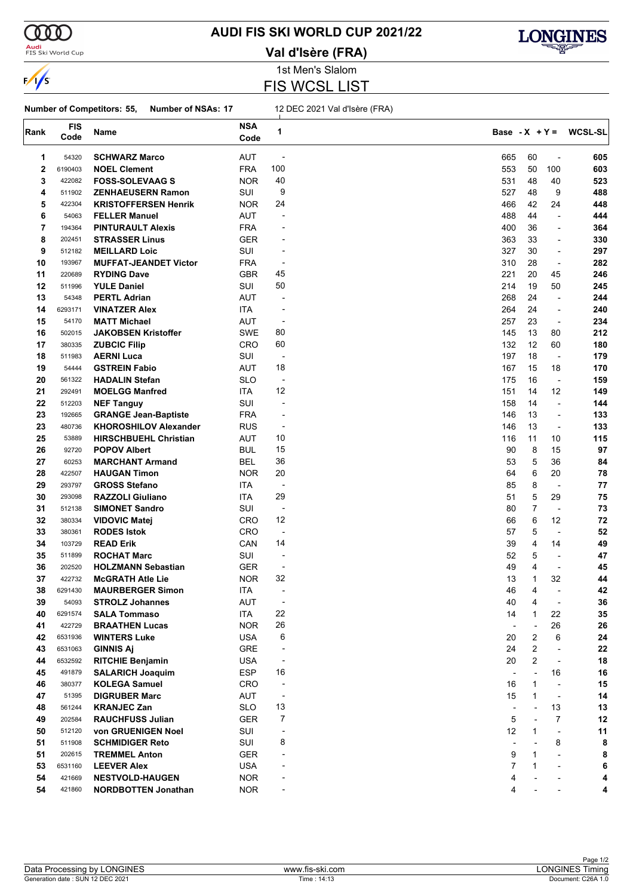# AUDI FIS SKI WORLD CUP 2021/22

## Val d'Isère (FRA)

1st Men's Slalom

## FIS WCSL LIST

**Number of Competitors: 55, Number of NSAs: 17** 12 DEC 2021 Val d'Isère (FRA)

| Rank | FIS Code | Name | NSA Code | 1 | Base | - X | + Y = | WCSL-SL |
|---|---|---|---|---|---|---|---|---|
| 1 | 54320 | **SCHWARZ Marco** | AUT | - | 665 | 60 | - | **605** |
| 2 | 6190403 | **NOEL Clement** | FRA | 100 | 553 | 50 | 100 | **603** |
| 3 | 422082 | **FOSS-SOLEVAAG S** | NOR | 40 | 531 | 48 | 40 | **523** |
| 4 | 511902 | **ZENHAEUSERN Ramon** | SUI | 9 | 527 | 48 | 9 | **488** |
| 5 | 422304 | **KRISTOFFERSEN Henrik** | NOR | 24 | 466 | 42 | 24 | **448** |
| 6 | 54063 | **FELLER Manuel** | AUT | - | 488 | 44 | - | **444** |
| 7 | 194364 | **PINTURAULT Alexis** | FRA | - | 400 | 36 | - | **364** |
| 8 | 202451 | **STRASSER Linus** | GER | - | 363 | 33 | - | **330** |
| 9 | 512182 | **MEILLARD Loic** | SUI | - | 327 | 30 | - | **297** |
| 10 | 193967 | **MUFFAT-JEANDET Victor** | FRA | - | 310 | 28 | - | **282** |
| 11 | 220689 | **RYDING Dave** | GBR | 45 | 221 | 20 | 45 | **246** |
| 12 | 511996 | **YULE Daniel** | SUI | 50 | 214 | 19 | 50 | **245** |
| 13 | 54348 | **PERTL Adrian** | AUT | - | 268 | 24 | - | **244** |
| 14 | 6293171 | **VINATZER Alex** | ITA | - | 264 | 24 | - | **240** |
| 15 | 54170 | **MATT Michael** | AUT | - | 257 | 23 | - | **234** |
| 16 | 502015 | **JAKOBSEN Kristoffer** | SWE | 80 | 145 | 13 | 80 | **212** |
| 17 | 380335 | **ZUBCIC Filip** | CRO | 60 | 132 | 12 | 60 | **180** |
| 18 | 511983 | **AERNI Luca** | SUI | - | 197 | 18 | - | **179** |
| 19 | 54444 | **GSTREIN Fabio** | AUT | 18 | 167 | 15 | 18 | **170** |
| 20 | 561322 | **HADALIN Stefan** | SLO | - | 175 | 16 | - | **159** |
| 21 | 292491 | **MOELGG Manfred** | ITA | 12 | 151 | 14 | 12 | **149** |
| 22 | 512203 | **NEF Tanguy** | SUI | - | 158 | 14 | - | **144** |
| 23 | 192665 | **GRANGE Jean-Baptiste** | FRA | - | 146 | 13 | - | **133** |
| 23 | 480736 | **KHOROSHILOV Alexander** | RUS | - | 146 | 13 | - | **133** |
| 25 | 53889 | **HIRSCHBUEHL Christian** | AUT | 10 | 116 | 11 | 10 | **115** |
| 26 | 92720 | **POPOV Albert** | BUL | 15 | 90 | 8 | 15 | **97** |
| 27 | 60253 | **MARCHANT Armand** | BEL | 36 | 53 | 5 | 36 | **84** |
| 28 | 422507 | **HAUGAN Timon** | NOR | 20 | 64 | 6 | 20 | **78** |
| 29 | 293797 | **GROSS Stefano** | ITA | - | 85 | 8 | - | **77** |
| 30 | 293098 | **RAZZOLI Giuliano** | ITA | 29 | 51 | 5 | 29 | **75** |
| 31 | 512138 | **SIMONET Sandro** | SUI | - | 80 | 7 | - | **73** |
| 32 | 380334 | **VIDOVIC Matej** | CRO | 12 | 66 | 6 | 12 | **72** |
| 33 | 380361 | **RODES Istok** | CRO | - | 57 | 5 | - | **52** |
| 34 | 103729 | **READ Erik** | CAN | 14 | 39 | 4 | 14 | **49** |
| 35 | 511899 | **ROCHAT Marc** | SUI | - | 52 | 5 | - | **47** |
| 36 | 202520 | **HOLZMANN Sebastian** | GER | - | 49 | 4 | - | **45** |
| 37 | 422732 | **McGRATH Atle Lie** | NOR | 32 | 13 | 1 | 32 | **44** |
| 38 | 6291430 | **MAURBERGER Simon** | ITA | - | 46 | 4 | - | **42** |
| 39 | 54093 | **STROLZ Johannes** | AUT | - | 40 | 4 | - | **36** |
| 40 | 6291574 | **SALA Tommaso** | ITA | 22 | 14 | 1 | 22 | **35** |
| 41 | 422729 | **BRAATHEN Lucas** | NOR | 26 | - | - | 26 | **26** |
| 42 | 6531936 | **WINTERS Luke** | USA | 6 | 20 | 2 | 6 | **24** |
| 43 | 6531063 | **GINNIS Aj** | GRE | - | 24 | 2 | - | **22** |
| 44 | 6532592 | **RITCHIE Benjamin** | USA | - | 20 | 2 | - | **18** |
| 45 | 491879 | **SALARICH Joaquim** | ESP | 16 | - | - | 16 | **16** |
| 46 | 380377 | **KOLEGA Samuel** | CRO | - | 16 | 1 | - | **15** |
| 47 | 51395 | **DIGRUBER Marc** | AUT | - | 15 | 1 | - | **14** |
| 48 | 561244 | **KRANJEC Zan** | SLO | 13 | - | - | 13 | **13** |
| 49 | 202584 | **RAUCHFUSS Julian** | GER | 7 | 5 | - | 7 | **12** |
| 50 | 512120 | **von GRUENIGEN Noel** | SUI | - | 12 | 1 | - | **11** |
| 51 | 511908 | **SCHMIDIGER Reto** | SUI | 8 | - | - | 8 | **8** |
| 51 | 202615 | **TREMMEL Anton** | GER | - | 9 | 1 | - | **8** |
| 53 | 6531160 | **LEEVER Alex** | USA | - | 7 | 1 | - | **6** |
| 54 | 421669 | **NESTVOLD-HAUGEN** | NOR | - | 4 | - | - | **4** |
| 54 | 421860 | **NORDBOTTEN Jonathan** | NOR | - | 4 | - | - | **4** |

Data Processing by LONGINES | www.fis-ski.com | LONGINES Timing

Generation date : SUN 12 DEC 2021 | Time : 14:13 | Document: C26A 1.0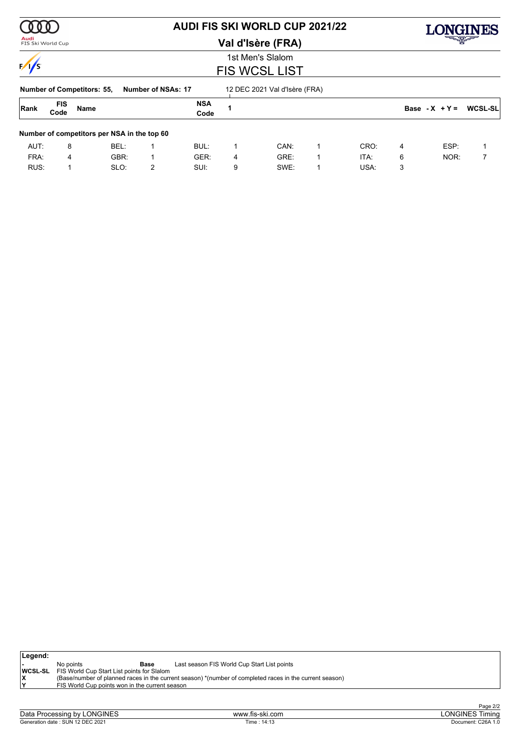# AUDI FIS SKI WORLD CUP 2021/22

## Val d'Isère (FRA)

1st Men's Slalom

## FIS WCSL LIST

**Number of Competitors: 55,** **Number of NSAs: 17** 12 DEC 2021 Val d'Isère (FRA)

| Rank | FIS Code | Name | NSA Code | 1 | Base -X +Y = | WCSL-SL |
|---|---|---|---|---|---|---|

**Number of competitors per NSA in the top 60**

| | | | | | | | | | | | |
|---|---|---|---|---|---|---|---|---|---|---|---|
| AUT: | 8 | BEL: | 1 | BUL: | 1 | CAN: | 1 | CRO: | 4 | ESP: | 1 |
| FRA: | 4 | GBR: | 1 | GER: | 4 | GRE: | 1 | ITA: | 6 | NOR: | 7 |
| RUS: | 1 | SLO: | 2 | SUI: | 9 | SWE: | 1 | USA: | 3 | | |

**Legend:**

| | | | |
|---|---|---|---|
| - | No points | **Base** | Last season FIS World Cup Start List points |
| **WCSL-SL** | FIS World Cup Start List points for Slalom | | |
| **X** | (Base/number of planned races in the current season) *(number of completed races in the current season) | | |
| **Y** | FIS World Cup points won in the current season | | |

Data Processing by LONGINES — www.fis-ski.com — LONGINES Timing

Generation date : SUN 12 DEC 2021 — Time : 14:13 — Document: C26A 1.0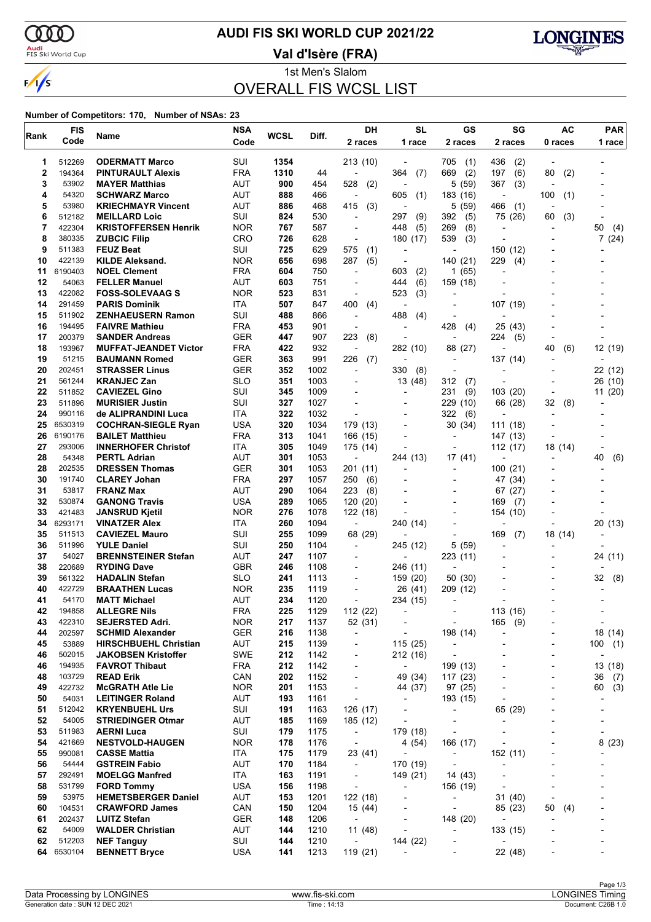# AUDI FIS SKI WORLD CUP 2021/22

## Val d'Isère (FRA)

1st Men's Slalom

## OVERALL FIS WCSL LIST

**Number of Competitors: 170, Number of NSAs: 23**

| Rank | FIS Code | Name | NSA Code | WCSL | Diff. | DH 2 races | SL 1 race | GS 2 races | SG 2 races | AC 0 races | PAR 1 race |
|---|---|---|---|---|---|---|---|---|---|---|---|
| 1 | 512269 | **ODERMATT Marco** | SUI | **1354** | | 213 (10) | - | 705 (1) | 436 (2) | - | - |
| 2 | 194364 | **PINTURAULT Alexis** | FRA | **1310** | 44 | - | 364 (7) | 669 (2) | 197 (6) | 80 (2) | - |
| 3 | 53902 | **MAYER Matthias** | AUT | **900** | 454 | 528 (2) | - | 5 (59) | 367 (3) | - | - |
| 4 | 54320 | **SCHWARZ Marco** | AUT | **888** | 466 | - | 605 (1) | 183 (16) | - | 100 (1) | - |
| 5 | 53980 | **KRIECHMAYR Vincent** | AUT | **886** | 468 | 415 (3) | - | 5 (59) | 466 (1) | - | - |
| 6 | 512182 | **MEILLARD Loic** | SUI | **824** | 530 | - | 297 (9) | 392 (5) | 75 (26) | 60 (3) | - |
| 7 | 422304 | **KRISTOFFERSEN Henrik** | NOR | **767** | 587 | - | 448 (5) | 269 (8) | - | - | 50 (4) |
| 8 | 380335 | **ZUBCIC Filip** | CRO | **726** | 628 | - | 180 (17) | 539 (3) | - | - | 7 (24) |
| 9 | 511383 | **FEUZ Beat** | SUI | **725** | 629 | 575 (1) | - | - | 150 (12) | - | - |
| 10 | 422139 | **KILDE Aleksand.** | NOR | **656** | 698 | 287 (5) | - | 140 (21) | 229 (4) | - | - |
| 11 | 6190403 | **NOEL Clement** | FRA | **604** | 750 | - | 603 (2) | 1 (65) | - | - | - |
| 12 | 54063 | **FELLER Manuel** | AUT | **603** | 751 | - | 444 (6) | 159 (18) | - | - | - |
| 13 | 422082 | **FOSS-SOLEVAAG S** | NOR | **523** | 831 | - | 523 (3) | - | - | - | - |
| 14 | 291459 | **PARIS Dominik** | ITA | **507** | 847 | 400 (4) | - | - | 107 (19) | - | - |
| 15 | 511902 | **ZENHAEUSERN Ramon** | SUI | **488** | 866 | - | 488 (4) | - | - | - | - |
| 16 | 194495 | **FAIVRE Mathieu** | FRA | **453** | 901 | - | - | 428 (4) | 25 (43) | - | - |
| 17 | 200379 | **SANDER Andreas** | GER | **447** | 907 | 223 (8) | - | - | 224 (5) | - | - |
| 18 | 193967 | **MUFFAT-JEANDET Victor** | FRA | **422** | 932 | - | 282 (10) | 88 (27) | - | 40 (6) | 12 (19) |
| 19 | 51215 | **BAUMANN Romed** | GER | **363** | 991 | 226 (7) | - | - | 137 (14) | - | - |
| 20 | 202451 | **STRASSER Linus** | GER | **352** | 1002 | - | 330 (8) | - | - | - | 22 (12) |
| 21 | 561244 | **KRANJEC Zan** | SLO | **351** | 1003 | - | 13 (48) | 312 (7) | - | - | 26 (10) |
| 22 | 511852 | **CAVIEZEL Gino** | SUI | **345** | 1009 | - | - | 231 (9) | 103 (20) | - | 11 (20) |
| 23 | 511896 | **MURISIER Justin** | SUI | **327** | 1027 | - | - | 229 (10) | 66 (28) | 32 (8) | - |
| 24 | 990116 | **de ALIPRANDINI Luca** | ITA | **322** | 1032 | - | - | 322 (6) | - | - | - |
| 25 | 6530319 | **COCHRAN-SIEGLE Ryan** | USA | **320** | 1034 | 179 (13) | - | 30 (34) | 111 (18) | - | - |
| 26 | 6190176 | **BAILET Matthieu** | FRA | **313** | 1041 | 166 (15) | - | - | 147 (13) | - | - |
| 27 | 293006 | **INNERHOFER Christof** | ITA | **305** | 1049 | 175 (14) | - | - | 112 (17) | 18 (14) | - |
| 28 | 54348 | **PERTL Adrian** | AUT | **301** | 1053 | - | 244 (13) | 17 (41) | - | - | 40 (6) |
| 28 | 202535 | **DRESSEN Thomas** | GER | **301** | 1053 | 201 (11) | - | - | 100 (21) | - | - |
| 30 | 191740 | **CLAREY Johan** | FRA | **297** | 1057 | 250 (6) | - | - | 47 (34) | - | - |
| 31 | 53817 | **FRANZ Max** | AUT | **290** | 1064 | 223 (8) | - | - | 67 (27) | - | - |
| 32 | 530874 | **GANONG Travis** | USA | **289** | 1065 | 120 (20) | - | - | 169 (7) | - | - |
| 33 | 421483 | **JANSRUD Kjetil** | NOR | **276** | 1078 | 122 (18) | - | - | 154 (10) | - | - |
| 34 | 6293171 | **VINATZER Alex** | ITA | **260** | 1094 | - | 240 (14) | - | - | - | 20 (13) |
| 35 | 511513 | **CAVIEZEL Mauro** | SUI | **255** | 1099 | 68 (29) | - | - | 169 (7) | 18 (14) | - |
| 36 | 511996 | **YULE Daniel** | SUI | **250** | 1104 | - | 245 (12) | 5 (59) | - | - | - |
| 37 | 54027 | **BRENNSTEINER Stefan** | AUT | **247** | 1107 | - | - | 223 (11) | - | - | 24 (11) |
| 38 | 220689 | **RYDING Dave** | GBR | **246** | 1108 | - | 246 (11) | - | - | - | - |
| 39 | 561322 | **HADALIN Stefan** | SLO | **241** | 1113 | - | 159 (20) | 50 (30) | - | - | 32 (8) |
| 40 | 422729 | **BRAATHEN Lucas** | NOR | **235** | 1119 | - | 26 (41) | 209 (12) | - | - | - |
| 41 | 54170 | **MATT Michael** | AUT | **234** | 1120 | - | 234 (15) | - | - | - | - |
| 42 | 194858 | **ALLEGRE Nils** | FRA | **225** | 1129 | 112 (22) | - | - | 113 (16) | - | - |
| 43 | 422310 | **SEJERSTED Adri.** | NOR | **217** | 1137 | 52 (31) | - | - | 165 (9) | - | - |
| 44 | 202597 | **SCHMID Alexander** | GER | **216** | 1138 | - | - | 198 (14) | - | - | 18 (14) |
| 45 | 53889 | **HIRSCHBUEHL Christian** | AUT | **215** | 1139 | - | 115 (25) | - | - | - | 100 (1) |
| 46 | 502015 | **JAKOBSEN Kristoffer** | SWE | **212** | 1142 | - | 212 (16) | - | - | - | - |
| 46 | 194935 | **FAVROT Thibaut** | FRA | **212** | 1142 | - | - | 199 (13) | - | - | 13 (18) |
| 48 | 103729 | **READ Erik** | CAN | **202** | 1152 | - | 49 (34) | 117 (23) | - | - | 36 (7) |
| 49 | 422732 | **McGRATH Atle Lie** | NOR | **201** | 1153 | - | 44 (37) | 97 (25) | - | - | 60 (3) |
| 50 | 54031 | **LEITINGER Roland** | AUT | **193** | 1161 | - | - | 193 (15) | - | - | - |
| 51 | 512042 | **KRYENBUEHL Urs** | SUI | **191** | 1163 | 126 (17) | - | - | 65 (29) | - | - |
| 52 | 54005 | **STRIEDINGER Otmar** | AUT | **185** | 1169 | 185 (12) | - | - | - | - | - |
| 53 | 511983 | **AERNI Luca** | SUI | **179** | 1175 | - | 179 (18) | - | - | - | - |
| 54 | 421669 | **NESTVOLD-HAUGEN** | NOR | **178** | 1176 | - | 4 (54) | 166 (17) | - | - | 8 (23) |
| 55 | 990081 | **CASSE Mattia** | ITA | **175** | 1179 | 23 (41) | - | - | 152 (11) | - | - |
| 56 | 54444 | **GSTREIN Fabio** | AUT | **170** | 1184 | - | 170 (19) | - | - | - | - |
| 57 | 292491 | **MOELGG Manfred** | ITA | **163** | 1191 | - | 149 (21) | 14 (43) | - | - | - |
| 58 | 531799 | **FORD Tommy** | USA | **156** | 1198 | - | - | 156 (19) | - | - | - |
| 59 | 53975 | **HEMETSBERGER Daniel** | AUT | **153** | 1201 | 122 (18) | - | - | 31 (40) | - | - |
| 60 | 104531 | **CRAWFORD James** | CAN | **150** | 1204 | 15 (44) | - | - | 85 (23) | 50 (4) | - |
| 61 | 202437 | **LUITZ Stefan** | GER | **148** | 1206 | - | - | 148 (20) | - | - | - |
| 62 | 54009 | **WALDER Christian** | AUT | **144** | 1210 | 11 (48) | - | - | 133 (15) | - | - |
| 62 | 512203 | **NEF Tanguy** | SUI | **144** | 1210 | - | 144 (22) | - | - | - | - |
| 64 | 6530104 | **BENNETT Bryce** | USA | **141** | 1213 | 119 (21) | - | - | 22 (48) | - | - |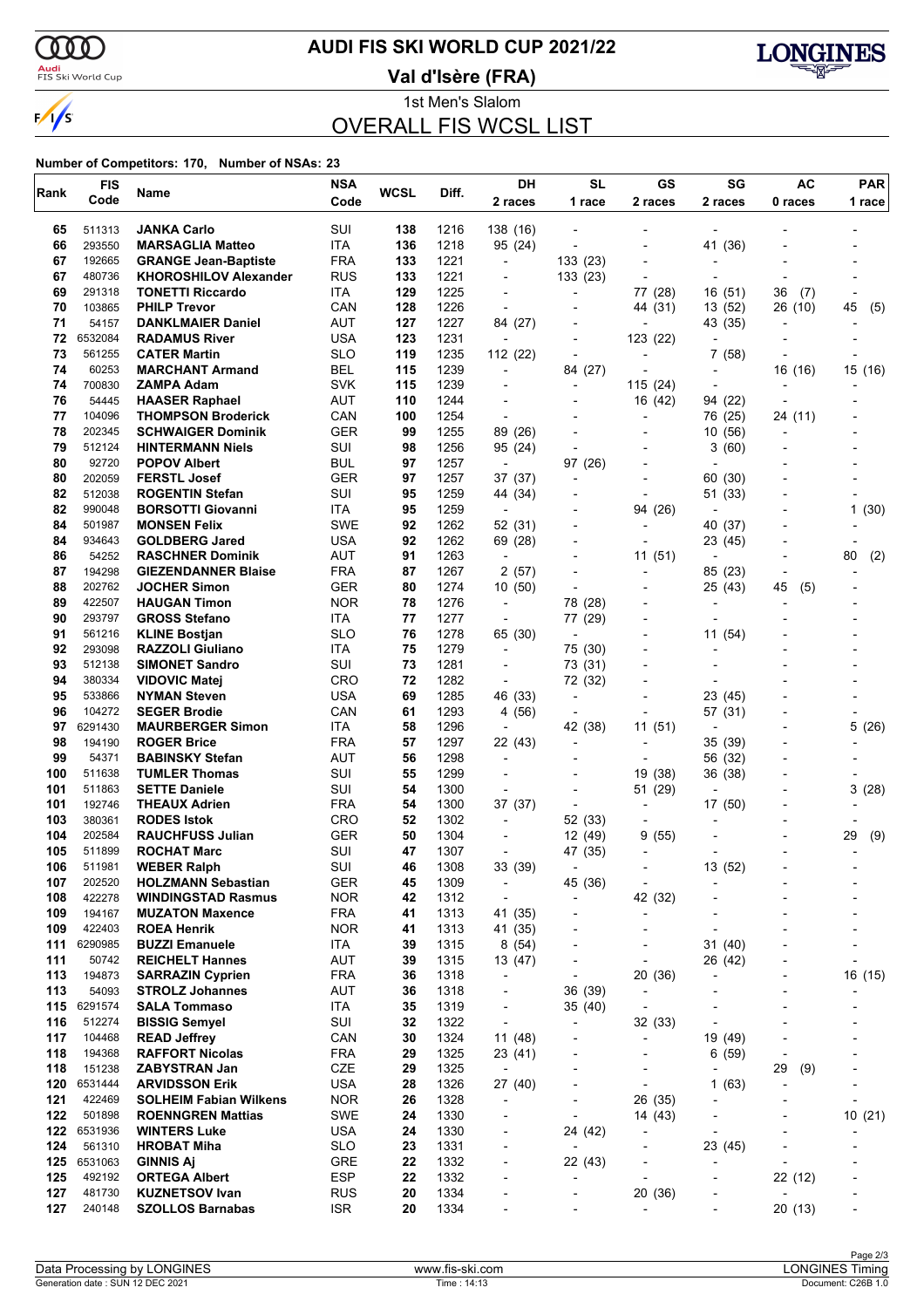# AUDI FIS SKI WORLD CUP 2021/22

## Val d'Isère (FRA)

### 1st Men's Slalom

## OVERALL FIS WCSL LIST

**Number of Competitors: 170, Number of NSAs: 23**

| Rank | FIS Code | Name | NSA Code | WCSL | Diff. | DH 2 races | SL 1 race | GS 2 races | SG 2 races | AC 0 races | PAR 1 race |
|---|---|---|---|---|---|---|---|---|---|---|---|
| 65 | 511313 | **JANKA Carlo** | SUI | 138 | 1216 | 138 (16) | - | - | - | - | - |
| 66 | 293550 | **MARSAGLIA Matteo** | ITA | 136 | 1218 | 95 (24) | - | - | 41 (36) | - | - |
| 67 | 192665 | **GRANGE Jean-Baptiste** | FRA | 133 | 1221 | - | 133 (23) | - | - | - | - |
| 67 | 480736 | **KHOROSHILOV Alexander** | RUS | 133 | 1221 | - | 133 (23) | - | - | - | - |
| 69 | 291318 | **TONETTI Riccardo** | ITA | 129 | 1225 | - | - | 77 (28) | 16 (51) | 36 (7) | - |
| 70 | 103865 | **PHILP Trevor** | CAN | 128 | 1226 | - | - | 44 (31) | 13 (52) | 26 (10) | 45 (5) |
| 71 | 54157 | **DANKLMAIER Daniel** | AUT | 127 | 1227 | 84 (27) | - | - | 43 (35) | - | - |
| 72 | 6532084 | **RADAMUS River** | USA | 123 | 1231 | - | - | 123 (22) | - | - | - |
| 73 | 561255 | **CATER Martin** | SLO | 119 | 1235 | 112 (22) | - | - | 7 (58) | - | - |
| 74 | 60253 | **MARCHANT Armand** | BEL | 115 | 1239 | - | 84 (27) | - | - | 16 (16) | 15 (16) |
| 74 | 700830 | **ZAMPA Adam** | SVK | 115 | 1239 | - | - | 115 (24) | - | - | - |
| 76 | 54445 | **HAASER Raphael** | AUT | 110 | 1244 | - | - | 16 (42) | 94 (22) | - | - |
| 77 | 104096 | **THOMPSON Broderick** | CAN | 100 | 1254 | - | - | - | 76 (25) | 24 (11) | - |
| 78 | 202345 | **SCHWAIGER Dominik** | GER | 99 | 1255 | 89 (26) | - | - | 10 (56) | - | - |
| 79 | 512124 | **HINTERMANN Niels** | SUI | 98 | 1256 | 95 (24) | - | - | 3 (60) | - | - |
| 80 | 92720 | **POPOV Albert** | BUL | 97 | 1257 | - | 97 (26) | - | - | - | - |
| 80 | 202059 | **FERSTL Josef** | GER | 97 | 1257 | 37 (37) | - | - | 60 (30) | - | - |
| 82 | 512038 | **ROGENTIN Stefan** | SUI | 95 | 1259 | 44 (34) | - | - | 51 (33) | - | - |
| 82 | 990048 | **BORSOTTI Giovanni** | ITA | 95 | 1259 | - | - | 94 (26) | - | - | 1 (30) |
| 84 | 501987 | **MONSEN Felix** | SWE | 92 | 1262 | 52 (31) | - | - | 40 (37) | - | - |
| 84 | 934643 | **GOLDBERG Jared** | USA | 92 | 1262 | 69 (28) | - | - | 23 (45) | - | - |
| 86 | 54252 | **RASCHNER Dominik** | AUT | 91 | 1263 | - | - | 11 (51) | - | - | 80 (2) |
| 87 | 194298 | **GIEZENDANNER Blaise** | FRA | 87 | 1267 | 2 (57) | - | - | 85 (23) | - | - |
| 88 | 202762 | **JOCHER Simon** | GER | 80 | 1274 | 10 (50) | - | - | 25 (43) | 45 (5) | - |
| 89 | 422507 | **HAUGAN Timon** | NOR | 78 | 1276 | - | 78 (28) | - | - | - | - |
| 90 | 293797 | **GROSS Stefano** | ITA | 77 | 1277 | - | 77 (29) | - | - | - | - |
| 91 | 561216 | **KLINE Bostjan** | SLO | 76 | 1278 | 65 (30) | - | - | 11 (54) | - | - |
| 92 | 293098 | **RAZZOLI Giuliano** | ITA | 75 | 1279 | - | 75 (30) | - | - | - | - |
| 93 | 512138 | **SIMONET Sandro** | SUI | 73 | 1281 | - | 73 (31) | - | - | - | - |
| 94 | 380334 | **VIDOVIC Matej** | CRO | 72 | 1282 | - | 72 (32) | - | - | - | - |
| 95 | 533866 | **NYMAN Steven** | USA | 69 | 1285 | 46 (33) | - | - | 23 (45) | - | - |
| 96 | 104272 | **SEGER Brodie** | CAN | 61 | 1293 | 4 (56) | - | - | 57 (31) | - | - |
| 97 | 6291430 | **MAURBERGER Simon** | ITA | 58 | 1296 | - | 42 (38) | 11 (51) | - | - | 5 (26) |
| 98 | 194190 | **ROGER Brice** | FRA | 57 | 1297 | 22 (43) | - | - | 35 (39) | - | - |
| 99 | 54371 | **BABINSKY Stefan** | AUT | 56 | 1298 | - | - | - | 56 (32) | - | - |
| 100 | 511638 | **TUMLER Thomas** | SUI | 55 | 1299 | - | - | 19 (38) | 36 (38) | - | - |
| 101 | 511863 | **SETTE Daniele** | SUI | 54 | 1300 | - | - | 51 (29) | - | - | 3 (28) |
| 101 | 192746 | **THEAUX Adrien** | FRA | 54 | 1300 | 37 (37) | - | - | 17 (50) | - | - |
| 103 | 380361 | **RODES Istok** | CRO | 52 | 1302 | - | 52 (33) | - | - | - | - |
| 104 | 202584 | **RAUCHFUSS Julian** | GER | 50 | 1304 | - | 12 (49) | 9 (55) | - | - | 29 (9) |
| 105 | 511899 | **ROCHAT Marc** | SUI | 47 | 1307 | - | 47 (35) | - | - | - | - |
| 106 | 511981 | **WEBER Ralph** | SUI | 46 | 1308 | 33 (39) | - | - | 13 (52) | - | - |
| 107 | 202520 | **HOLZMANN Sebastian** | GER | 45 | 1309 | - | 45 (36) | - | - | - | - |
| 108 | 422278 | **WINDINGSTAD Rasmus** | NOR | 42 | 1312 | - | - | 42 (32) | - | - | - |
| 109 | 194167 | **MUZATON Maxence** | FRA | 41 | 1313 | 41 (35) | - | - | - | - | - |
| 109 | 422403 | **ROEA Henrik** | NOR | 41 | 1313 | 41 (35) | - | - | - | - | - |
| 111 | 6290985 | **BUZZI Emanuele** | ITA | 39 | 1315 | 8 (54) | - | - | 31 (40) | - | - |
| 111 | 50742 | **REICHELT Hannes** | AUT | 39 | 1315 | 13 (47) | - | - | 26 (42) | - | - |
| 113 | 194873 | **SARRAZIN Cyprien** | FRA | 36 | 1318 | - | - | 20 (36) | - | - | 16 (15) |
| 113 | 54093 | **STROLZ Johannes** | AUT | 36 | 1318 | - | 36 (39) | - | - | - | - |
| 115 | 6291574 | **SALA Tommaso** | ITA | 35 | 1319 | - | 35 (40) | - | - | - | - |
| 116 | 512274 | **BISSIG Semyel** | SUI | 32 | 1322 | - | - | 32 (33) | - | - | - |
| 117 | 104468 | **READ Jeffrey** | CAN | 30 | 1324 | 11 (48) | - | - | 19 (49) | - | - |
| 118 | 194368 | **RAFFORT Nicolas** | FRA | 29 | 1325 | 23 (41) | - | - | 6 (59) | - | - |
| 118 | 151238 | **ZABYSTRAN Jan** | CZE | 29 | 1325 | - | - | - | - | 29 (9) | - |
| 120 | 6531444 | **ARVIDSSON Erik** | USA | 28 | 1326 | 27 (40) | - | - | 1 (63) | - | - |
| 121 | 422469 | **SOLHEIM Fabian Wilkens** | NOR | 26 | 1328 | - | - | 26 (35) | - | - | - |
| 122 | 501898 | **ROENNGREN Mattias** | SWE | 24 | 1330 | - | - | 14 (43) | - | - | 10 (21) |
| 122 | 6531936 | **WINTERS Luke** | USA | 24 | 1330 | - | 24 (42) | - | - | - | - |
| 124 | 561310 | **HROBAT Miha** | SLO | 23 | 1331 | - | - | - | 23 (45) | - | - |
| 125 | 6531063 | **GINNIS Aj** | GRE | 22 | 1332 | - | 22 (43) | - | - | - | - |
| 125 | 492192 | **ORTEGA Albert** | ESP | 22 | 1332 | - | - | - | - | 22 (12) | - |
| 127 | 481730 | **KUZNETSOV Ivan** | RUS | 20 | 1334 | - | - | 20 (36) | - | - | - |
| 127 | 240148 | **SZOLLOS Barnabas** | ISR | 20 | 1334 | - | - | - | - | 20 (13) | - |

Data Processing by LONGINES | www.fis-ski.com | LONGINES Timing

Generation date : SUN 12 DEC 2021 | Time : 14:13 | Document: C26B 1.0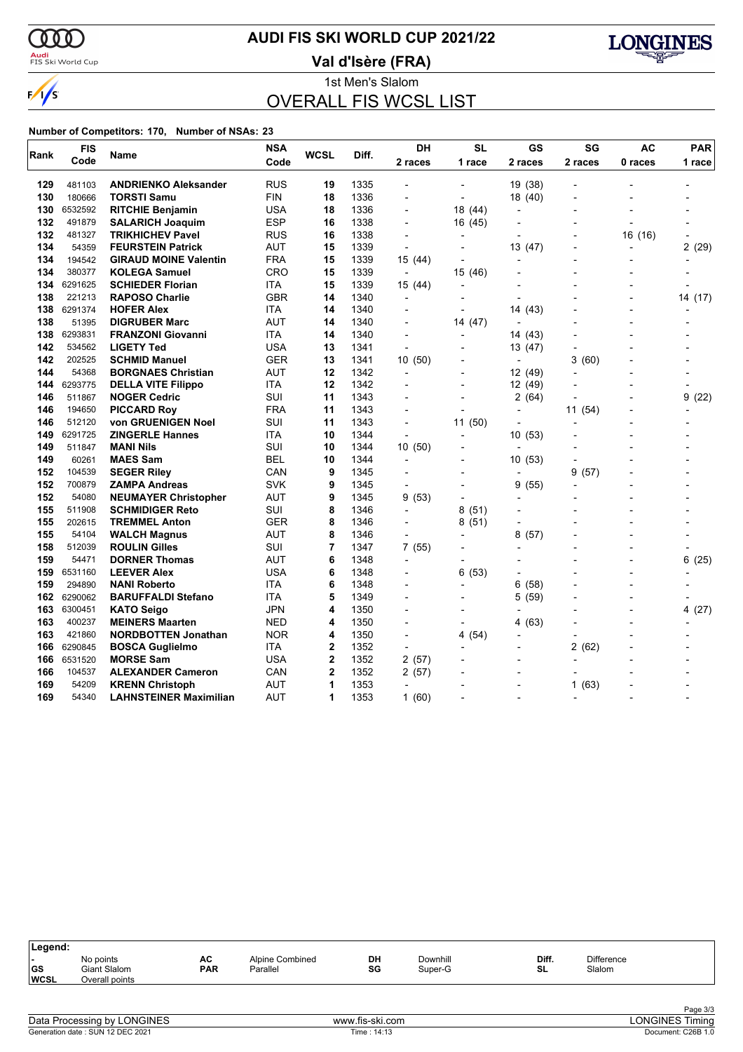# AUDI FIS SKI WORLD CUP 2021/22

**Val d'Isère (FRA)**

1st Men's Slalom

## OVERALL FIS WCSL LIST

**Number of Competitors: 170, Number of NSAs: 23**

| Rank | FIS Code | Name | NSA Code | WCSL | Diff. | DH 2 races | SL 1 race | GS 2 races | SG 2 races | AC 0 races | PAR 1 race |
|---|---|---|---|---|---|---|---|---|---|---|---|
| 129 | 481103 | **ANDRIENKO Aleksander** | RUS | **19** | 1335 | - | - | 19 (38) | - | - | - |
| 130 | 180666 | **TORSTI Samu** | FIN | **18** | 1336 | - | - | 18 (40) | - | - | - |
| 130 | 6532592 | **RITCHIE Benjamin** | USA | **18** | 1336 | - | 18 (44) | - | - | - | - |
| 132 | 491879 | **SALARICH Joaquim** | ESP | **16** | 1338 | - | 16 (45) | - | - | - | - |
| 132 | 481327 | **TRIKHICHEV Pavel** | RUS | **16** | 1338 | - | - | - | - | 16 (16) | - |
| 134 | 54359 | **FEURSTEIN Patrick** | AUT | **15** | 1339 | - | - | 13 (47) | - | - | 2 (29) |
| 134 | 194542 | **GIRAUD MOINE Valentin** | FRA | **15** | 1339 | 15 (44) | - | - | - | - | - |
| 134 | 380377 | **KOLEGA Samuel** | CRO | **15** | 1339 | - | 15 (46) | - | - | - | - |
| 134 | 6291625 | **SCHIEDER Florian** | ITA | **15** | 1339 | 15 (44) | - | - | - | - | - |
| 138 | 221213 | **RAPOSO Charlie** | GBR | **14** | 1340 | - | - | - | - | - | 14 (17) |
| 138 | 6291374 | **HOFER Alex** | ITA | **14** | 1340 | - | - | 14 (43) | - | - | - |
| 138 | 51395 | **DIGRUBER Marc** | AUT | **14** | 1340 | - | 14 (47) | - | - | - | - |
| 138 | 6293831 | **FRANZONI Giovanni** | ITA | **14** | 1340 | - | - | 14 (43) | - | - | - |
| 142 | 534562 | **LIGETY Ted** | USA | **13** | 1341 | - | - | 13 (47) | - | - | - |
| 142 | 202525 | **SCHMID Manuel** | GER | **13** | 1341 | 10 (50) | - | - | 3 (60) | - | - |
| 144 | 54368 | **BORGNAES Christian** | AUT | **12** | 1342 | - | - | 12 (49) | - | - | - |
| 144 | 6293775 | **DELLA VITE Filippo** | ITA | **12** | 1342 | - | - | 12 (49) | - | - | - |
| 146 | 511867 | **NOGER Cedric** | SUI | **11** | 1343 | - | - | 2 (64) | - | - | 9 (22) |
| 146 | 194650 | **PICCARD Roy** | FRA | **11** | 1343 | - | - | - | 11 (54) | - | - |
| 146 | 512120 | **von GRUENIGEN Noel** | SUI | **11** | 1343 | - | 11 (50) | - | - | - | - |
| 149 | 6291725 | **ZINGERLE Hannes** | ITA | **10** | 1344 | - | - | 10 (53) | - | - | - |
| 149 | 511847 | **MANI Nils** | SUI | **10** | 1344 | 10 (50) | - | - | - | - | - |
| 149 | 60261 | **MAES Sam** | BEL | **10** | 1344 | - | - | 10 (53) | - | - | - |
| 152 | 104539 | **SEGER Riley** | CAN | **9** | 1345 | - | - | - | 9 (57) | - | - |
| 152 | 700879 | **ZAMPA Andreas** | SVK | **9** | 1345 | - | - | 9 (55) | - | - | - |
| 152 | 54080 | **NEUMAYER Christopher** | AUT | **9** | 1345 | 9 (53) | - | - | - | - | - |
| 155 | 511908 | **SCHMIDIGER Reto** | SUI | **8** | 1346 | - | 8 (51) | - | - | - | - |
| 155 | 202615 | **TREMMEL Anton** | GER | **8** | 1346 | - | 8 (51) | - | - | - | - |
| 155 | 54104 | **WALCH Magnus** | AUT | **8** | 1346 | - | - | 8 (57) | - | - | - |
| 158 | 512039 | **ROULIN Gilles** | SUI | **7** | 1347 | 7 (55) | - | - | - | - | - |
| 159 | 54471 | **DORNER Thomas** | AUT | **6** | 1348 | - | - | - | - | - | 6 (25) |
| 159 | 6531160 | **LEEVER Alex** | USA | **6** | 1348 | - | 6 (53) | - | - | - | - |
| 159 | 294890 | **NANI Roberto** | ITA | **6** | 1348 | - | - | 6 (58) | - | - | - |
| 162 | 6290062 | **BARUFFALDI Stefano** | ITA | **5** | 1349 | - | - | 5 (59) | - | - | - |
| 163 | 6300451 | **KATO Seigo** | JPN | **4** | 1350 | - | - | - | - | - | 4 (27) |
| 163 | 400237 | **MEINERS Maarten** | NED | **4** | 1350 | - | - | 4 (63) | - | - | - |
| 163 | 421860 | **NORDBOTTEN Jonathan** | NOR | **4** | 1350 | - | 4 (54) | - | - | - | - |
| 166 | 6290845 | **BOSCA Guglielmo** | ITA | **2** | 1352 | - | - | - | 2 (62) | - | - |
| 166 | 6531520 | **MORSE Sam** | USA | **2** | 1352 | 2 (57) | - | - | - | - | - |
| 166 | 104537 | **ALEXANDER Cameron** | CAN | **2** | 1352 | 2 (57) | - | - | - | - | - |
| 169 | 54209 | **KRENN Christoph** | AUT | **1** | 1353 | - | - | - | 1 (63) | - | - |
| 169 | 54340 | **LAHNSTEINER Maximilian** | AUT | **1** | 1353 | 1 (60) | - | - | - | - | - |

**Legend:**

| | | | | | | | |
|---|---|---|---|---|---|---|---|
| - | No points | AC | Alpine Combined | DH | Downhill | Diff. | Difference |
| GS | Giant Slalom | PAR | Parallel | SG | Super-G | SL | Slalom |
| WCSL | Overall points | | | | | | |

Data Processing by LONGINES | www.fis-ski.com | LONGINES Timing

Generation date : SUN 12 DEC 2021 | Time : 14:13 | Document: C26B 1.0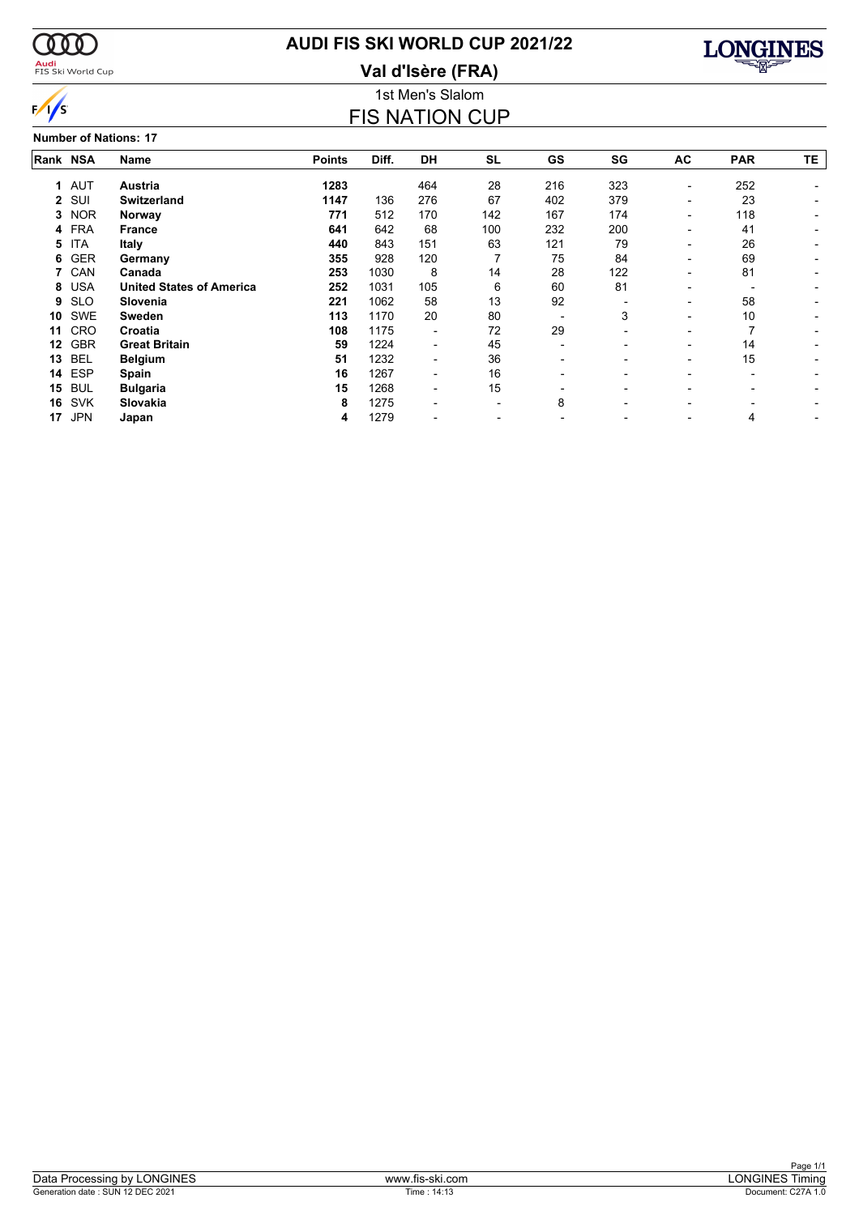# AUDI FIS SKI WORLD CUP 2021/22

## Val d'Isère (FRA)

### 1st Men's Slalom

## FIS NATION CUP

**Number of Nations: 17**

| Rank | NSA | Name | Points | Diff. | DH | SL | GS | SG | AC | PAR | TE |
|---|---|---|---|---|---|---|---|---|---|---|---|
| 1 | AUT | **Austria** | **1283** | | 464 | 28 | 216 | 323 | - | 252 | - |
| 2 | SUI | **Switzerland** | **1147** | 136 | 276 | 67 | 402 | 379 | - | 23 | - |
| 3 | NOR | **Norway** | **771** | 512 | 170 | 142 | 167 | 174 | - | 118 | - |
| 4 | FRA | **France** | **641** | 642 | 68 | 100 | 232 | 200 | - | 41 | - |
| 5 | ITA | **Italy** | **440** | 843 | 151 | 63 | 121 | 79 | - | 26 | - |
| 6 | GER | **Germany** | **355** | 928 | 120 | 7 | 75 | 84 | - | 69 | - |
| 7 | CAN | **Canada** | **253** | 1030 | 8 | 14 | 28 | 122 | - | 81 | - |
| 8 | USA | **United States of America** | **252** | 1031 | 105 | 6 | 60 | 81 | - | - | - |
| 9 | SLO | **Slovenia** | **221** | 1062 | 58 | 13 | 92 | - | - | 58 | - |
| 10 | SWE | **Sweden** | **113** | 1170 | 20 | 80 | - | 3 | - | 10 | - |
| 11 | CRO | **Croatia** | **108** | 1175 | - | 72 | 29 | - | - | 7 | - |
| 12 | GBR | **Great Britain** | **59** | 1224 | - | 45 | - | - | - | 14 | - |
| 13 | BEL | **Belgium** | **51** | 1232 | - | 36 | - | - | - | 15 | - |
| 14 | ESP | **Spain** | **16** | 1267 | - | 16 | - | - | - | - | - |
| 15 | BUL | **Bulgaria** | **15** | 1268 | - | 15 | - | - | - | - | - |
| 16 | SVK | **Slovakia** | **8** | 1275 | - | - | 8 | - | - | - | - |
| 17 | JPN | **Japan** | **4** | 1279 | - | - | - | - | - | 4 | - |

Data Processing by LONGINES | www.fis-ski.com | LONGINES Timing

Generation date : SUN 12 DEC 2021 | Time : 14:13 | Document: C27A 1.0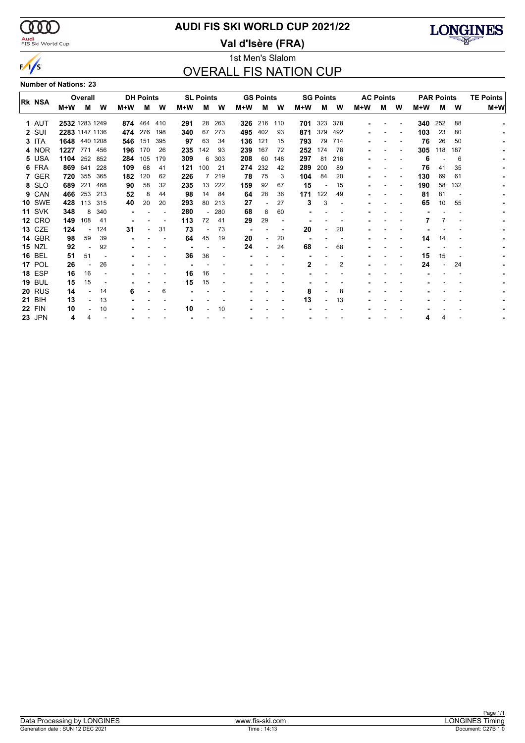# AUDI FIS SKI WORLD CUP 2021/22

## Val d'Isère (FRA)

1st Men's Slalom

## OVERALL FIS NATION CUP

**Number of Nations: 23**

| Rk | NSA | Overall | | | DH Points | | | SL Points | | | GS Points | | | SG Points | | | AC Points | | | PAR Points | | | TE Points |
|---|---|---|---|---|---|---|---|---|---|---|---|---|---|---|---|---|---|---|---|---|---|---|---|
| | | M+W | M | W | M+W | M | W | M+W | M | W | M+W | M | W | M+W | M | W | M+W | M | W | M+W | M | W | M+W |
| 1 | AUT | 2532 | 1283 | 1249 | 874 | 464 | 410 | 291 | 28 | 263 | 326 | 216 | 110 | 701 | 323 | 378 | - | - | - | 340 | 252 | 88 | - |
| 2 | SUI | 2283 | 1147 | 1136 | 474 | 276 | 198 | 340 | 67 | 273 | 495 | 402 | 93 | 871 | 379 | 492 | - | - | - | 103 | 23 | 80 | - |
| 3 | ITA | 1648 | 440 | 1208 | 546 | 151 | 395 | 97 | 63 | 34 | 136 | 121 | 15 | 793 | 79 | 714 | - | - | - | 76 | 26 | 50 | - |
| 4 | NOR | 1227 | 771 | 456 | 196 | 170 | 26 | 235 | 142 | 93 | 239 | 167 | 72 | 252 | 174 | 78 | - | - | - | 305 | 118 | 187 | - |
| 5 | USA | 1104 | 252 | 852 | 284 | 105 | 179 | 309 | 6 | 303 | 208 | 60 | 148 | 297 | 81 | 216 | - | - | - | 6 | - | 6 | - |
| 6 | FRA | 869 | 641 | 228 | 109 | 68 | 41 | 121 | 100 | 21 | 274 | 232 | 42 | 289 | 200 | 89 | - | - | - | 76 | 41 | 35 | - |
| 7 | GER | 720 | 355 | 365 | 182 | 120 | 62 | 226 | 7 | 219 | 78 | 75 | 3 | 104 | 84 | 20 | - | - | - | 130 | 69 | 61 | - |
| 8 | SLO | 689 | 221 | 468 | 90 | 58 | 32 | 235 | 13 | 222 | 159 | 92 | 67 | 15 | - | 15 | - | - | - | 190 | 58 | 132 | - |
| 9 | CAN | 466 | 253 | 213 | 52 | 8 | 44 | 98 | 14 | 84 | 64 | 28 | 36 | 171 | 122 | 49 | - | - | - | 81 | 81 | - | - |
| 10 | SWE | 428 | 113 | 315 | 40 | 20 | 20 | 293 | 80 | 213 | 27 | - | 27 | 3 | 3 | - | - | - | - | 65 | 10 | 55 | - |
| 11 | SVK | 348 | 8 | 340 | - | - | - | 280 | - | 280 | 68 | 8 | 60 | - | - | - | - | - | - | - | - | - | - |
| 12 | CRO | 149 | 108 | 41 | - | - | - | 113 | 72 | 41 | 29 | 29 | - | - | - | - | - | - | - | 7 | 7 | - | - |
| 13 | CZE | 124 | - | 124 | 31 | - | 31 | 73 | - | 73 | - | - | - | 20 | - | 20 | - | - | - | - | - | - | - |
| 14 | GBR | 98 | 59 | 39 | - | - | - | 64 | 45 | 19 | 20 | - | 20 | - | - | - | - | - | - | 14 | 14 | - | - |
| 15 | NZL | 92 | - | 92 | - | - | - | - | - | - | 24 | - | 24 | 68 | - | 68 | - | - | - | - | - | - | - |
| 16 | BEL | 51 | 51 | - | - | - | - | 36 | 36 | - | - | - | - | - | - | - | - | - | - | 15 | 15 | - | - |
| 17 | POL | 26 | - | 26 | - | - | - | - | - | - | - | - | - | 2 | - | 2 | - | - | - | 24 | - | 24 | - |
| 18 | ESP | 16 | 16 | - | - | - | - | 16 | 16 | - | - | - | - | - | - | - | - | - | - | - | - | - | - |
| 19 | BUL | 15 | 15 | - | - | - | - | 15 | 15 | - | - | - | - | - | - | - | - | - | - | - | - | - | - |
| 20 | RUS | 14 | - | 14 | 6 | - | 6 | - | - | - | - | - | - | 8 | - | 8 | - | - | - | - | - | - | - |
| 21 | BIH | 13 | - | 13 | - | - | - | - | - | - | - | - | - | 13 | - | 13 | - | - | - | - | - | - | - |
| 22 | FIN | 10 | - | 10 | - | - | - | 10 | - | 10 | - | - | - | - | - | - | - | - | - | - | - | - | - |
| 23 | JPN | 4 | 4 | - | - | - | - | - | - | - | - | - | - | - | - | - | - | - | - | 4 | 4 | - | - |

Data Processing by LONGINES | www.fis-ski.com | LONGINES Timing

Generation date : SUN 12 DEC 2021 | Time : 14:13 | Document: C27B 1.0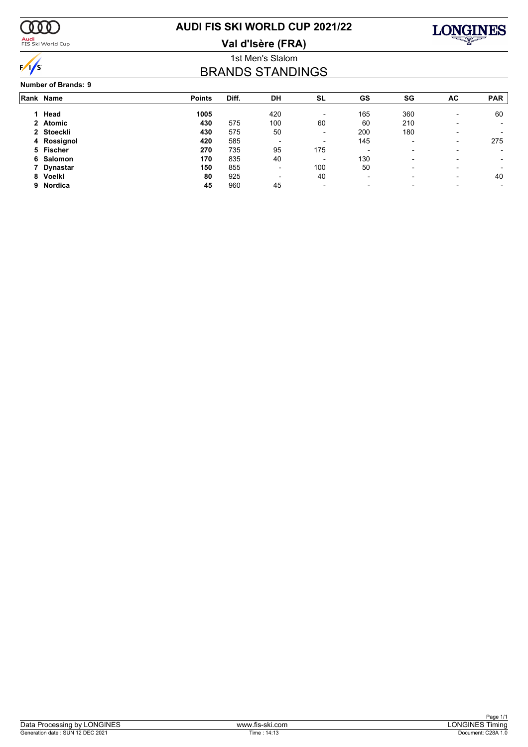# AUDI FIS SKI WORLD CUP 2021/22

## Val d'Isère (FRA)

1st Men's Slalom

## BRANDS STANDINGS

**Number of Brands: 9**

| Rank | Name | Points | Diff. | DH | SL | GS | SG | AC | PAR |
|---|---|---|---|---|---|---|---|---|---|
| 1 | **Head** | **1005** | | 420 | - | 165 | 360 | - | 60 |
| 2 | **Atomic** | **430** | 575 | 100 | 60 | 60 | 210 | - | - |
| 2 | **Stoeckli** | **430** | 575 | 50 | - | 200 | 180 | - | - |
| 4 | **Rossignol** | **420** | 585 | - | - | 145 | - | - | 275 |
| 5 | **Fischer** | **270** | 735 | 95 | 175 | - | - | - | - |
| 6 | **Salomon** | **170** | 835 | 40 | - | 130 | - | - | - |
| 7 | **Dynastar** | **150** | 855 | - | 100 | 50 | - | - | - |
| 8 | **Voelkl** | **80** | 925 | - | 40 | - | - | - | 40 |
| 9 | **Nordica** | **45** | 960 | 45 | - | - | - | - | - |

Data Processing by LONGINES | www.fis-ski.com | LONGINES Timing

Generation date : SUN 12 DEC 2021 | Time : 14:13 | Document: C28A 1.0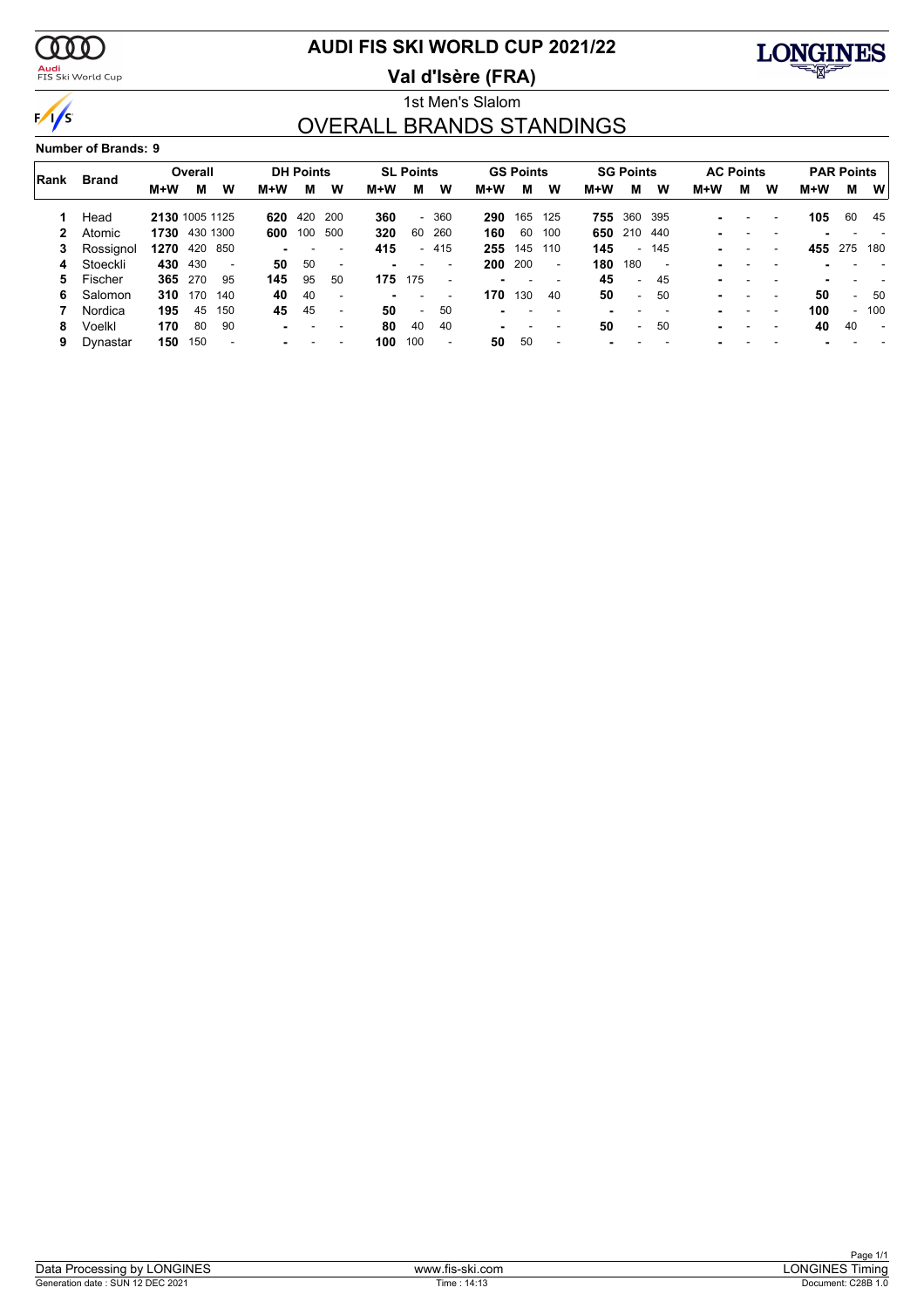# AUDI FIS SKI WORLD CUP 2021/22

## Val d'Isère (FRA)

1st Men's Slalom

## OVERALL BRANDS STANDINGS

**Number of Brands: 9**

| Rank | Brand | Overall | | | DH Points | | | SL Points | | | GS Points | | | SG Points | | | AC Points | | | PAR Points | | |
|---|---|---|---|---|---|---|---|---|---|---|---|---|---|---|---|---|---|---|---|---|---|---|
| | | M+W | M | W | M+W | M | W | M+W | M | W | M+W | M | W | M+W | M | W | M+W | M | W | M+W | M | W |
| 1 | Head | **2130** | 1005 | 1125 | **620** | 420 | 200 | **360** | - | 360 | **290** | 165 | 125 | **755** | 360 | 395 | - | - | - | **105** | 60 | 45 |
| 2 | Atomic | **1730** | 430 | 1300 | **600** | 100 | 500 | **320** | 60 | 260 | **160** | 60 | 100 | **650** | 210 | 440 | - | - | - | - | - | - |
| 3 | Rossignol | **1270** | 420 | 850 | - | - | - | **415** | - | 415 | **255** | 145 | 110 | **145** | - | 145 | - | - | - | **455** | 275 | 180 |
| 4 | Stoeckli | **430** | 430 | - | **50** | 50 | - | - | - | - | **200** | 200 | - | **180** | 180 | - | - | - | - | - | - | - |
| 5 | Fischer | **365** | 270 | 95 | **145** | 95 | 50 | **175** | 175 | - | - | - | - | **45** | - | 45 | - | - | - | - | - | - |
| 6 | Salomon | **310** | 170 | 140 | **40** | 40 | - | - | - | - | **170** | 130 | 40 | **50** | - | 50 | - | - | - | **50** | - | 50 |
| 7 | Nordica | **195** | 45 | 150 | **45** | 45 | - | **50** | - | 50 | - | - | - | - | - | - | - | - | - | **100** | - | 100 |
| 8 | Voelkl | **170** | 80 | 90 | - | - | - | **80** | 40 | 40 | - | - | - | **50** | - | 50 | - | - | - | **40** | 40 | - |
| 9 | Dynastar | **150** | 150 | - | - | - | - | **100** | 100 | - | **50** | 50 | - | - | - | - | - | - | - | - | - | - |

Data Processing by LONGINES | www.fis-ski.com | LONGINES Timing

Generation date : SUN 12 DEC 2021 | Time : 14:13 | Document: C28B 1.0